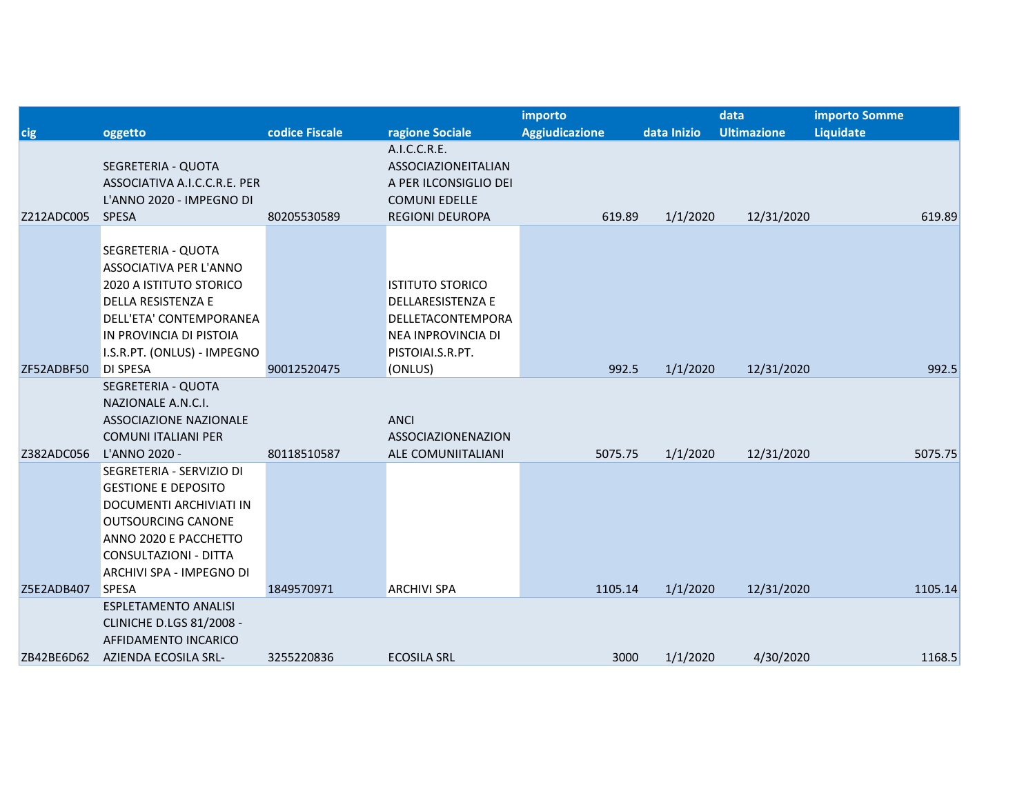| cig | oggetto | codice Fiscale | ragione Sociale | importo Aggiudicazione | data Inizio | data Ultimazione | importo Somme Liquidate |
|---|---|---|---|---|---|---|---|
| Z212ADC005 | SEGRETERIA - QUOTA ASSOCIATIVA A.I.C.C.R.E. PER L'ANNO 2020 - IMPEGNO DI SPESA | 80205530589 | A.I.C.C.R.E. ASSOCIAZIONEITALIAN A PER ILCONSIGLIO DEI COMUNI EDELLE REGIONI DEUROPA | 619.89 | 1/1/2020 | 12/31/2020 | 619.89 |
| ZF52ADBF50 | SEGRETERIA - QUOTA ASSOCIATIVA PER L'ANNO 2020 A ISTITUTO STORICO DELLA RESISTENZA E DELL'ETA' CONTEMPORANEA IN PROVINCIA DI PISTOIA I.S.R.PT. (ONLUS) - IMPEGNO DI SPESA | 90012520475 | ISTITUTO STORICO DELLARESISTENZA E DELLETACONTEMPORA NEA INPROVINCIA DI PISTOIAI.S.R.PT. (ONLUS) | 992.5 | 1/1/2020 | 12/31/2020 | 992.5 |
| Z382ADC056 | SEGRETERIA - QUOTA NAZIONALE A.N.C.I. ASSOCIAZIONE NAZIONALE COMUNI ITALIANI PER L'ANNO 2020 - | 80118510587 | ANCI ASSOCIAZIONENAZION ALE COMUNIITALIANI | 5075.75 | 1/1/2020 | 12/31/2020 | 5075.75 |
| Z5E2ADB407 | SEGRETERIA - SERVIZIO DI GESTIONE E DEPOSITO DOCUMENTI ARCHIVIATI IN OUTSOURCING CANONE ANNO 2020 E PACCHETTO CONSULTAZIONI - DITTA ARCHIVI SPA - IMPEGNO DI SPESA | 1849570971 | ARCHIVI SPA | 1105.14 | 1/1/2020 | 12/31/2020 | 1105.14 |
| ZB42BE6D62 | ESPLETAMENTO ANALISI CLINICHE D.LGS 81/2008 - AFFIDAMENTO INCARICO AZIENDA ECOSILA SRL- | 3255220836 | ECOSILA SRL | 3000 | 1/1/2020 | 4/30/2020 | 1168.5 |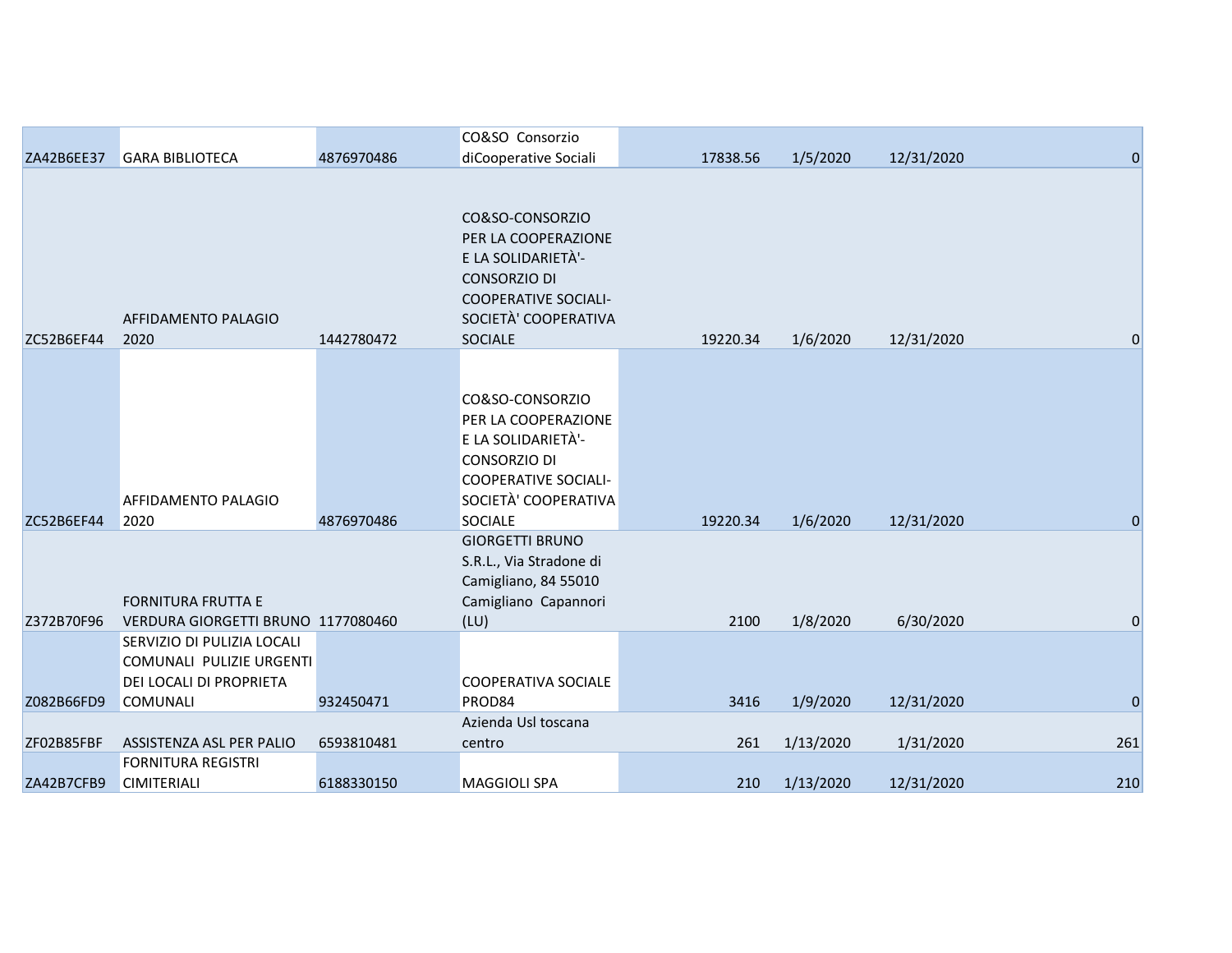| | | | | | | | | |
|---|---|---|---|---|---|---|---|---|
| ZA42B6EE37 | GARA BIBLIOTECA | 4876970486 | CO&SO Consorzio diCooperative Sociali | | 17838.56 | 1/5/2020 | 12/31/2020 | 0 |
| ZC52B6EF44 | AFFIDAMENTO PALAGIO 2020 | 1442780472 | CO&SO-CONSORZIO PER LA COOPERAZIONE E LA SOLIDARIETÀ'-CONSORZIO DI COOPERATIVE SOCIALI-SOCIETÀ' COOPERATIVA SOCIALE | | 19220.34 | 1/6/2020 | 12/31/2020 | 0 |
| ZC52B6EF44 | AFFIDAMENTO PALAGIO 2020 | 4876970486 | CO&SO-CONSORZIO PER LA COOPERAZIONE E LA SOLIDARIETÀ'-CONSORZIO DI COOPERATIVE SOCIALI-SOCIETÀ' COOPERATIVA SOCIALE | | 19220.34 | 1/6/2020 | 12/31/2020 | 0 |
| Z372B70F96 | FORNITURA FRUTTA E VERDURA GIORGETTI BRUNO | 1177080460 | GIORGETTI BRUNO S.R.L., Via Stradone di Camigliano, 84 55010 Camigliano Capannori (LU) | | 2100 | 1/8/2020 | 6/30/2020 | 0 |
| Z082B66FD9 | SERVIZIO DI PULIZIA LOCALI COMUNALI PULIZIE URGENTI DEI LOCALI DI PROPRIETA COMUNALI | 932450471 | COOPERATIVA SOCIALE PROD84 | | 3416 | 1/9/2020 | 12/31/2020 | 0 |
| ZF02B85FBF | ASSISTENZA ASL PER PALIO | 6593810481 | Azienda Usl toscana centro | | 261 | 1/13/2020 | 1/31/2020 | 261 |
| ZA42B7CFB9 | FORNITURA REGISTRI CIMITERIALI | 6188330150 | MAGGIOLI SPA | | 210 | 1/13/2020 | 12/31/2020 | 210 |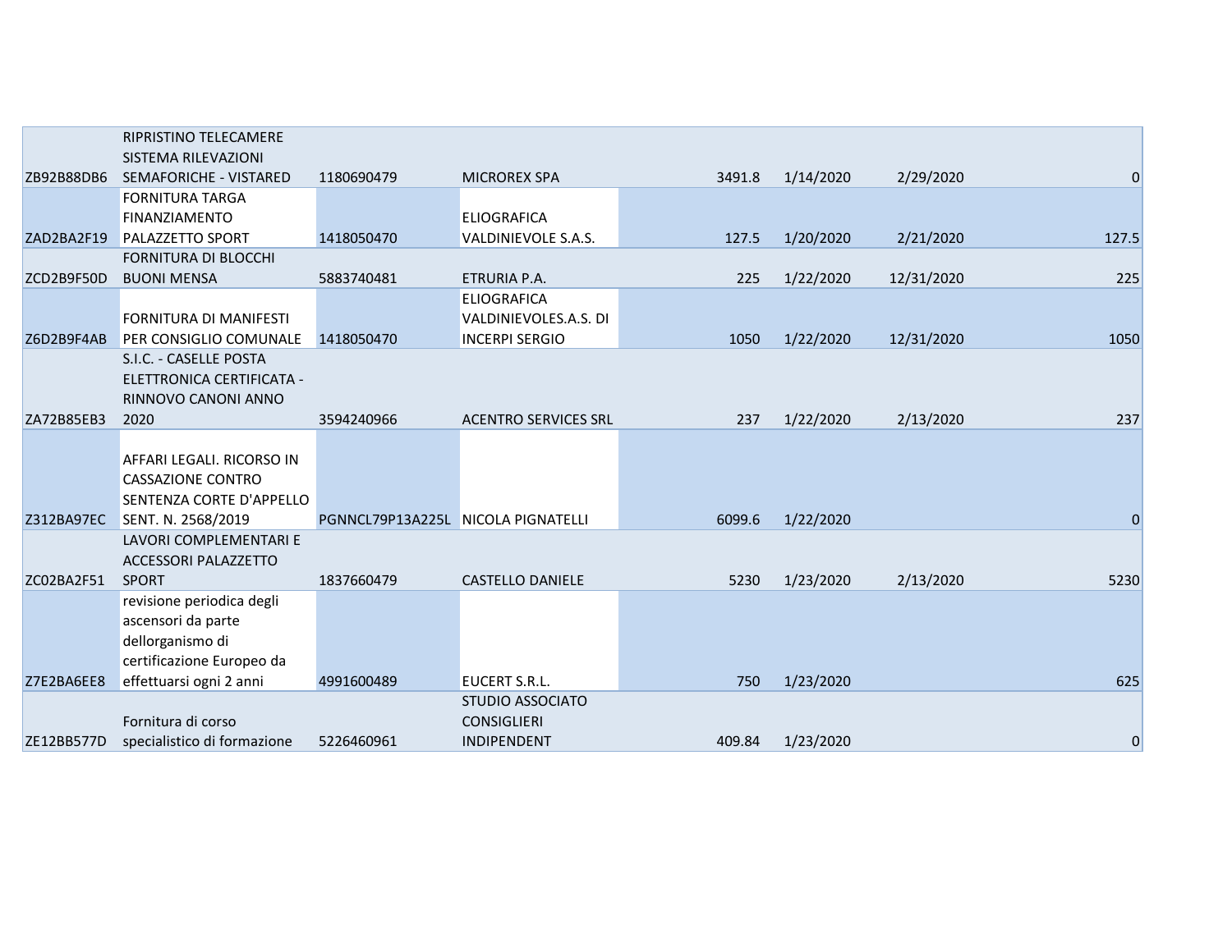| | | | | | | | |
|---|---|---|---|---|---|---|---|
| ZB92B88DB6 | RIPRISTINO TELECAMERE SISTEMA RILEVAZIONI SEMAFORICHE - VISTARED | 1180690479 | MICROREX SPA | 3491.8 | 1/14/2020 | 2/29/2020 | 0 |
| ZAD2BA2F19 | FORNITURA TARGA FINANZIAMENTO PALAZZETTO SPORT | 1418050470 | ELIOGRAFICA VALDINIEVOLE S.A.S. | 127.5 | 1/20/2020 | 2/21/2020 | 127.5 |
| ZCD2B9F50D | FORNITURA DI BLOCCHI BUONI MENSA | 5883740481 | ETRURIA P.A. | 225 | 1/22/2020 | 12/31/2020 | 225 |
| Z6D2B9F4AB | FORNITURA DI MANIFESTI PER CONSIGLIO COMUNALE | 1418050470 | ELIOGRAFICA VALDINIEVOLES.A.S. DI INCERPI SERGIO | 1050 | 1/22/2020 | 12/31/2020 | 1050 |
| ZA72B85EB3 | S.I.C. - CASELLE POSTA ELETTRONICA CERTIFICATA - RINNOVO CANONI ANNO 2020 | 3594240966 | ACENTRO SERVICES SRL | 237 | 1/22/2020 | 2/13/2020 | 237 |
| Z312BA97EC | AFFARI LEGALI. RICORSO IN CASSAZIONE CONTRO SENTENZA CORTE D'APPELLO SENT. N. 2568/2019 | PGNNCL79P13A225L | NICOLA PIGNATELLI | 6099.6 | 1/22/2020 | | 0 |
| ZC02BA2F51 | LAVORI COMPLEMENTARI E ACCESSORI PALAZZETTO SPORT | 1837660479 | CASTELLO DANIELE | 5230 | 1/23/2020 | 2/13/2020 | 5230 |
| Z7E2BA6EE8 | revisione periodica degli ascensori da parte dellorganismo di certificazione Europeo da effettuarsi ogni 2 anni | 4991600489 | EUCERT S.R.L. | 750 | 1/23/2020 | | 625 |
| ZE12BB577D | Fornitura di corso specialistico di formazione | 5226460961 | STUDIO ASSOCIATO CONSIGLIERI INDIPENDENT | 409.84 | 1/23/2020 | | 0 |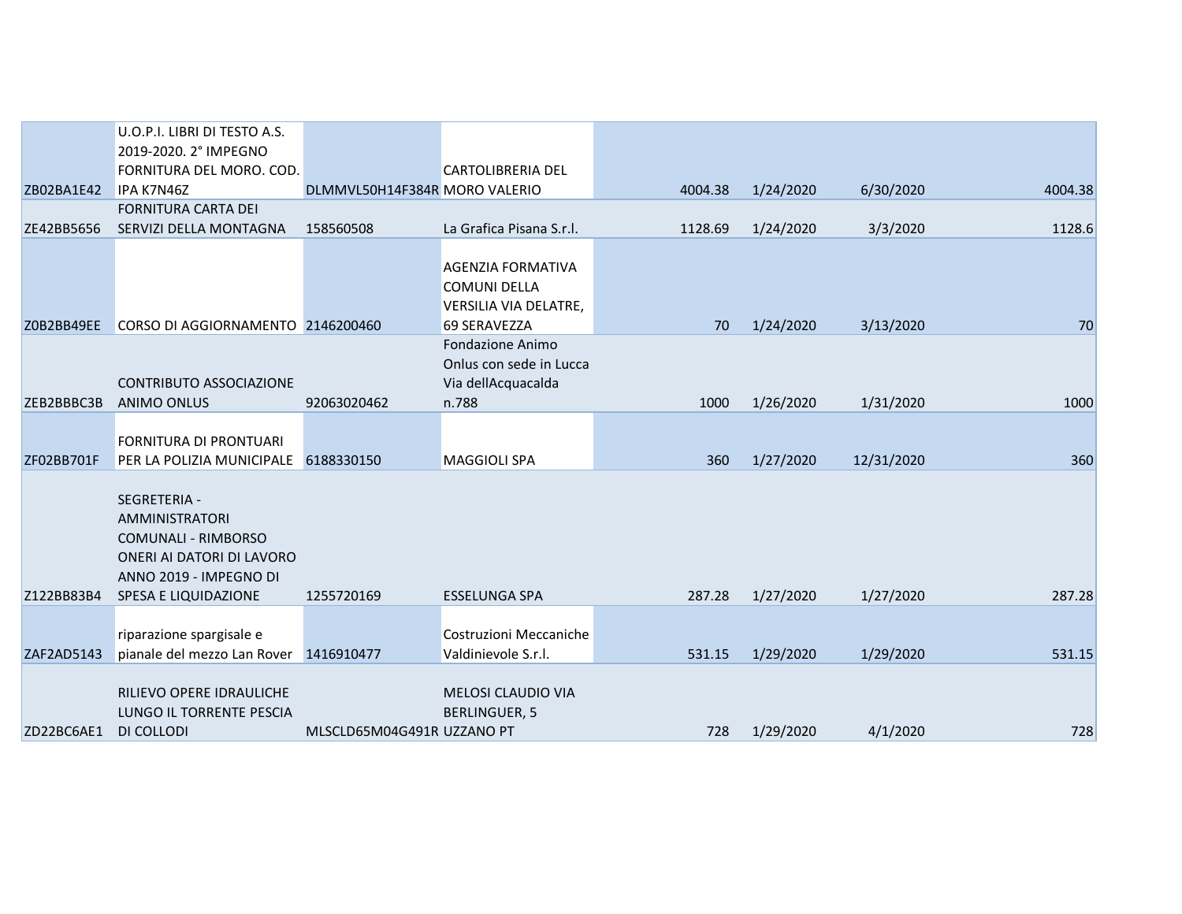| | | | | | | | |
|---|---|---|---|---|---|---|---|
| ZB02BA1E42 | U.O.P.I. LIBRI DI TESTO A.S. 2019-2020. 2° IMPEGNO FORNITURA DEL MORO. COD. IPA K7N46Z | DLMMVL50H14F384R | CARTOLIBRERIA DEL MORO VALERIO | 4004.38 | 1/24/2020 | 6/30/2020 | 4004.38 |
| ZE42BB5656 | FORNITURA CARTA DEI SERVIZI DELLA MONTAGNA | 158560508 | La Grafica Pisana S.r.l. | 1128.69 | 1/24/2020 | 3/3/2020 | 1128.6 |
| Z0B2BB49EE | CORSO DI AGGIORNAMENTO | 2146200460 | AGENZIA FORMATIVA COMUNI DELLA VERSILIA VIA DELATRE, 69 SERAVEZZA | 70 | 1/24/2020 | 3/13/2020 | 70 |
| ZEB2BBBC3B | CONTRIBUTO ASSOCIAZIONE ANIMO ONLUS | 92063020462 | Fondazione Animo Onlus con sede in Lucca Via dellAcquacalda n.788 | 1000 | 1/26/2020 | 1/31/2020 | 1000 |
| ZF02BB701F | FORNITURA DI PRONTUARI PER LA POLIZIA MUNICIPALE | 6188330150 | MAGGIOLI SPA | 360 | 1/27/2020 | 12/31/2020 | 360 |
| Z122BB83B4 | SEGRETERIA - AMMINISTRATORI COMUNALI - RIMBORSO ONERI AI DATORI DI LAVORO ANNO 2019 - IMPEGNO DI SPESA E LIQUIDAZIONE | 1255720169 | ESSELUNGA SPA | 287.28 | 1/27/2020 | 1/27/2020 | 287.28 |
| ZAF2AD5143 | riparazione spargisale e pianale del mezzo Lan Rover | 1416910477 | Costruzioni Meccaniche Valdinievole S.r.l. | 531.15 | 1/29/2020 | 1/29/2020 | 531.15 |
| ZD22BC6AE1 | RILIEVO OPERE IDRAULICHE LUNGO IL TORRENTE PESCIA DI COLLODI | MLSCLD65M04G491R | MELOSI CLAUDIO VIA BERLINGUER, 5 UZZANO PT | 728 | 1/29/2020 | 4/1/2020 | 728 |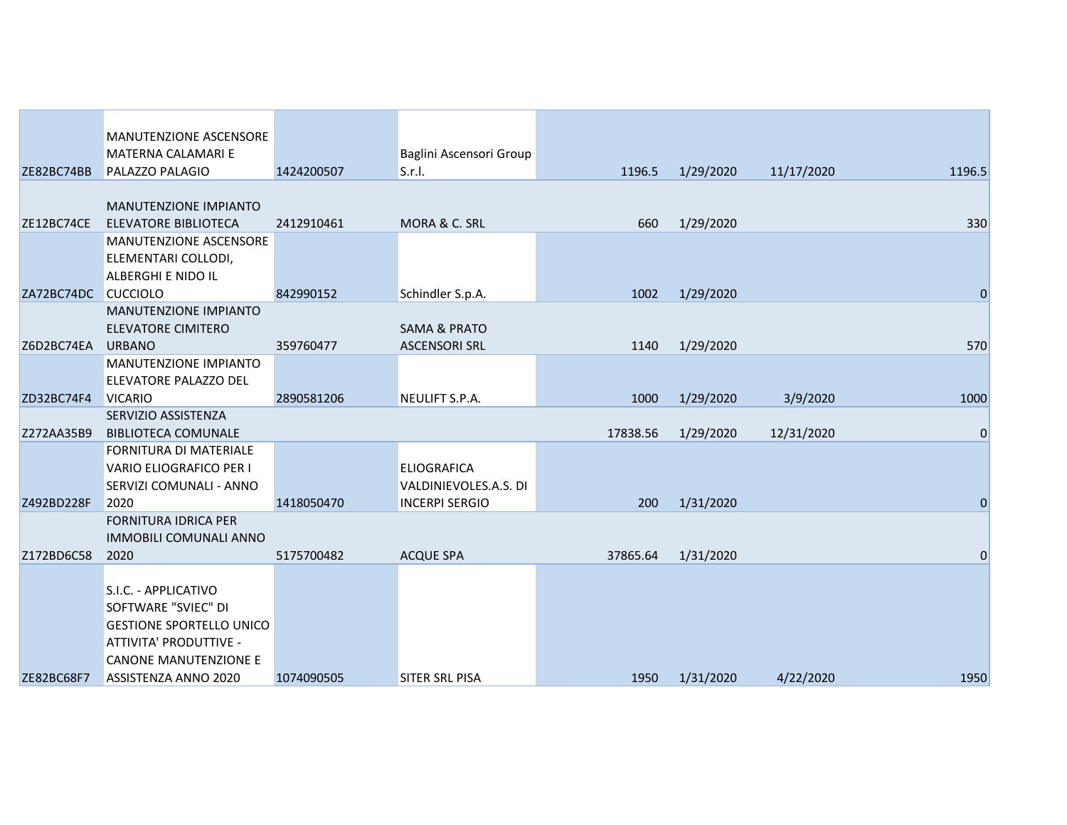| | | | | | | | |
|---|---|---|---|---|---|---|---|
| ZE82BC74BB | MANUTENZIONE ASCENSORE MATERNA CALAMARI E PALAZZO PALAGIO | 1424200507 | Baglini Ascensori Group S.r.l. | 1196.5 | 1/29/2020 | 11/17/2020 | 1196.5 |
| ZE12BC74CE | MANUTENZIONE IMPIANTO ELEVATORE BIBLIOTECA | 2412910461 | MORA & C. SRL | 660 | 1/29/2020 | | 330 |
| ZA72BC74DC | MANUTENZIONE ASCENSORE ELEMENTARI COLLODI, ALBERGHI E NIDO IL CUCCIOLO | 842990152 | Schindler S.p.A. | 1002 | 1/29/2020 | | 0 |
| Z6D2BC74EA | MANUTENZIONE IMPIANTO ELEVATORE CIMITERO URBANO | 359760477 | SAMA & PRATO ASCENSORI SRL | 1140 | 1/29/2020 | | 570 |
| ZD32BC74F4 | MANUTENZIONE IMPIANTO ELEVATORE PALAZZO DEL VICARIO | 2890581206 | NEULIFT S.P.A. | 1000 | 1/29/2020 | 3/9/2020 | 1000 |
| Z272AA35B9 | SERVIZIO ASSISTENZA BIBLIOTECA COMUNALE | | | 17838.56 | 1/29/2020 | 12/31/2020 | 0 |
| Z492BD228F | FORNITURA DI MATERIALE VARIO ELIOGRAFICO PER I SERVIZI COMUNALI - ANNO 2020 | 1418050470 | ELIOGRAFICA VALDINIEVOLES.A.S. DI INCERPI SERGIO | 200 | 1/31/2020 | | 0 |
| Z172BD6C58 | FORNITURA IDRICA PER IMMOBILI COMUNALI ANNO 2020 | 5175700482 | ACQUE SPA | 37865.64 | 1/31/2020 | | 0 |
| ZE82BC68F7 | S.I.C. - APPLICATIVO SOFTWARE "SVIEC" DI GESTIONE SPORTELLO UNICO ATTIVITA' PRODUTTIVE - CANONE MANUTENZIONE E ASSISTENZA ANNO 2020 | 1074090505 | SITER SRL PISA | 1950 | 1/31/2020 | 4/22/2020 | 1950 |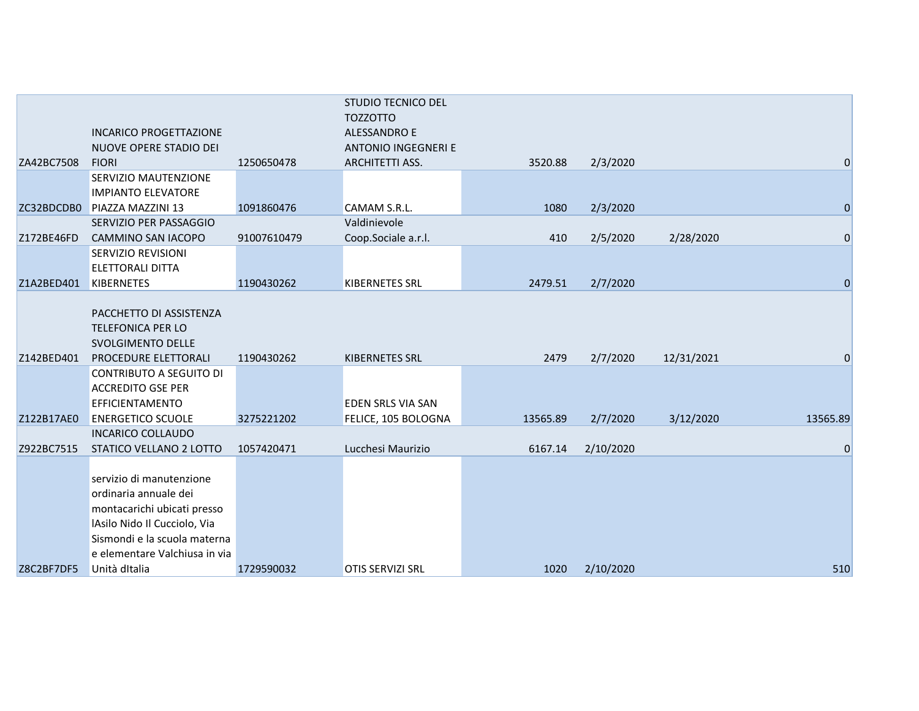|  |  |  |  |  |  |  |  |
|---|---|---|---|---|---|---|---|
| ZA42BC7508 | INCARICO PROGETTAZIONE NUOVE OPERE STADIO DEI FIORI | 1250650478 | STUDIO TECNICO DEL TOZZOTTO ALESSANDRO E ANTONIO INGEGNERI E ARCHITETTI ASS. | 3520.88 | 2/3/2020 |  | 0 |
| ZC32BDCDB0 | SERVIZIO MAUTENZIONE IMPIANTO ELEVATORE PIAZZA MAZZINI 13 | 1091860476 | CAMAM S.R.L. | 1080 | 2/3/2020 |  | 0 |
| Z172BE46FD | SERVIZIO PER PASSAGGIO CAMMINO SAN IACOPO | 91007610479 | Valdinievole Coop.Sociale a.r.l. | 410 | 2/5/2020 | 2/28/2020 | 0 |
| Z1A2BED401 | SERVIZIO REVISIONI ELETTORALI DITTA KIBERNETES | 1190430262 | KIBERNETES SRL | 2479.51 | 2/7/2020 |  | 0 |
| Z142BED401 | PACCHETTO DI ASSISTENZA TELEFONICA PER LO SVOLGIMENTO DELLE PROCEDURE ELETTORALI | 1190430262 | KIBERNETES SRL | 2479 | 2/7/2020 | 12/31/2021 | 0 |
| Z122B17AE0 | CONTRIBUTO A SEGUITO DI ACCREDITO GSE PER EFFICIENTAMENTO ENERGETICO SCUOLE | 3275221202 | EDEN SRLS VIA SAN FELICE, 105 BOLOGNA | 13565.89 | 2/7/2020 | 3/12/2020 | 13565.89 |
| Z922BC7515 | INCARICO COLLAUDO STATICO VELLANO 2 LOTTO | 1057420471 | Lucchesi Maurizio | 6167.14 | 2/10/2020 |  | 0 |
| Z8C2BF7DF5 | servizio di manutenzione ordinaria annuale dei montacarichi ubicati presso lAsilo Nido Il Cucciolo, Via Sismondi e la scuola materna e elementare Valchiusa in via Unità dItalia | 1729590032 | OTIS SERVIZI SRL | 1020 | 2/10/2020 |  | 510 |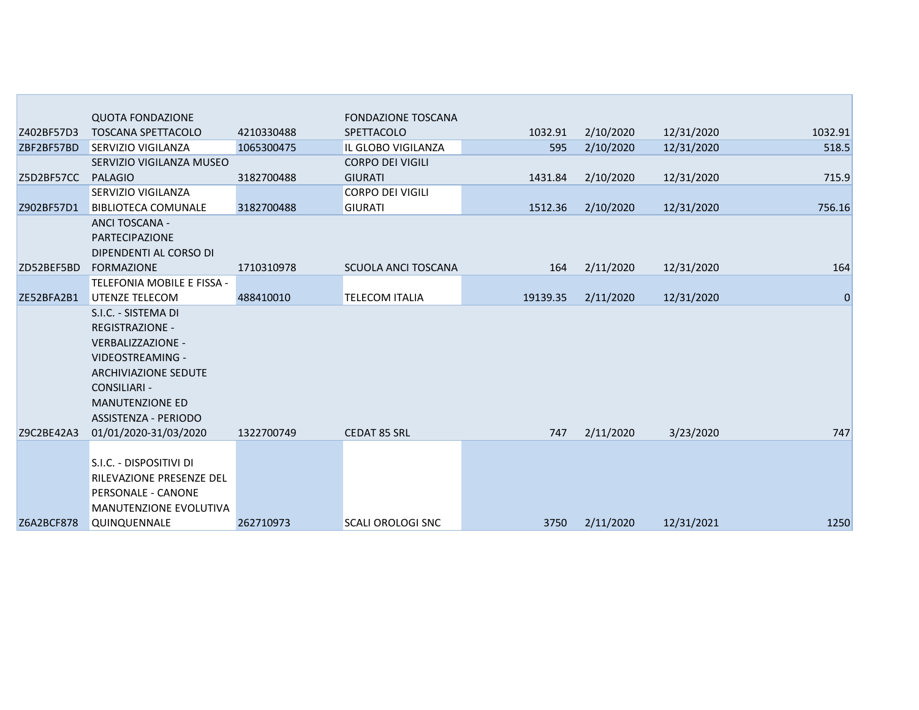| | | | | | | | |
|---|---|---|---|---|---|---|---|
| Z402BF57D3 | QUOTA FONDAZIONE TOSCANA SPETTACOLO | 4210330488 | FONDAZIONE TOSCANA SPETTACOLO | 1032.91 | 2/10/2020 | 12/31/2020 | 1032.91 |
| ZBF2BF57BD | SERVIZIO VIGILANZA | 1065300475 | IL GLOBO VIGILANZA | 595 | 2/10/2020 | 12/31/2020 | 518.5 |
| Z5D2BF57CC | SERVIZIO VIGILANZA MUSEO PALAGIO | 3182700488 | CORPO DEI VIGILI GIURATI | 1431.84 | 2/10/2020 | 12/31/2020 | 715.9 |
| Z902BF57D1 | SERVIZIO VIGILANZA BIBLIOTECA COMUNALE | 3182700488 | CORPO DEI VIGILI GIURATI | 1512.36 | 2/10/2020 | 12/31/2020 | 756.16 |
| ZD52BEF5BD | ANCI TOSCANA - PARTECIPAZIONE DIPENDENTI AL CORSO DI FORMAZIONE | 1710310978 | SCUOLA ANCI TOSCANA | 164 | 2/11/2020 | 12/31/2020 | 164 |
| ZE52BFA2B1 | TELEFONIA MOBILE E FISSA - UTENZE TELECOM | 488410010 | TELECOM ITALIA | 19139.35 | 2/11/2020 | 12/31/2020 | 0 |
| Z9C2BE42A3 | S.I.C. - SISTEMA DI REGISTRAZIONE - VERBALIZZAZIONE - VIDEOSTREAMING - ARCHIVIAZIONE SEDUTE CONSILIARI - MANUTENZIONE ED ASSISTENZA - PERIODO 01/01/2020-31/03/2020 | 1322700749 | CEDAT 85 SRL | 747 | 2/11/2020 | 3/23/2020 | 747 |
| Z6A2BCF878 | S.I.C. - DISPOSITIVI DI RILEVAZIONE PRESENZE DEL PERSONALE - CANONE MANUTENZIONE EVOLUTIVA QUINQUENNALE | 262710973 | SCALI OROLOGI SNC | 3750 | 2/11/2020 | 12/31/2021 | 1250 |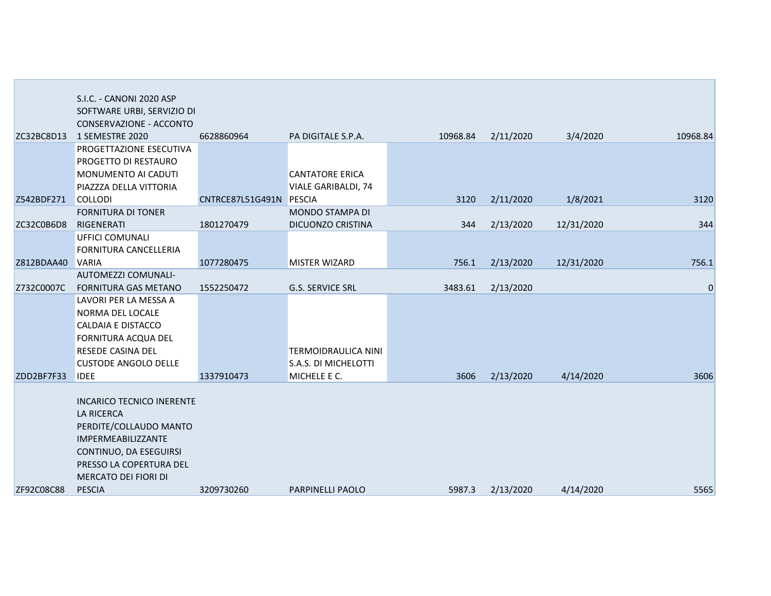| | | | | | | | |
|---|---|---|---|---|---|---|---|
| ZC32BC8D13 | S.I.C. - CANONI 2020 ASP SOFTWARE URBI, SERVIZIO DI CONSERVAZIONE - ACCONTO 1 SEMESTRE 2020 | 6628860964 | PA DIGITALE S.P.A. | 10968.84 | 2/11/2020 | 3/4/2020 | 10968.84 |
| Z542BDF271 | PROGETTAZIONE ESECUTIVA PROGETTO DI RESTAURO MONUMENTO AI CADUTI PIAZZZA DELLA VITTORIA COLLODI | CNTRCE87L51G491N | CANTATORE ERICA VIALE GARIBALDI, 74 PESCIA | 3120 | 2/11/2020 | 1/8/2021 | 3120 |
| ZC32C0B6D8 | FORNITURA DI TONER RIGENERATI | 1801270479 | MONDO STAMPA DI DICUONZO CRISTINA | 344 | 2/13/2020 | 12/31/2020 | 344 |
| Z812BDAA40 | UFFICI COMUNALI FORNITURA CANCELLERIA VARIA | 1077280475 | MISTER WIZARD | 756.1 | 2/13/2020 | 12/31/2020 | 756.1 |
| Z732C0007C | AUTOMEZZI COMUNALI- FORNITURA GAS METANO | 1552250472 | G.S. SERVICE SRL | 3483.61 | 2/13/2020 | | 0 |
| ZDD2BF7F33 | LAVORI PER LA MESSA A NORMA DEL LOCALE CALDAIA E DISTACCO FORNITURA ACQUA DEL RESEDE CASINA DEL CUSTODE ANGOLO DELLE IDEE | 1337910473 | TERMOIDRAULICA NINI S.A.S. DI MICHELOTTI MICHELE E C. | 3606 | 2/13/2020 | 4/14/2020 | 3606 |
| ZF92C08C88 | INCARICO TECNICO INERENTE LA RICERCA PERDITE/COLLAUDO MANTO IMPERMEABILIZZANTE CONTINUO, DA ESEGUIRSI PRESSO LA COPERTURA DEL MERCATO DEI FIORI DI PESCIA | 3209730260 | PARPINELLI PAOLO | 5987.3 | 2/13/2020 | 4/14/2020 | 5565 |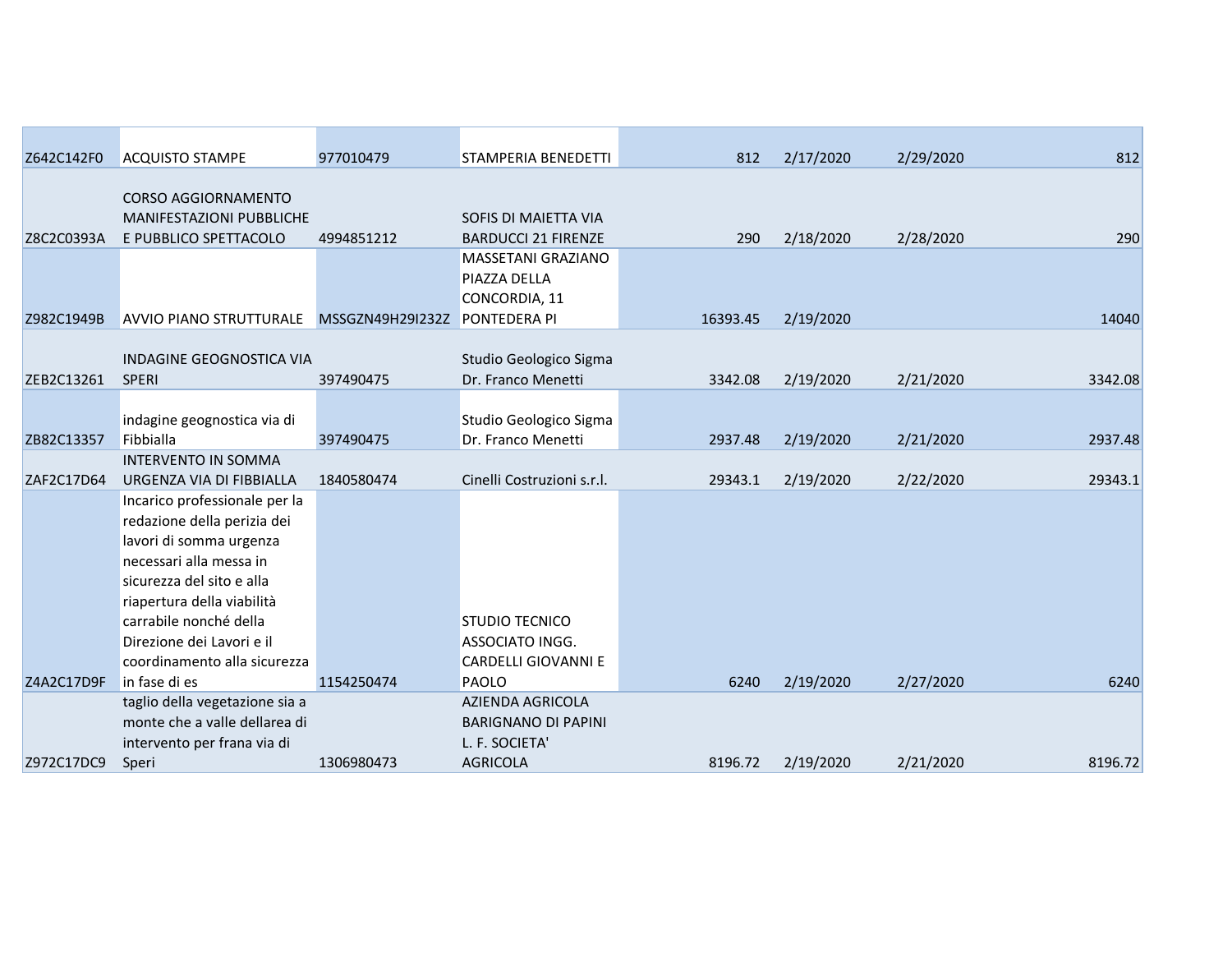| | | | | | | | |
|---|---|---|---|---|---|---|---|
| Z642C142F0 | ACQUISTO STAMPE | 977010479 | STAMPERIA BENEDETTI | 812 | 2/17/2020 | 2/29/2020 | 812 |
| Z8C2C0393A | CORSO AGGIORNAMENTO MANIFESTAZIONI PUBBLICHE E PUBBLICO SPETTACOLO | 4994851212 | SOFIS DI MAIETTA VIA BARDUCCI 21 FIRENZE | 290 | 2/18/2020 | 2/28/2020 | 290 |
| Z982C1949B | AVVIO PIANO STRUTTURALE | MSSGZN49H29I232Z | MASSETANI GRAZIANO PIAZZA DELLA CONCORDIA, 11 PONTEDERA PI | 16393.45 | 2/19/2020 | | 14040 |
| ZEB2C13261 | INDAGINE GEOGNOSTICA VIA SPERI | 397490475 | Studio Geologico Sigma Dr. Franco Menetti | 3342.08 | 2/19/2020 | 2/21/2020 | 3342.08 |
| ZB82C13357 | indagine geognostica via di Fibbialla | 397490475 | Studio Geologico Sigma Dr. Franco Menetti | 2937.48 | 2/19/2020 | 2/21/2020 | 2937.48 |
| ZAF2C17D64 | INTERVENTO IN SOMMA URGENZA VIA DI FIBBIALLA | 1840580474 | Cinelli Costruzioni s.r.l. | 29343.1 | 2/19/2020 | 2/22/2020 | 29343.1 |
| Z4A2C17D9F | Incarico professionale per la redazione della perizia dei lavori di somma urgenza necessari alla messa in sicurezza del sito e alla riapertura della viabilità carrabile nonché della Direzione dei Lavori e il coordinamento alla sicurezza in fase di es | 1154250474 | STUDIO TECNICO ASSOCIATO INGG. CARDELLI GIOVANNI E PAOLO | 6240 | 2/19/2020 | 2/27/2020 | 6240 |
| Z972C17DC9 | taglio della vegetazione sia a monte che a valle dellarea di intervento per frana via di Speri | 1306980473 | AZIENDA AGRICOLA BARIGNANO DI PAPINI L. F. SOCIETA' AGRICOLA | 8196.72 | 2/19/2020 | 2/21/2020 | 8196.72 |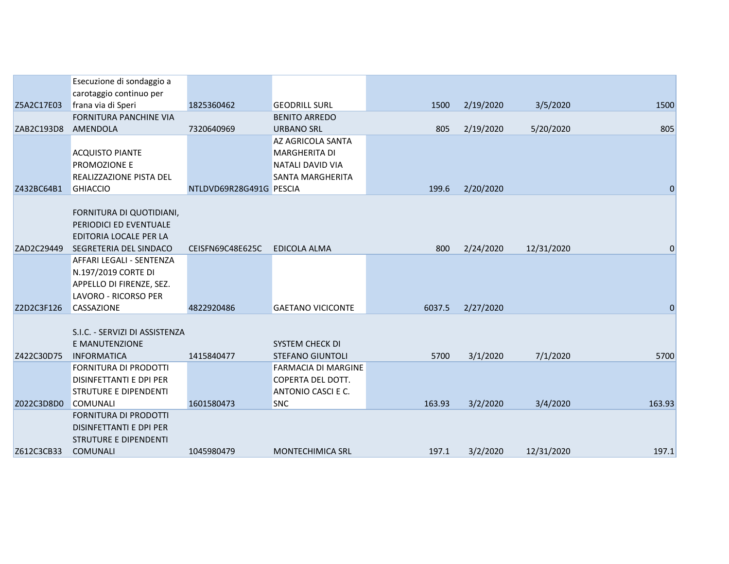| | | | | | | | |
|---|---|---|---|---|---|---|---|
| Z5A2C17E03 | Esecuzione di sondaggio a carotaggio continuo per frana via di Speri | 1825360462 | GEODRILL SURL | 1500 | 2/19/2020 | 3/5/2020 | 1500 |
| ZAB2C193D8 | FORNITURA PANCHINE VIA AMENDOLA | 7320640969 | BENITO ARREDO URBANO SRL | 805 | 2/19/2020 | 5/20/2020 | 805 |
| Z432BC64B1 | ACQUISTO PIANTE PROMOZIONE E REALIZZAZIONE PISTA DEL GHIACCIO | NTLDVD69R28G491G | AZ AGRICOLA SANTA MARGHERITA DI NATALI DAVID VIA SANTA MARGHERITA PESCIA | 199.6 | 2/20/2020 | | 0 |
| ZAD2C29449 | FORNITURA DI QUOTIDIANI, PERIODICI ED EVENTUALE EDITORIA LOCALE PER LA SEGRETERIA DEL SINDACO | CEISFN69C48E625C | EDICOLA ALMA | 800 | 2/24/2020 | 12/31/2020 | 0 |
| Z2D2C3F126 | AFFARI LEGALI - SENTENZA N.197/2019 CORTE DI APPELLO DI FIRENZE, SEZ. LAVORO - RICORSO PER CASSAZIONE | 4822920486 | GAETANO VICICONTE | 6037.5 | 2/27/2020 | | 0 |
| Z422C30D75 | S.I.C. - SERVIZI DI ASSISTENZA E MANUTENZIONE INFORMATICA | 1415840477 | SYSTEM CHECK DI STEFANO GIUNTOLI | 5700 | 3/1/2020 | 7/1/2020 | 5700 |
| Z022C3D8D0 | FORNITURA DI PRODOTTI DISINFETTANTI E DPI PER STRUTURE E DIPENDENTI COMUNALI | 1601580473 | FARMACIA DI MARGINE COPERTA DEL DOTT. ANTONIO CASCI E C. SNC | 163.93 | 3/2/2020 | 3/4/2020 | 163.93 |
| Z612C3CB33 | FORNITURA DI PRODOTTI DISINFETTANTI E DPI PER STRUTURE E DIPENDENTI COMUNALI | 1045980479 | MONTECHIMICA SRL | 197.1 | 3/2/2020 | 12/31/2020 | 197.1 |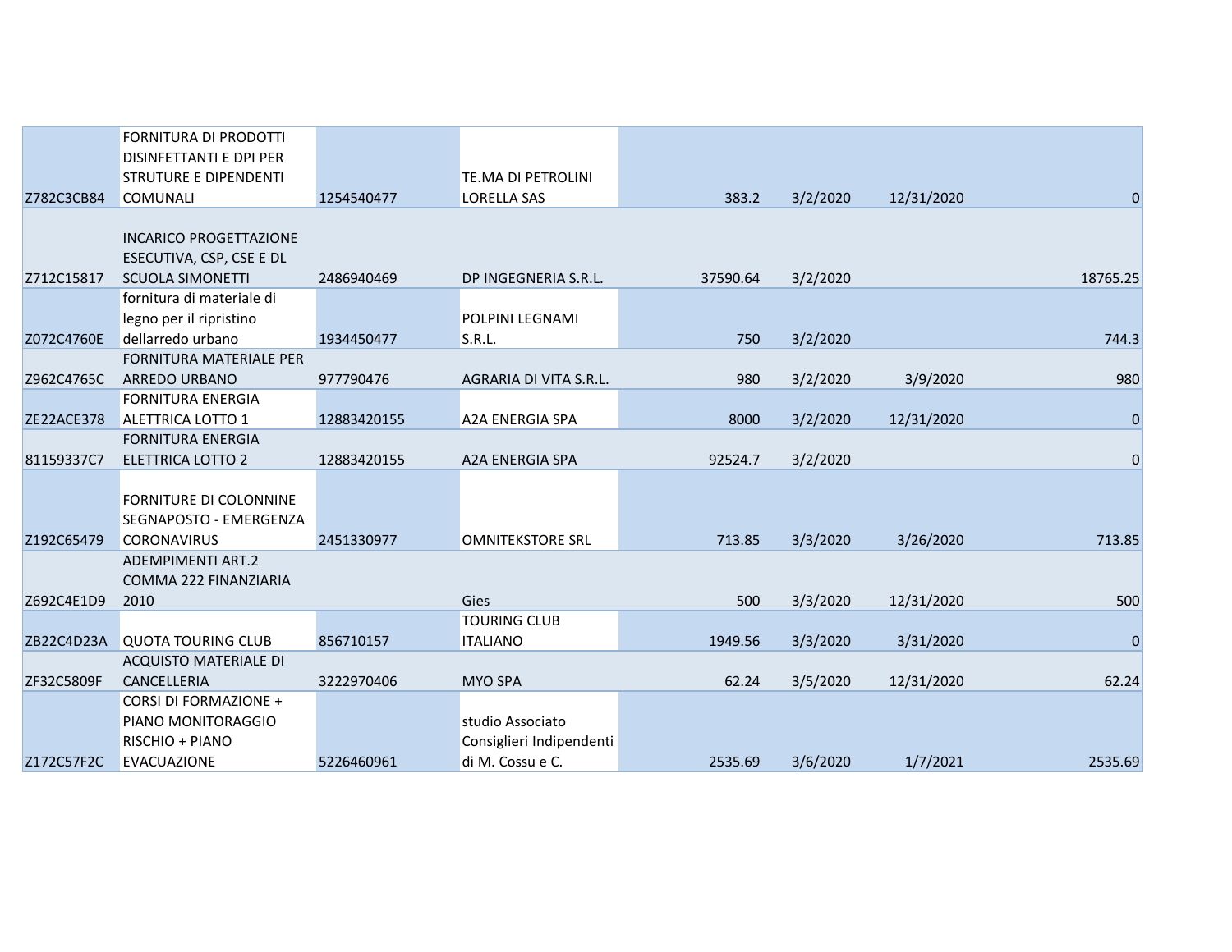| | | | | | | | |
|---|---|---|---|---|---|---|---|
| Z782C3CB84 | FORNITURA DI PRODOTTI DISINFETTANTI E DPI PER STRUTURE E DIPENDENTI COMUNALI | 1254540477 | TE.MA DI PETROLINI LORELLA SAS | 383.2 | 3/2/2020 | 12/31/2020 | 0 |
| Z712C15817 | INCARICO PROGETTAZIONE ESECUTIVA, CSP, CSE E DL SCUOLA SIMONETTI | 2486940469 | DP INGEGNERIA S.R.L. | 37590.64 | 3/2/2020 | | 18765.25 |
| Z072C4760E | fornitura di materiale di legno per il ripristino dellarredo urbano | 1934450477 | POLPINI LEGNAMI S.R.L. | 750 | 3/2/2020 | | 744.3 |
| Z962C4765C | FORNITURA MATERIALE PER ARREDO URBANO | 977790476 | AGRARIA DI VITA S.R.L. | 980 | 3/2/2020 | 3/9/2020 | 980 |
| ZE22ACE378 | FORNITURA ENERGIA ALETTRICA LOTTO 1 | 12883420155 | A2A ENERGIA SPA | 8000 | 3/2/2020 | 12/31/2020 | 0 |
| 81159337C7 | FORNITURA ENERGIA ELETTRICA LOTTO 2 | 12883420155 | A2A ENERGIA SPA | 92524.7 | 3/2/2020 | | 0 |
| Z192C65479 | FORNITURE DI COLONNINE SEGNAPOSTO - EMERGENZA CORONAVIRUS | 2451330977 | OMNITEKSTORE SRL | 713.85 | 3/3/2020 | 3/26/2020 | 713.85 |
| Z692C4E1D9 | ADEMPIMENTI ART.2 COMMA 222 FINANZIARIA 2010 | | Gies | 500 | 3/3/2020 | 12/31/2020 | 500 |
| ZB22C4D23A | QUOTA TOURING CLUB | 856710157 | TOURING CLUB ITALIANO | 1949.56 | 3/3/2020 | 3/31/2020 | 0 |
| ZF32C5809F | ACQUISTO MATERIALE DI CANCELLERIA | 3222970406 | MYO SPA | 62.24 | 3/5/2020 | 12/31/2020 | 62.24 |
| Z172C57F2C | CORSI DI FORMAZIONE + PIANO MONITORAGGIO RISCHIO + PIANO EVACUAZIONE | 5226460961 | studio Associato Consiglieri Indipendenti di M. Cossu e C. | 2535.69 | 3/6/2020 | 1/7/2021 | 2535.69 |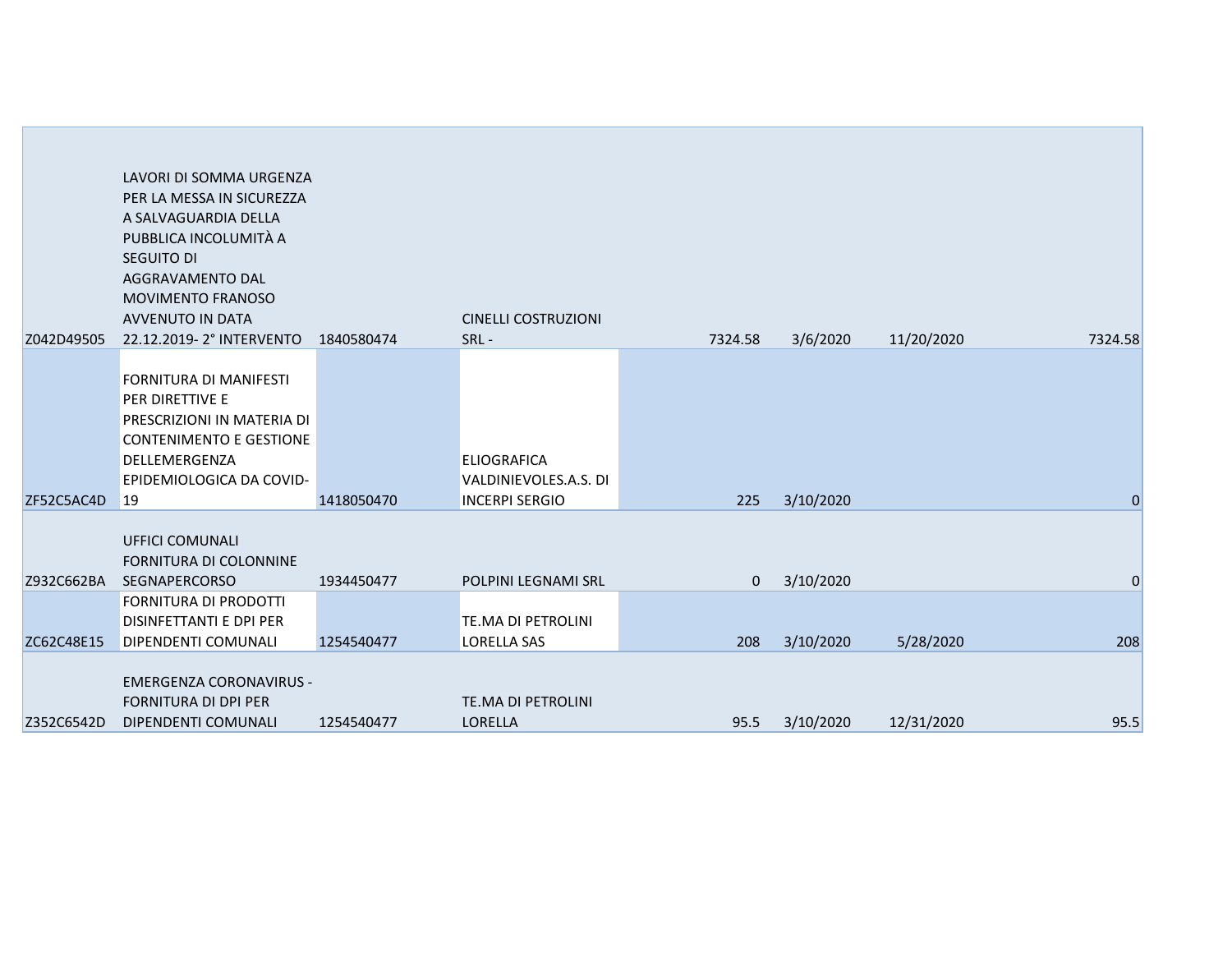| | | | | | | | |
|---|---|---|---|---|---|---|---|
| Z042D49505 | LAVORI DI SOMMA URGENZA PER LA MESSA IN SICUREZZA A SALVAGUARDIA DELLA PUBBLICA INCOLUMITÀ A SEGUITO DI AGGRAVAMENTO DAL MOVIMENTO FRANOSO AVVENUTO IN DATA 22.12.2019- 2° INTERVENTO | 1840580474 | CINELLI COSTRUZIONI SRL - | 7324.58 | 3/6/2020 | 11/20/2020 | 7324.58 |
| ZF52C5AC4D | FORNITURA DI MANIFESTI PER DIRETTIVE E PRESCRIZIONI IN MATERIA DI CONTENIMENTO E GESTIONE DELLEMERGENZA EPIDEMIOLOGICA DA COVID-19 | 1418050470 | ELIOGRAFICA VALDINIEVOLES.A.S. DI INCERPI SERGIO | 225 | 3/10/2020 | | 0 |
| Z932C662BA | UFFICI COMUNALI FORNITURA DI COLONNINE SEGNAPERCORSO | 1934450477 | POLPINI LEGNAMI SRL | 0 | 3/10/2020 | | 0 |
| ZC62C48E15 | FORNITURA DI PRODOTTI DISINFETTANTI E DPI PER DIPENDENTI COMUNALI | 1254540477 | TE.MA DI PETROLINI LORELLA SAS | 208 | 3/10/2020 | 5/28/2020 | 208 |
| Z352C6542D | EMERGENZA CORONAVIRUS - FORNITURA DI DPI PER DIPENDENTI COMUNALI | 1254540477 | TE.MA DI PETROLINI LORELLA | 95.5 | 3/10/2020 | 12/31/2020 | 95.5 |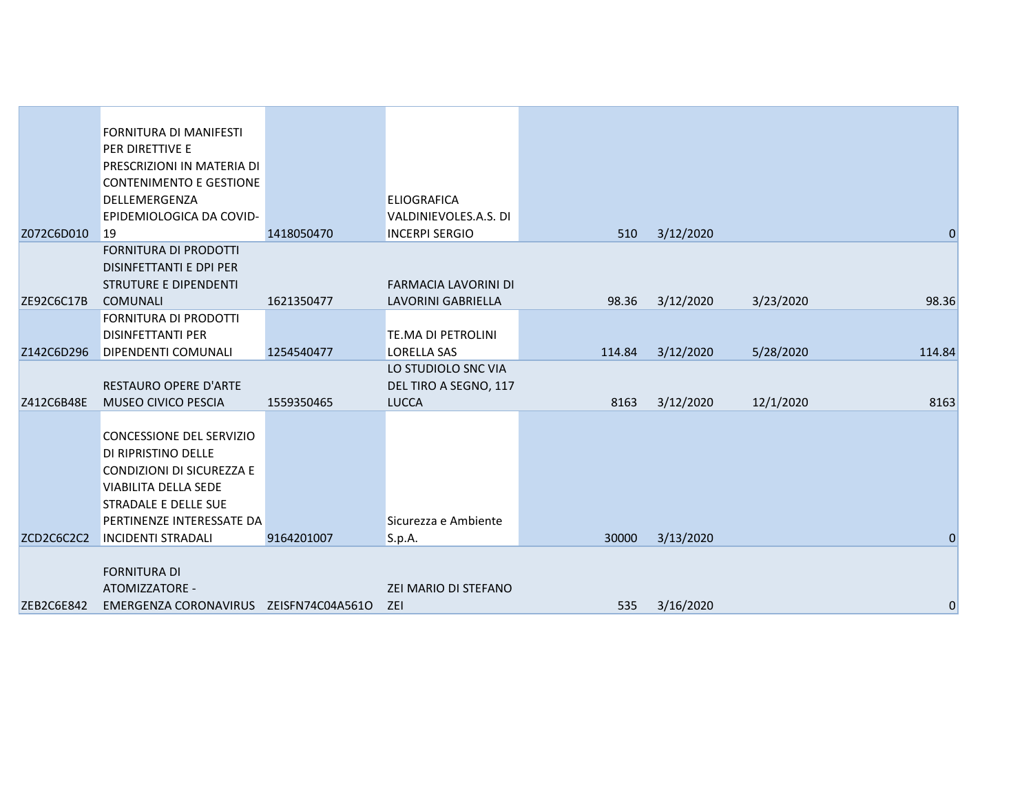| | | | | | | | |
|---|---|---|---|---|---|---|---|
| Z072C6D010 | FORNITURA DI MANIFESTI PER DIRETTIVE E PRESCRIZIONI IN MATERIA DI CONTENIMENTO E GESTIONE DELLEMERGENZA EPIDEMIOLOGICA DA COVID-19 | 1418050470 | ELIOGRAFICA VALDINIEVOLES.A.S. DI INCERPI SERGIO | 510 | 3/12/2020 | | 0 |
| ZE92C6C17B | FORNITURA DI PRODOTTI DISINFETTANTI E DPI PER STRUTURE E DIPENDENTI COMUNALI | 1621350477 | FARMACIA LAVORINI DI LAVORINI GABRIELLA | 98.36 | 3/12/2020 | 3/23/2020 | 98.36 |
| Z142C6D296 | FORNITURA DI PRODOTTI DISINFETTANTI PER DIPENDENTI COMUNALI | 1254540477 | TE.MA DI PETROLINI LORELLA SAS | 114.84 | 3/12/2020 | 5/28/2020 | 114.84 |
| Z412C6B48E | RESTAURO OPERE D'ARTE MUSEO CIVICO PESCIA | 1559350465 | LO STUDIOLO SNC VIA DEL TIRO A SEGNO, 117 LUCCA | 8163 | 3/12/2020 | 12/1/2020 | 8163 |
| ZCD2C6C2C2 | CONCESSIONE DEL SERVIZIO DI RIPRISTINO DELLE CONDIZIONI DI SICUREZZA E VIABILITA DELLA SEDE STRADALE E DELLE SUE PERTINENZE INTERESSATE DA INCIDENTI STRADALI | 9164201007 | Sicurezza e Ambiente S.p.A. | 30000 | 3/13/2020 | | 0 |
| ZEB2C6E842 | FORNITURA DI ATOMIZZATORE - EMERGENZA CORONAVIRUS | ZEISFN74C04A561O | ZEI MARIO DI STEFANO ZEI | 535 | 3/16/2020 | | 0 |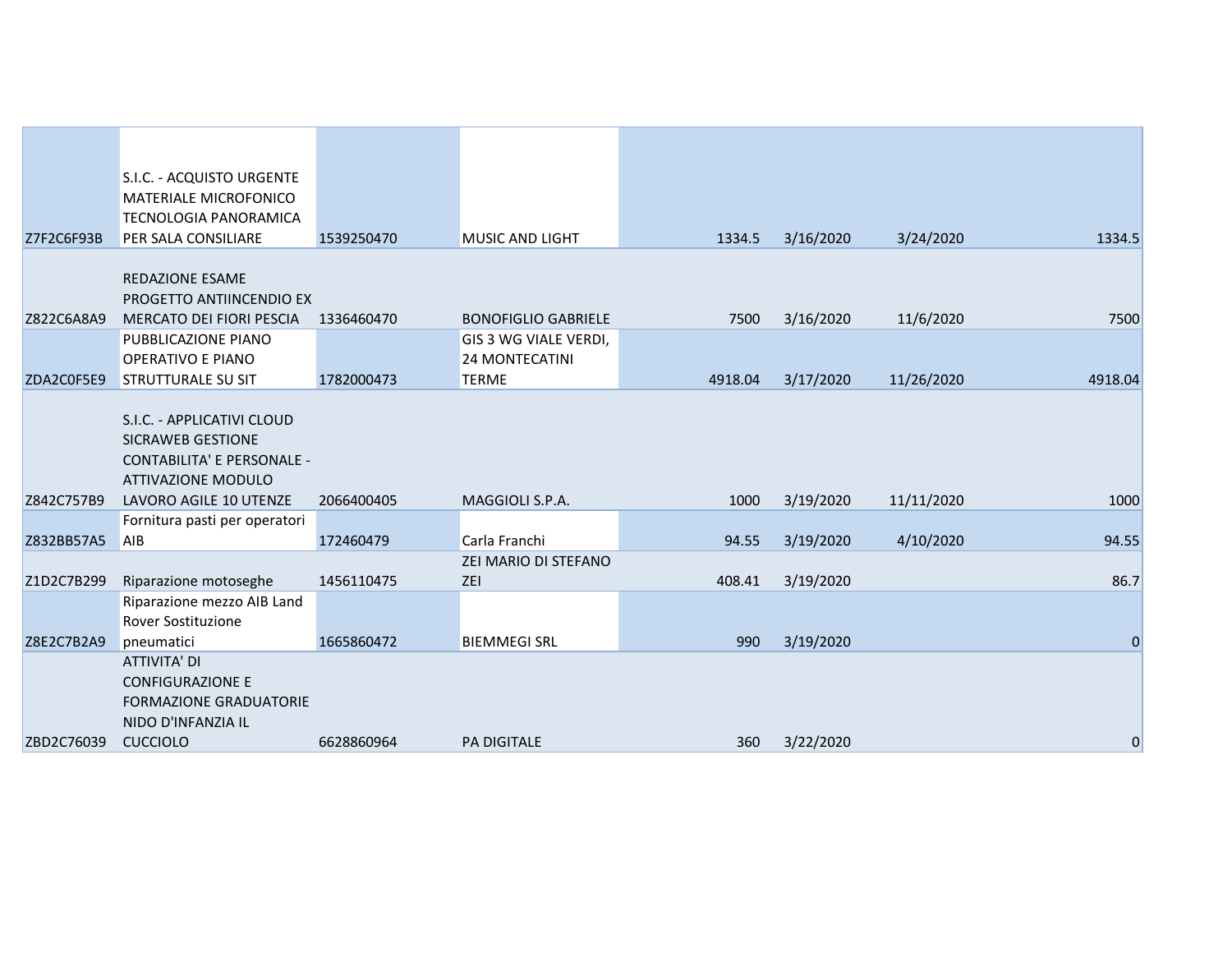| | | | | | | | |
|---|---|---|---|---|---|---|---|
| Z7F2C6F93B | S.I.C. - ACQUISTO URGENTE MATERIALE MICROFONICO TECNOLOGIA PANORAMICA PER SALA CONSILIARE | 1539250470 | MUSIC AND LIGHT | 1334.5 | 3/16/2020 | 3/24/2020 | 1334.5 |
| Z822C6A8A9 | REDAZIONE ESAME PROGETTO ANTIINCENDIO EX MERCATO DEI FIORI PESCIA | 1336460470 | BONOFIGLIO GABRIELE | 7500 | 3/16/2020 | 11/6/2020 | 7500 |
| ZDA2C0F5E9 | PUBBLICAZIONE PIANO OPERATIVO E PIANO STRUTTURALE SU SIT | 1782000473 | GIS 3 WG VIALE VERDI, 24 MONTECATINI TERME | 4918.04 | 3/17/2020 | 11/26/2020 | 4918.04 |
| Z842C757B9 | S.I.C. - APPLICATIVI CLOUD SICRAWEB GESTIONE CONTABILITA' E PERSONALE - ATTIVAZIONE MODULO LAVORO AGILE 10 UTENZE | 2066400405 | MAGGIOLI S.P.A. | 1000 | 3/19/2020 | 11/11/2020 | 1000 |
| Z832BB57A5 | Fornitura pasti per operatori AIB | 172460479 | Carla Franchi | 94.55 | 3/19/2020 | 4/10/2020 | 94.55 |
| Z1D2C7B299 | Riparazione motoseghe | 1456110475 | ZEI MARIO DI STEFANO ZEI | 408.41 | 3/19/2020 | | 86.7 |
| Z8E2C7B2A9 | Riparazione mezzo AIB Land Rover Sostituzione pneumatici | 1665860472 | BIEMMEGI SRL | 990 | 3/19/2020 | | 0 |
| ZBD2C76039 | ATTIVITA' DI CONFIGURAZIONE E FORMAZIONE GRADUATORIE NIDO D'INFANZIA IL CUCCIOLO | 6628860964 | PA DIGITALE | 360 | 3/22/2020 | | 0 |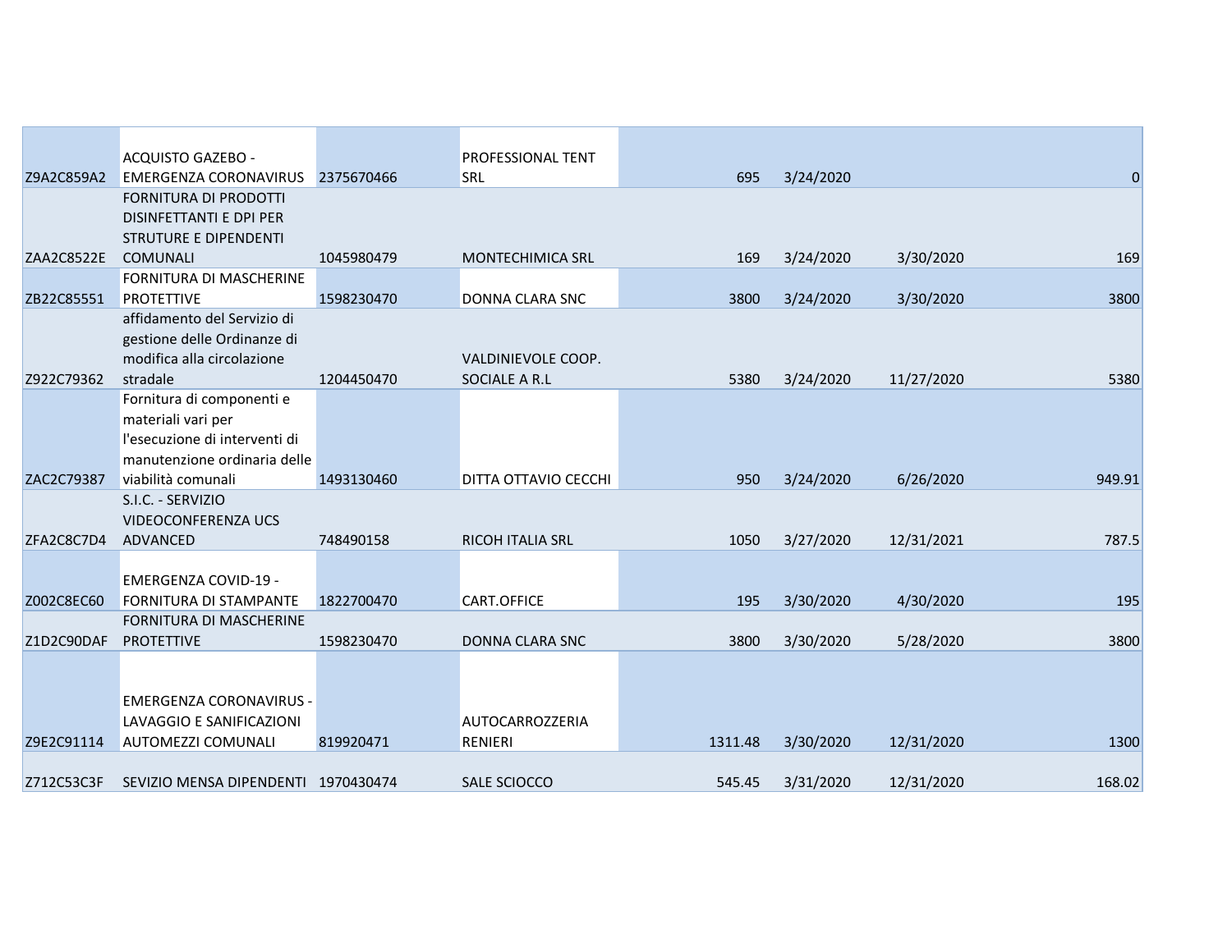| | | | | | | | |
|---|---|---|---|---|---|---|---|
| Z9A2C859A2 | ACQUISTO GAZEBO - EMERGENZA CORONAVIRUS | 2375670466 | PROFESSIONAL TENT SRL | 695 | 3/24/2020 | | 0 |
| ZAA2C8522E | FORNITURA DI PRODOTTI DISINFETTANTI E DPI PER STRUTURE E DIPENDENTI COMUNALI | 1045980479 | MONTECHIMICA SRL | 169 | 3/24/2020 | 3/30/2020 | 169 |
| ZB22C85551 | FORNITURA DI MASCHERINE PROTETTIVE | 1598230470 | DONNA CLARA SNC | 3800 | 3/24/2020 | 3/30/2020 | 3800 |
| Z922C79362 | affidamento del Servizio di gestione delle Ordinanze di modifica alla circolazione stradale | 1204450470 | VALDINIEVOLE COOP. SOCIALE A R.L | 5380 | 3/24/2020 | 11/27/2020 | 5380 |
| ZAC2C79387 | Fornitura di componenti e materiali vari per l'esecuzione di interventi di manutenzione ordinaria delle viabilità comunali | 1493130460 | DITTA OTTAVIO CECCHI | 950 | 3/24/2020 | 6/26/2020 | 949.91 |
| ZFA2C8C7D4 | S.I.C. - SERVIZIO VIDEOCONFERENZA UCS ADVANCED | 748490158 | RICOH ITALIA SRL | 1050 | 3/27/2020 | 12/31/2021 | 787.5 |
| Z002C8EC60 | EMERGENZA COVID-19 - FORNITURA DI STAMPANTE | 1822700470 | CART.OFFICE | 195 | 3/30/2020 | 4/30/2020 | 195 |
| Z1D2C90DAF | FORNITURA DI MASCHERINE PROTETTIVE | 1598230470 | DONNA CLARA SNC | 3800 | 3/30/2020 | 5/28/2020 | 3800 |
| Z9E2C91114 | EMERGENZA CORONAVIRUS - LAVAGGIO E SANIFICAZIONI AUTOMEZZI COMUNALI | 819920471 | AUTOCARROZZERIA RENIERI | 1311.48 | 3/30/2020 | 12/31/2020 | 1300 |
| Z712C53C3F | SEVIZIO MENSA DIPENDENTI | 1970430474 | SALE SCIOCCO | 545.45 | 3/31/2020 | 12/31/2020 | 168.02 |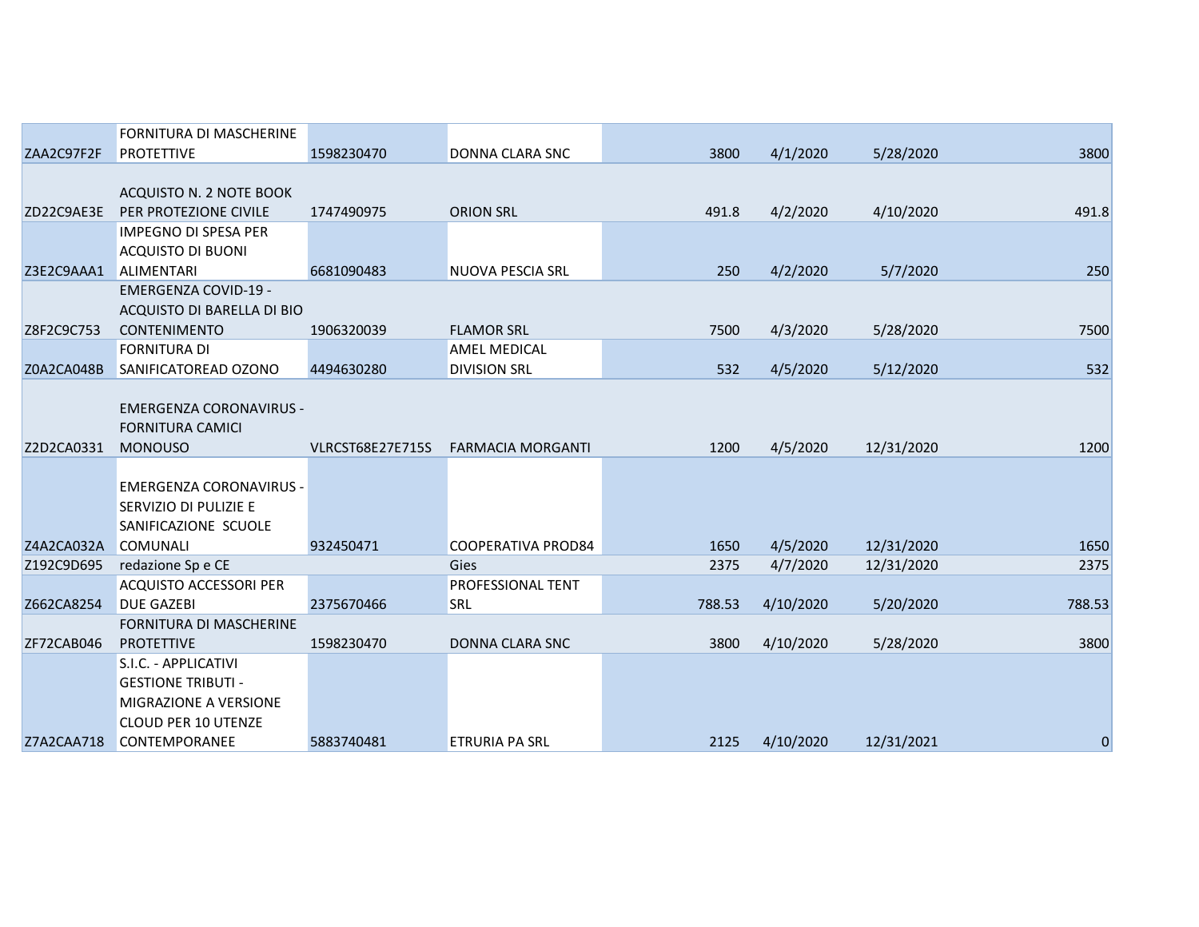| | | | | | | | |
|---|---|---|---|---|---|---|---|
| ZAA2C97F2F | FORNITURA DI MASCHERINE PROTETTIVE | 1598230470 | DONNA CLARA SNC | 3800 | 4/1/2020 | 5/28/2020 | 3800 |
| ZD22C9AE3E | ACQUISTO N. 2 NOTE BOOK PER PROTEZIONE CIVILE | 1747490975 | ORION SRL | 491.8 | 4/2/2020 | 4/10/2020 | 491.8 |
| Z3E2C9AAA1 | IMPEGNO DI SPESA PER ACQUISTO DI BUONI ALIMENTARI | 6681090483 | NUOVA PESCIA SRL | 250 | 4/2/2020 | 5/7/2020 | 250 |
| Z8F2C9C753 | EMERGENZA COVID-19 - ACQUISTO DI BARELLA DI BIO CONTENIMENTO | 1906320039 | FLAMOR SRL | 7500 | 4/3/2020 | 5/28/2020 | 7500 |
| Z0A2CA048B | FORNITURA DI SANIFICATOREAD OZONO | 4494630280 | AMEL MEDICAL DIVISION SRL | 532 | 4/5/2020 | 5/12/2020 | 532 |
| Z2D2CA0331 | EMERGENZA CORONAVIRUS - FORNITURA CAMICI MONOUSO | VLRCST68E27E715S | FARMACIA MORGANTI | 1200 | 4/5/2020 | 12/31/2020 | 1200 |
| Z4A2CA032A | EMERGENZA CORONAVIRUS - SERVIZIO DI PULIZIE E SANIFICAZIONE SCUOLE COMUNALI | 932450471 | COOPERATIVA PROD84 | 1650 | 4/5/2020 | 12/31/2020 | 1650 |
| Z192C9D695 | redazione Sp e CE | | Gies | 2375 | 4/7/2020 | 12/31/2020 | 2375 |
| Z662CA8254 | ACQUISTO ACCESSORI PER DUE GAZEBI | 2375670466 | PROFESSIONAL TENT SRL | 788.53 | 4/10/2020 | 5/20/2020 | 788.53 |
| ZF72CAB046 | FORNITURA DI MASCHERINE PROTETTIVE | 1598230470 | DONNA CLARA SNC | 3800 | 4/10/2020 | 5/28/2020 | 3800 |
| Z7A2CAA718 | S.I.C. - APPLICATIVI GESTIONE TRIBUTI - MIGRAZIONE A VERSIONE CLOUD PER 10 UTENZE CONTEMPORANEE | 5883740481 | ETRURIA PA SRL | 2125 | 4/10/2020 | 12/31/2021 | 0 |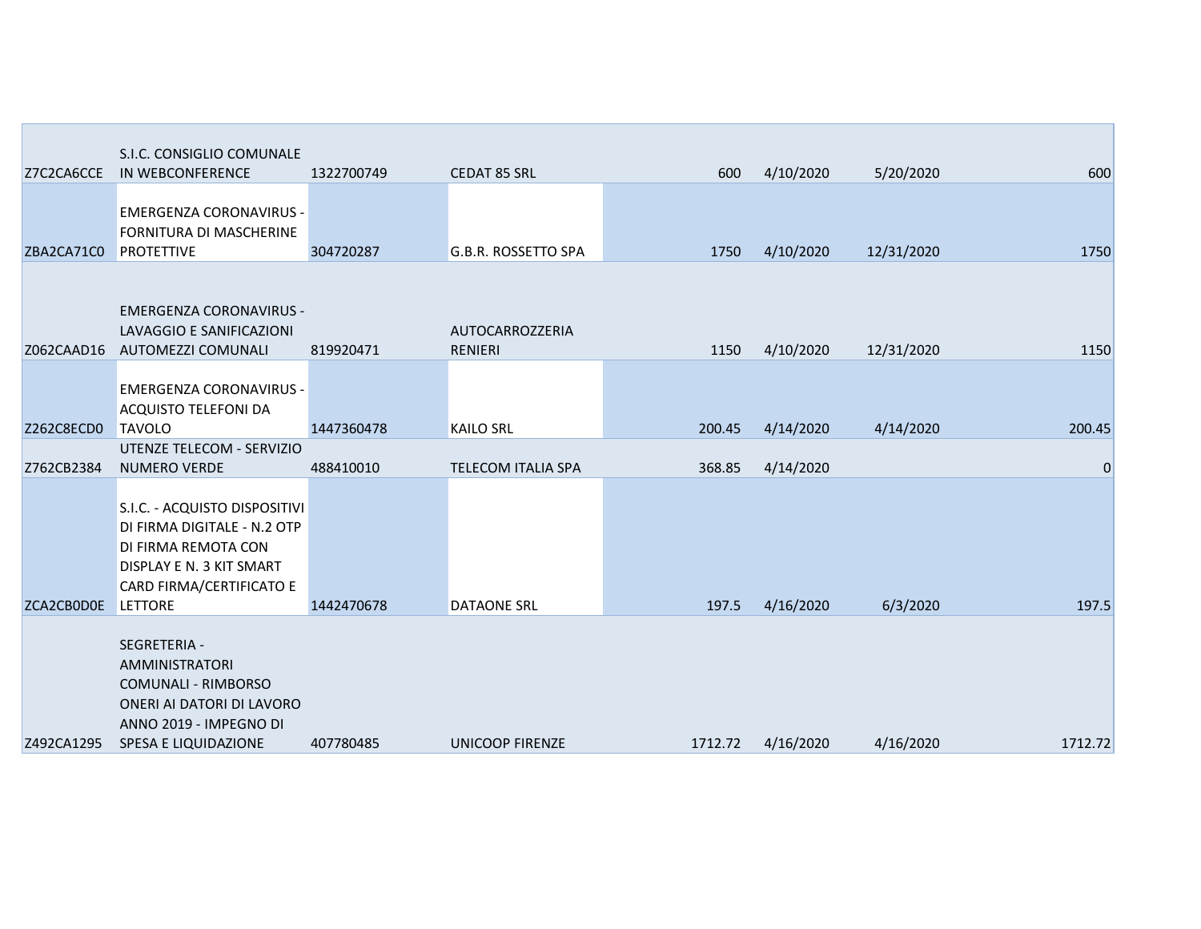| | | | | | | | |
|---|---|---|---|---|---|---|---|
| Z7C2CA6CCE | S.I.C. CONSIGLIO COMUNALE IN WEBCONFERENCE | 1322700749 | CEDAT 85 SRL | 600 | 4/10/2020 | 5/20/2020 | 600 |
| ZBA2CA71C0 | EMERGENZA CORONAVIRUS - FORNITURA DI MASCHERINE PROTETTIVE | 304720287 | G.B.R. ROSSETTO SPA | 1750 | 4/10/2020 | 12/31/2020 | 1750 |
| Z062CAAD16 | EMERGENZA CORONAVIRUS - LAVAGGIO E SANIFICAZIONI AUTOMEZZI COMUNALI | 819920471 | AUTOCARROZZERIA RENIERI | 1150 | 4/10/2020 | 12/31/2020 | 1150 |
| Z262C8ECD0 | EMERGENZA CORONAVIRUS - ACQUISTO TELEFONI DA TAVOLO | 1447360478 | KAILO SRL | 200.45 | 4/14/2020 | 4/14/2020 | 200.45 |
| Z762CB2384 | UTENZE TELECOM - SERVIZIO NUMERO VERDE | 488410010 | TELECOM ITALIA SPA | 368.85 | 4/14/2020 | | 0 |
| ZCA2CB0D0E | S.I.C. - ACQUISTO DISPOSITIVI DI FIRMA DIGITALE - N.2 OTP DI FIRMA REMOTA CON DISPLAY E N. 3 KIT SMART CARD FIRMA/CERTIFICATO E LETTORE | 1442470678 | DATAONE SRL | 197.5 | 4/16/2020 | 6/3/2020 | 197.5 |
| Z492CA1295 | SEGRETERIA - AMMINISTRATORI COMUNALI - RIMBORSO ONERI AI DATORI DI LAVORO ANNO 2019 - IMPEGNO DI SPESA E LIQUIDAZIONE | 407780485 | UNICOOP FIRENZE | 1712.72 | 4/16/2020 | 4/16/2020 | 1712.72 |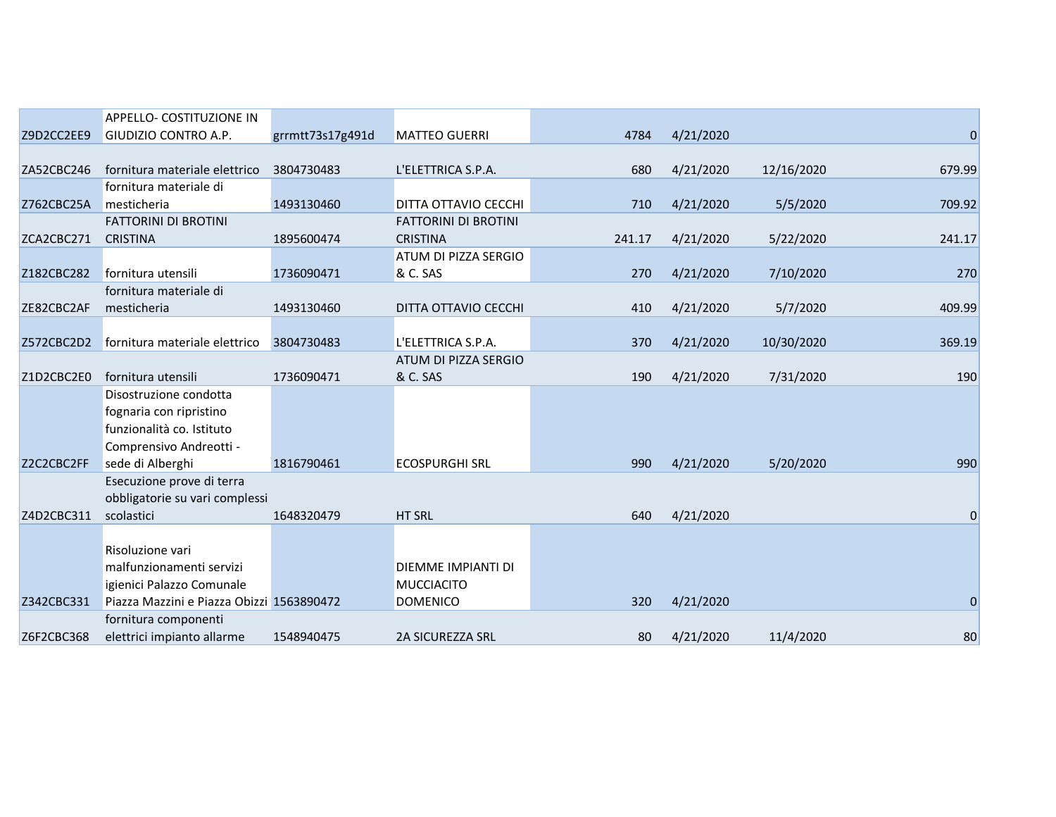| | | | | | | | |
|---|---|---|---|---|---|---|---|
| Z9D2CC2EE9 | APPELLO- COSTITUZIONE IN GIUDIZIO CONTRO A.P. | grrmtt73s17g491d | MATTEO GUERRI | 4784 | 4/21/2020 | | 0 |
| ZA52CBC246 | fornitura materiale elettrico | 3804730483 | L'ELETTRICA S.P.A. | 680 | 4/21/2020 | 12/16/2020 | 679.99 |
| Z762CBC25A | fornitura materiale di mesticheria | 1493130460 | DITTA OTTAVIO CECCHI | 710 | 4/21/2020 | 5/5/2020 | 709.92 |
| ZCA2CBC271 | FATTORINI DI BROTINI CRISTINA | 1895600474 | FATTORINI DI BROTINI CRISTINA | 241.17 | 4/21/2020 | 5/22/2020 | 241.17 |
| Z182CBC282 | fornitura utensili | 1736090471 | ATUM DI PIZZA SERGIO & C. SAS | 270 | 4/21/2020 | 7/10/2020 | 270 |
| ZE82CBC2AF | fornitura materiale di mesticheria | 1493130460 | DITTA OTTAVIO CECCHI | 410 | 4/21/2020 | 5/7/2020 | 409.99 |
| Z572CBC2D2 | fornitura materiale elettrico | 3804730483 | L'ELETTRICA S.P.A. | 370 | 4/21/2020 | 10/30/2020 | 369.19 |
| Z1D2CBC2E0 | fornitura utensili | 1736090471 | ATUM DI PIZZA SERGIO & C. SAS | 190 | 4/21/2020 | 7/31/2020 | 190 |
| Z2C2CBC2FF | Disostruzione condotta fognaria con ripristino funzionalità co. Istituto Comprensivo Andreotti - sede di Alberghi | 1816790461 | ECOSPURGHI SRL | 990 | 4/21/2020 | 5/20/2020 | 990 |
| Z4D2CBC311 | Esecuzione prove di terra obbligatorie su vari complessi scolastici | 1648320479 | HT SRL | 640 | 4/21/2020 | | 0 |
| Z342CBC331 | Risoluzione vari malfunzionamenti servizi igienici Palazzo Comunale Piazza Mazzini e Piazza Obizzi | 1563890472 | DIEMME IMPIANTI DI MUCCIACITO DOMENICO | 320 | 4/21/2020 | | 0 |
| Z6F2CBC368 | fornitura componenti elettrici impianto allarme | 1548940475 | 2A SICUREZZA SRL | 80 | 4/21/2020 | 11/4/2020 | 80 |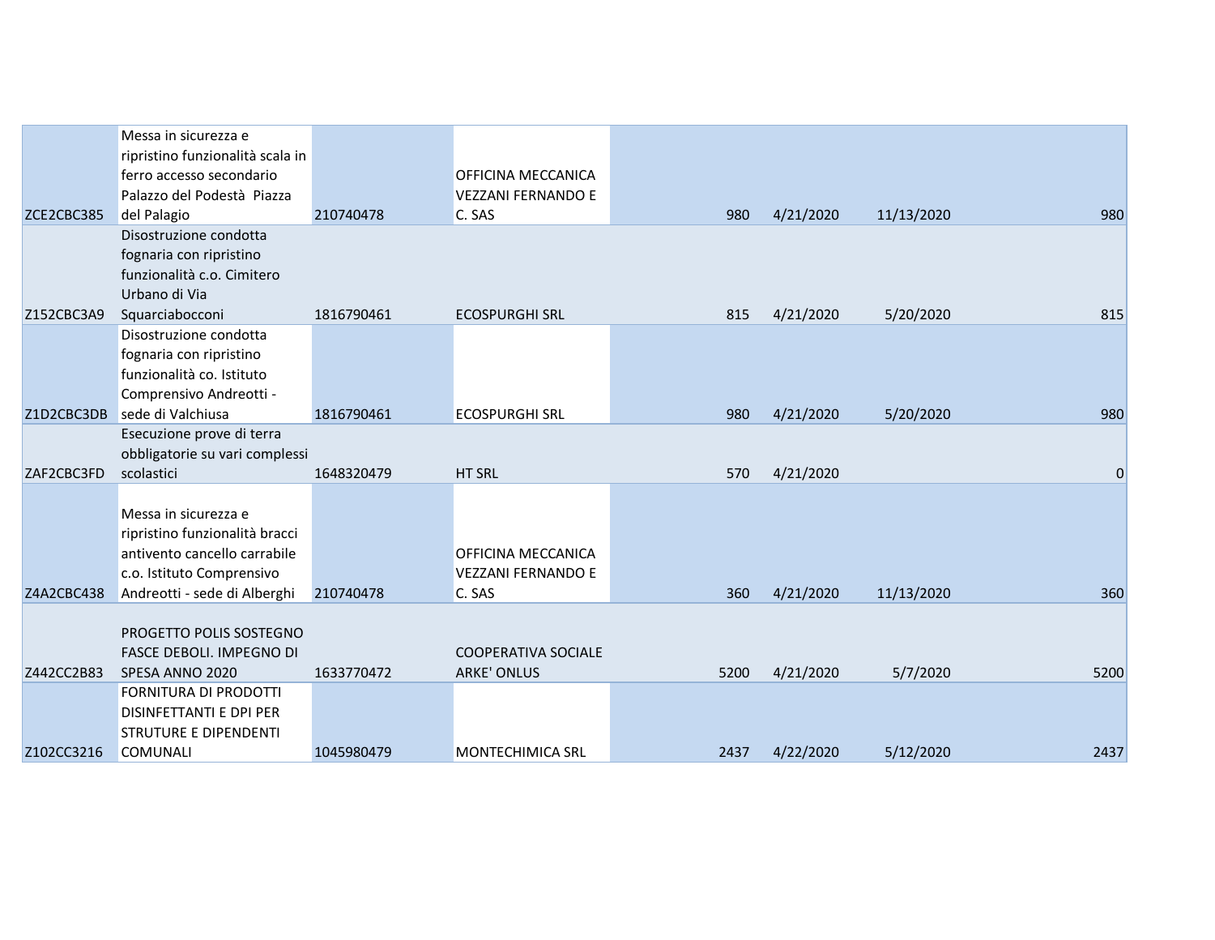| | | | | | | | |
|---|---|---|---|---|---|---|---|
| ZCE2CBC385 | Messa in sicurezza e ripristino funzionalità scala in ferro accesso secondario Palazzo del Podestà Piazza del Palagio | 210740478 | OFFICINA MECCANICA VEZZANI FERNANDO E C. SAS | 980 | 4/21/2020 | 11/13/2020 | 980 |
| Z152CBC3A9 | Disostruzione condotta fognaria con ripristino funzionalità c.o. Cimitero Urbano di Via Squarciabocconi | 1816790461 | ECOSPURGHI SRL | 815 | 4/21/2020 | 5/20/2020 | 815 |
| Z1D2CBC3DB | Disostruzione condotta fognaria con ripristino funzionalità co. Istituto Comprensivo Andreotti - sede di Valchiusa | 1816790461 | ECOSPURGHI SRL | 980 | 4/21/2020 | 5/20/2020 | 980 |
| ZAF2CBC3FD | Esecuzione prove di terra obbligatorie su vari complessi scolastici | 1648320479 | HT SRL | 570 | 4/21/2020 | | 0 |
| Z4A2CBC438 | Messa in sicurezza e ripristino funzionalità bracci antivento cancello carrabile c.o. Istituto Comprensivo Andreotti - sede di Alberghi | 210740478 | OFFICINA MECCANICA VEZZANI FERNANDO E C. SAS | 360 | 4/21/2020 | 11/13/2020 | 360 |
| Z442CC2B83 | PROGETTO POLIS SOSTEGNO FASCE DEBOLI. IMPEGNO DI SPESA ANNO 2020 | 1633770472 | COOPERATIVA SOCIALE ARKE' ONLUS | 5200 | 4/21/2020 | 5/7/2020 | 5200 |
| Z102CC3216 | FORNITURA DI PRODOTTI DISINFETTANTI E DPI PER STRUTURE E DIPENDENTI COMUNALI | 1045980479 | MONTECHIMICA SRL | 2437 | 4/22/2020 | 5/12/2020 | 2437 |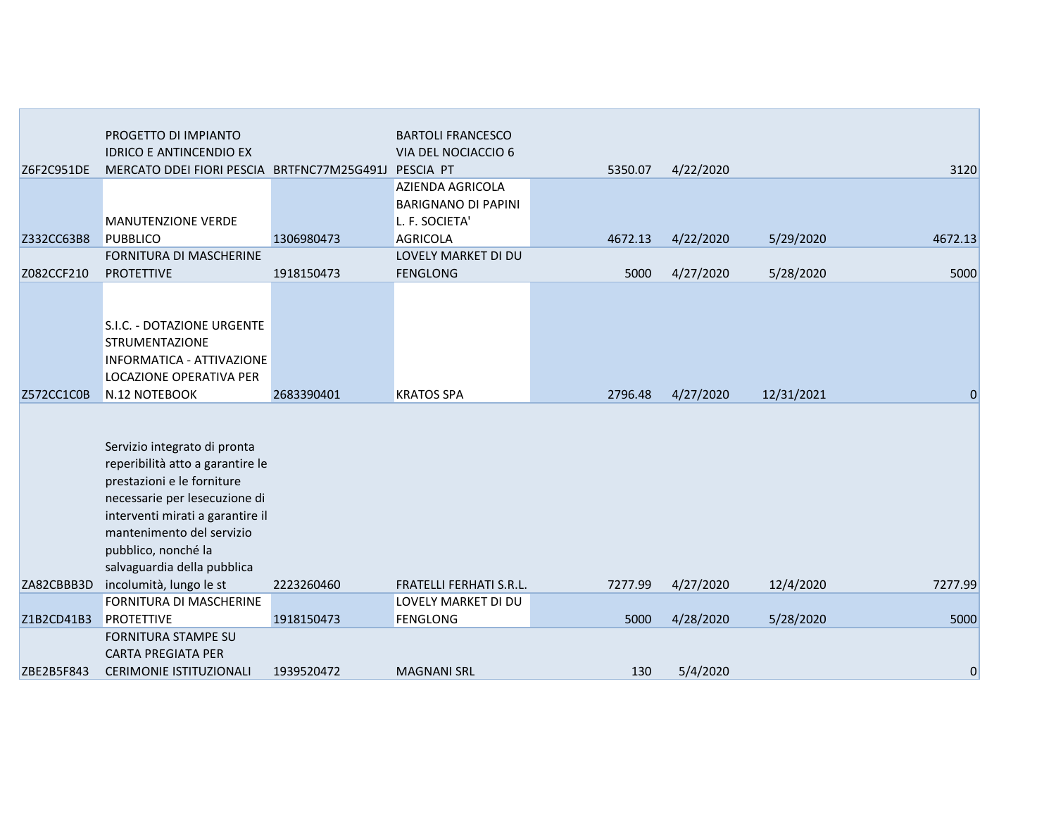| | | | | | | | |
|---|---|---|---|---|---|---|---|
| Z6F2C951DE | PROGETTO DI IMPIANTO IDRICO E ANTINCENDIO EX MERCATO DDEI FIORI PESCIA | BRTFNC77M25G491J | BARTOLI FRANCESCO VIA DEL NOCIACCIO 6 PESCIA PT | 5350.07 | 4/22/2020 | | 3120 |
| Z332CC63B8 | MANUTENZIONE VERDE PUBBLICO | 1306980473 | AZIENDA AGRICOLA BARIGNANO DI PAPINI L. F. SOCIETA' AGRICOLA | 4672.13 | 4/22/2020 | 5/29/2020 | 4672.13 |
| Z082CCF210 | FORNITURA DI MASCHERINE PROTETTIVE | 1918150473 | LOVELY MARKET DI DU FENGLONG | 5000 | 4/27/2020 | 5/28/2020 | 5000 |
| Z572CC1C0B | S.I.C. - DOTAZIONE URGENTE STRUMENTAZIONE INFORMATICA - ATTIVAZIONE LOCAZIONE OPERATIVA PER N.12 NOTEBOOK | 2683390401 | KRATOS SPA | 2796.48 | 4/27/2020 | 12/31/2021 | 0 |
| ZA82CBBB3D | Servizio integrato di pronta reperibilità atto a garantire le prestazioni e le forniture necessarie per lesecuzione di interventi mirati a garantire il mantenimento del servizio pubblico, nonché la salvaguardia della pubblica incolumità, lungo le st | 2223260460 | FRATELLI FERHATI S.R.L. | 7277.99 | 4/27/2020 | 12/4/2020 | 7277.99 |
| Z1B2CD41B3 | FORNITURA DI MASCHERINE PROTETTIVE | 1918150473 | LOVELY MARKET DI DU FENGLONG | 5000 | 4/28/2020 | 5/28/2020 | 5000 |
| ZBE2B5F843 | FORNITURA STAMPE SU CARTA PREGIATA PER CERIMONIE ISTITUZIONALI | 1939520472 | MAGNANI SRL | 130 | 5/4/2020 | | 0 |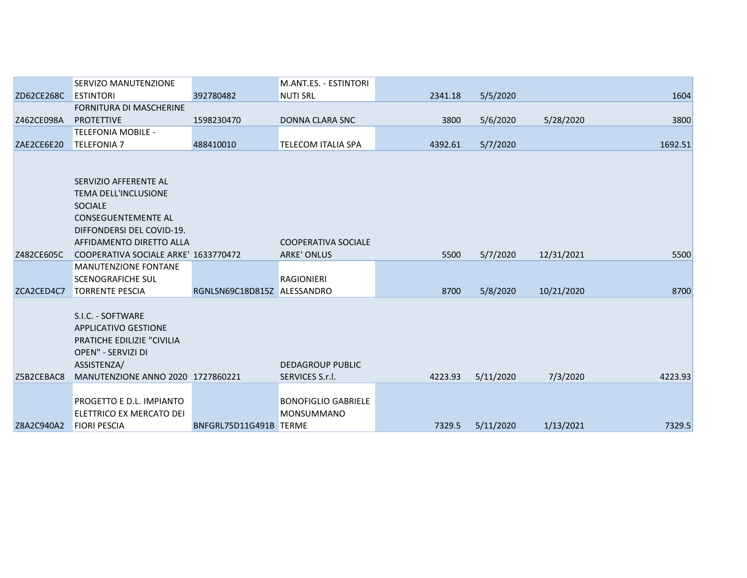| | | | | | | | |
|---|---|---|---|---|---|---|---|
| ZD62CE268C | SERVIZO MANUTENZIONE ESTINTORI | 392780482 | M.ANT.ES. - ESTINTORI NUTI SRL | 2341.18 | 5/5/2020 | | 1604 |
| Z462CE098A | FORNITURA DI MASCHERINE PROTETTIVE | 1598230470 | DONNA CLARA SNC | 3800 | 5/6/2020 | 5/28/2020 | 3800 |
| ZAE2CE6E20 | TELEFONIA MOBILE - TELEFONIA 7 | 488410010 | TELECOM ITALIA SPA | 4392.61 | 5/7/2020 | | 1692.51 |
| Z482CE605C | SERVIZIO AFFERENTE AL TEMA DELL'INCLUSIONE SOCIALE CONSEGUENTEMENTE AL DIFFONDERSI DEL COVID-19. AFFIDAMENTO DIRETTO ALLA COOPERATIVA SOCIALE ARKE' | 1633770472 | COOPERATIVA SOCIALE ARKE' ONLUS | 5500 | 5/7/2020 | 12/31/2021 | 5500 |
| ZCA2CED4C7 | MANUTENZIONE FONTANE SCENOGRAFICHE SUL TORRENTE PESCIA | RGNLSN69C18D815Z | RAGIONIERI ALESSANDRO | 8700 | 5/8/2020 | 10/21/2020 | 8700 |
| Z5B2CEBAC8 | S.I.C. - SOFTWARE APPLICATIVO GESTIONE PRATICHE EDILIZIE "CIVILIA OPEN" - SERVIZI DI ASSISTENZA/ MANUTENZIONE ANNO 2020 | 1727860221 | DEDAGROUP PUBLIC SERVICES S.r.l. | 4223.93 | 5/11/2020 | 7/3/2020 | 4223.93 |
| Z8A2C940A2 | PROGETTO E D.L. IMPIANTO ELETTRICO EX MERCATO DEI FIORI PESCIA | BNFGRL75D11G491B | BONOFIGLIO GABRIELE MONSUMMANO TERME | 7329.5 | 5/11/2020 | 1/13/2021 | 7329.5 |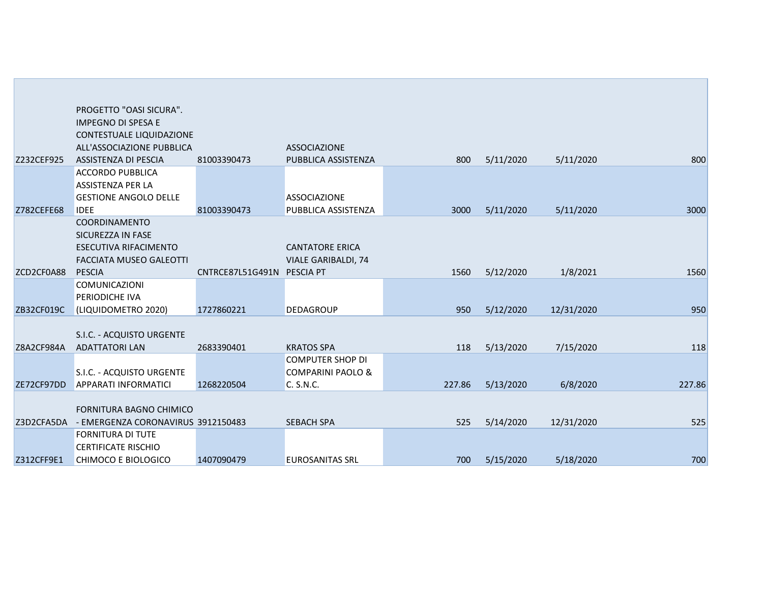| | | | | | | | |
|---|---|---|---|---|---|---|---|
| Z232CEF925 | PROGETTO "OASI SICURA". IMPEGNO DI SPESA E CONTESTUALE LIQUIDAZIONE ALL'ASSOCIAZIONE PUBBLICA ASSISTENZA DI PESCIA | 81003390473 | ASSOCIAZIONE PUBBLICA ASSISTENZA | 800 | 5/11/2020 | 5/11/2020 | 800 |
| Z782CEFE68 | ACCORDO PUBBLICA ASSISTENZA PER LA GESTIONE ANGOLO DELLE IDEE | 81003390473 | ASSOCIAZIONE PUBBLICA ASSISTENZA | 3000 | 5/11/2020 | 5/11/2020 | 3000 |
| ZCD2CF0A88 | COORDINAMENTO SICUREZZA IN FASE ESECUTIVA RIFACIMENTO FACCIATA MUSEO GALEOTTI PESCIA | CNTRCE87L51G491N | CANTATORE ERICA VIALE GARIBALDI, 74 PESCIA PT | 1560 | 5/12/2020 | 1/8/2021 | 1560 |
| ZB32CF019C | COMUNICAZIONI PERIODICHE IVA (LIQUIDOMETRO 2020) | 1727860221 | DEDAGROUP | 950 | 5/12/2020 | 12/31/2020 | 950 |
| Z8A2CF984A | S.I.C. - ACQUISTO URGENTE ADATTATORI LAN | 2683390401 | KRATOS SPA | 118 | 5/13/2020 | 7/15/2020 | 118 |
| ZE72CF97DD | S.I.C. - ACQUISTO URGENTE APPARATI INFORMATICI | 1268220504 | COMPUTER SHOP DI COMPARINI PAOLO & C. S.N.C. | 227.86 | 5/13/2020 | 6/8/2020 | 227.86 |
| Z3D2CFA5DA | FORNITURA BAGNO CHIMICO - EMERGENZA CORONAVIRUS | 3912150483 | SEBACH SPA | 525 | 5/14/2020 | 12/31/2020 | 525 |
| Z312CFF9E1 | FORNITURA DI TUTE CERTIFICATE RISCHIO CHIMOCO E BIOLOGICO | 1407090479 | EUROSANITAS SRL | 700 | 5/15/2020 | 5/18/2020 | 700 |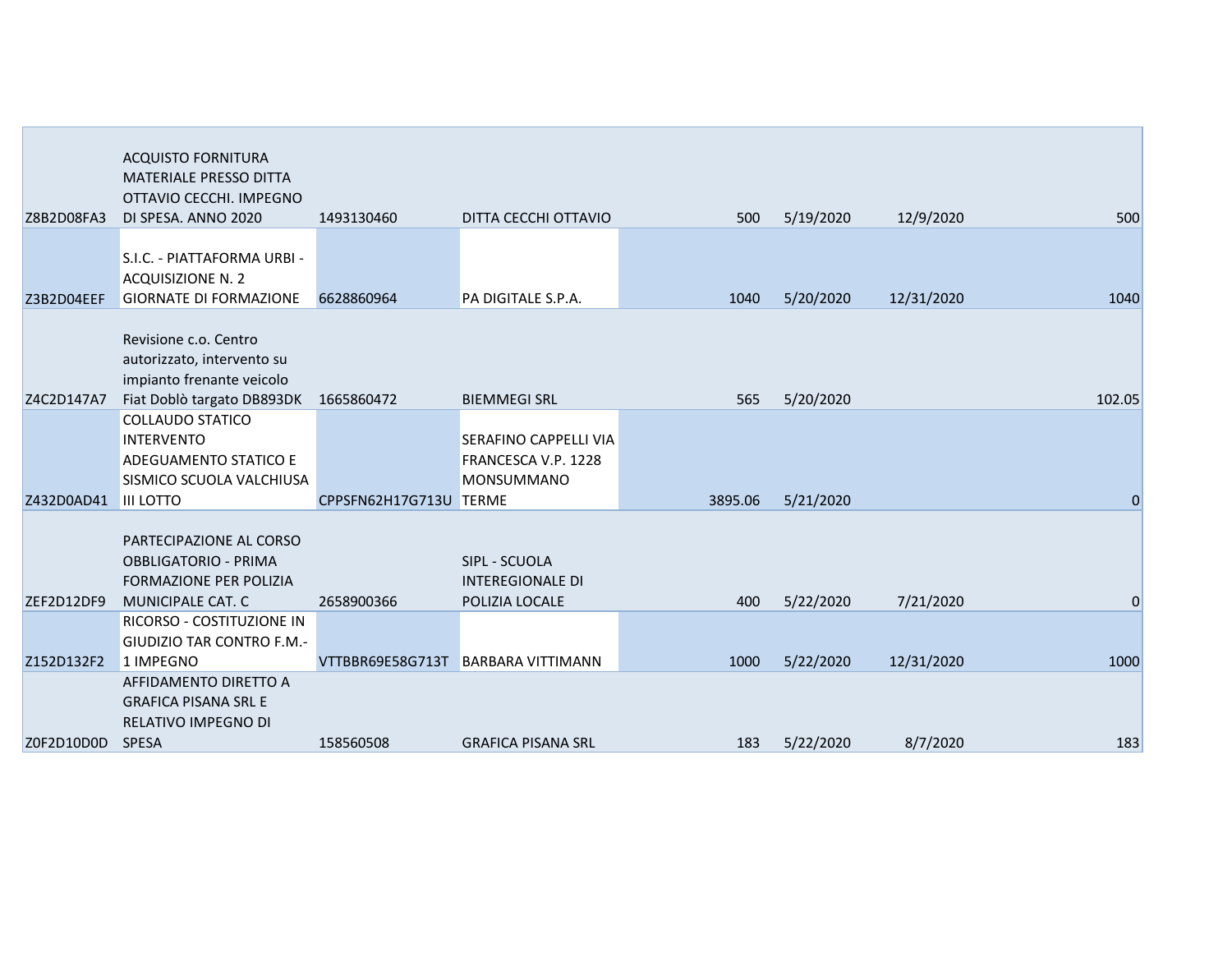| | | | | | | | |
|---|---|---|---|---|---|---|---|
| Z8B2D08FA3 | ACQUISTO FORNITURA MATERIALE PRESSO DITTA OTTAVIO CECCHI. IMPEGNO DI SPESA. ANNO 2020 | 1493130460 | DITTA CECCHI OTTAVIO | 500 | 5/19/2020 | 12/9/2020 | 500 |
| Z3B2D04EEF | S.I.C. - PIATTAFORMA URBI - ACQUISIZIONE N. 2 GIORNATE DI FORMAZIONE | 6628860964 | PA DIGITALE S.P.A. | 1040 | 5/20/2020 | 12/31/2020 | 1040 |
| Z4C2D147A7 | Revisione c.o. Centro autorizzato, intervento su impianto frenante veicolo Fiat Doblò targato DB893DK | 1665860472 | BIEMMEGI SRL | 565 | 5/20/2020 | | 102.05 |
| Z432D0AD41 | COLLAUDO STATICO INTERVENTO ADEGUAMENTO STATICO E SISMICO SCUOLA VALCHIUSA III LOTTO | CPPSFN62H17G713U | SERAFINO CAPPELLI VIA FRANCESCA V.P. 1228 MONSUMMANO TERME | 3895.06 | 5/21/2020 | | 0 |
| ZEF2D12DF9 | PARTECIPAZIONE AL CORSO OBBLIGATORIO - PRIMA FORMAZIONE PER POLIZIA MUNICIPALE CAT. C | 2658900366 | SIPL - SCUOLA INTEREGIONALE DI POLIZIA LOCALE | 400 | 5/22/2020 | 7/21/2020 | 0 |
| Z152D132F2 | RICORSO - COSTITUZIONE IN GIUDIZIO TAR CONTRO F.M.- 1 IMPEGNO | VTTBBR69E58G713T | BARBARA VITTIMANN | 1000 | 5/22/2020 | 12/31/2020 | 1000 |
| Z0F2D10D0D | AFFIDAMENTO DIRETTO A GRAFICA PISANA SRL E RELATIVO IMPEGNO DI SPESA | 158560508 | GRAFICA PISANA SRL | 183 | 5/22/2020 | 8/7/2020 | 183 |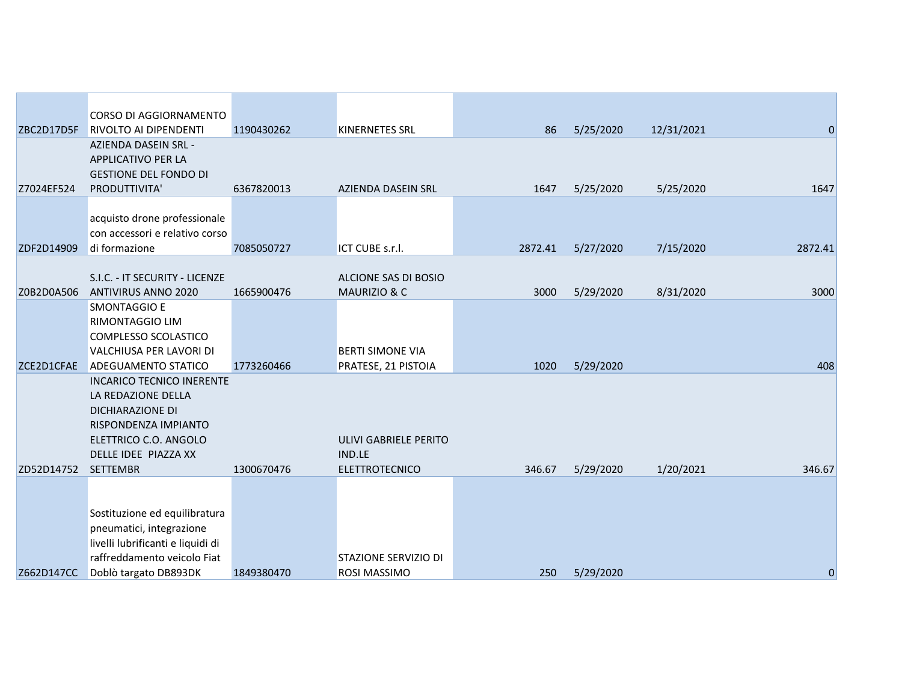| | | | | | | | |
|---|---|---|---|---|---|---|---|
| ZBC2D17D5F | CORSO DI AGGIORNAMENTO RIVOLTO AI DIPENDENTI | 1190430262 | KINERNETES SRL | 86 | 5/25/2020 | 12/31/2021 | 0 |
| Z7024EF524 | AZIENDA DASEIN SRL - APPLICATIVO PER LA GESTIONE DEL FONDO DI PRODUTTIVITA' | 6367820013 | AZIENDA DASEIN SRL | 1647 | 5/25/2020 | 5/25/2020 | 1647 |
| ZDF2D14909 | acquisto drone professionale con accessori e relativo corso di formazione | 7085050727 | ICT CUBE s.r.l. | 2872.41 | 5/27/2020 | 7/15/2020 | 2872.41 |
| Z0B2D0A506 | S.I.C. - IT SECURITY - LICENZE ANTIVIRUS ANNO 2020 | 1665900476 | ALCIONE SAS DI BOSIO MAURIZIO & C | 3000 | 5/29/2020 | 8/31/2020 | 3000 |
| ZCE2D1CFAE | SMONTAGGIO E RIMONTAGGIO LIM COMPLESSO SCOLASTICO VALCHIUSA PER LAVORI DI ADEGUAMENTO STATICO | 1773260466 | BERTI SIMONE VIA PRATESE, 21 PISTOIA | 1020 | 5/29/2020 | | 408 |
| ZD52D14752 | INCARICO TECNICO INERENTE LA REDAZIONE DELLA DICHIARAZIONE DI RISPONDENZA IMPIANTO ELETTRICO C.O. ANGOLO DELLE IDEE PIAZZA XX SETTEMBR | 1300670476 | ULIVI GABRIELE PERITO IND.LE ELETTROTECNICO | 346.67 | 5/29/2020 | 1/20/2021 | 346.67 |
| Z662D147CC | Sostituzione ed equilibratura pneumatici, integrazione livelli lubrificanti e liquidi di raffreddamento veicolo Fiat Doblò targato DB893DK | 1849380470 | STAZIONE SERVIZIO DI ROSI MASSIMO | 250 | 5/29/2020 | | 0 |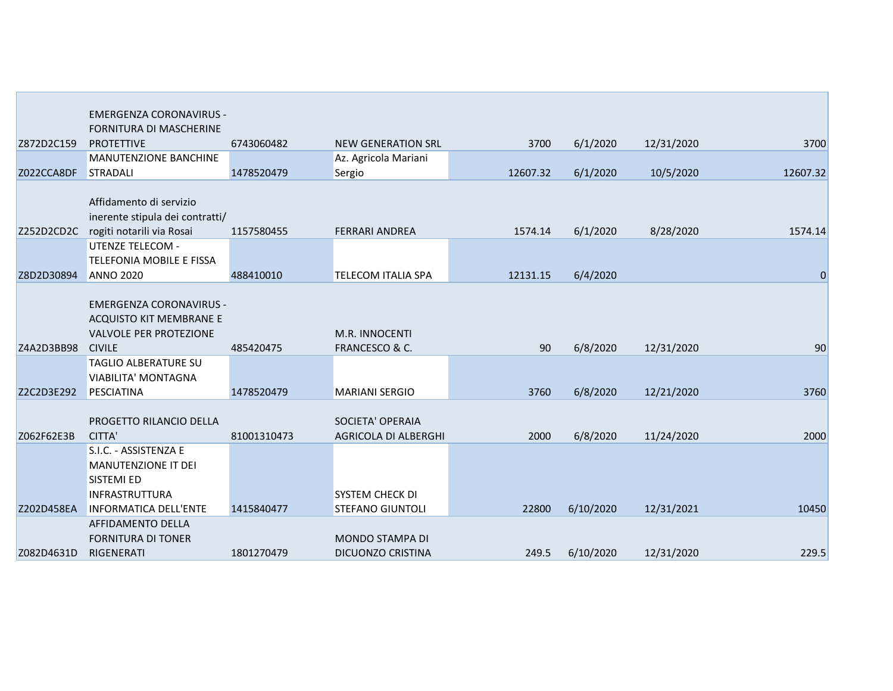| | | | | | | | |
|---|---|---|---|---|---|---|---|
| Z872D2C159 | EMERGENZA CORONAVIRUS - FORNITURA DI MASCHERINE PROTETTIVE | 6743060482 | NEW GENERATION SRL | 3700 | 6/1/2020 | 12/31/2020 | 3700 |
| Z022CCA8DF | MANUTENZIONE BANCHINE STRADALI | 1478520479 | Az. Agricola Mariani Sergio | 12607.32 | 6/1/2020 | 10/5/2020 | 12607.32 |
| Z252D2CD2C | Affidamento di servizio inerente stipula dei contratti/ rogiti notarili via Rosai | 1157580455 | FERRARI ANDREA | 1574.14 | 6/1/2020 | 8/28/2020 | 1574.14 |
| Z8D2D30894 | UTENZE TELECOM - TELEFONIA MOBILE E FISSA ANNO 2020 | 488410010 | TELECOM ITALIA SPA | 12131.15 | 6/4/2020 | | 0 |
| Z4A2D3BB98 | EMERGENZA CORONAVIRUS - ACQUISTO KIT MEMBRANE E VALVOLE PER PROTEZIONE CIVILE | 485420475 | M.R. INNOCENTI FRANCESCO & C. | 90 | 6/8/2020 | 12/31/2020 | 90 |
| Z2C2D3E292 | TAGLIO ALBERATURE SU VIABILITA' MONTAGNA PESCIATINA | 1478520479 | MARIANI SERGIO | 3760 | 6/8/2020 | 12/21/2020 | 3760 |
| Z062F62E3B | PROGETTO RILANCIO DELLA CITTA' | 81001310473 | SOCIETA' OPERAIA AGRICOLA DI ALBERGHI | 2000 | 6/8/2020 | 11/24/2020 | 2000 |
| Z202D458EA | S.I.C. - ASSISTENZA E MANUTENZIONE IT DEI SISTEMI ED INFRASTRUTTURA INFORMATICA DELL'ENTE | 1415840477 | SYSTEM CHECK DI STEFANO GIUNTOLI | 22800 | 6/10/2020 | 12/31/2021 | 10450 |
| Z082D4631D | AFFIDAMENTO DELLA FORNITURA DI TONER RIGENERATI | 1801270479 | MONDO STAMPA DI DICUONZO CRISTINA | 249.5 | 6/10/2020 | 12/31/2020 | 229.5 |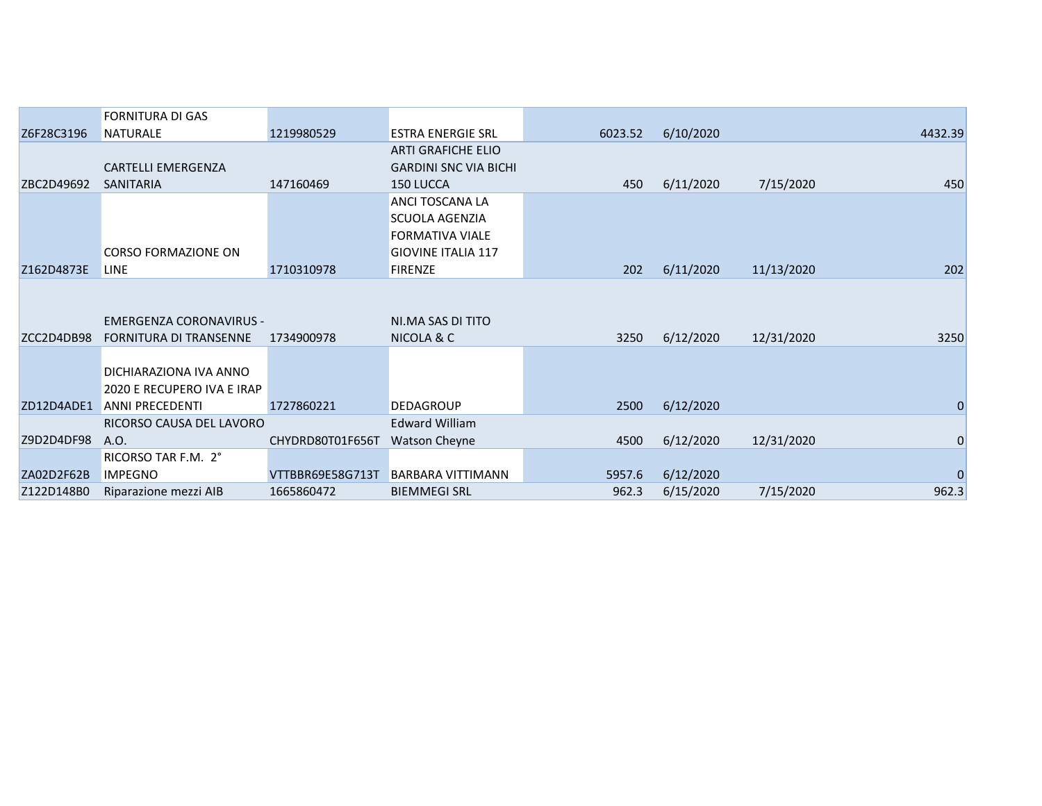| | | | | | | | |
|---|---|---|---|---|---|---|---|
| Z6F28C3196 | FORNITURA DI GAS NATURALE | 1219980529 | ESTRA ENERGIE SRL | 6023.52 | 6/10/2020 | | 4432.39 |
| ZBC2D49692 | CARTELLI EMERGENZA SANITARIA | 147160469 | ARTI GRAFICHE ELIO GARDINI SNC VIA BICHI 150 LUCCA | 450 | 6/11/2020 | 7/15/2020 | 450 |
| Z162D4873E | CORSO FORMAZIONE ON LINE | 1710310978 | ANCI TOSCANA LA SCUOLA AGENZIA FORMATIVA VIALE GIOVINE ITALIA 117 FIRENZE | 202 | 6/11/2020 | 11/13/2020 | 202 |
| ZCC2D4DB98 | EMERGENZA CORONAVIRUS - FORNITURA DI TRANSENNE | 1734900978 | NI.MA SAS DI TITO NICOLA & C | 3250 | 6/12/2020 | 12/31/2020 | 3250 |
| ZD12D4ADE1 | DICHIARAZIONA IVA ANNO 2020 E RECUPERO IVA E IRAP ANNI PRECEDENTI | 1727860221 | DEDAGROUP | 2500 | 6/12/2020 | | 0 |
| Z9D2D4DF98 | RICORSO CAUSA DEL LAVORO A.O. | CHYDRD80T01F656T | Edward William Watson Cheyne | 4500 | 6/12/2020 | 12/31/2020 | 0 |
| ZA02D2F62B | RICORSO TAR F.M. 2° IMPEGNO | VTTBBR69E58G713T | BARBARA VITTIMANN | 5957.6 | 6/12/2020 | | 0 |
| Z122D148B0 | Riparazione mezzi AIB | 1665860472 | BIEMMEGI SRL | 962.3 | 6/15/2020 | 7/15/2020 | 962.3 |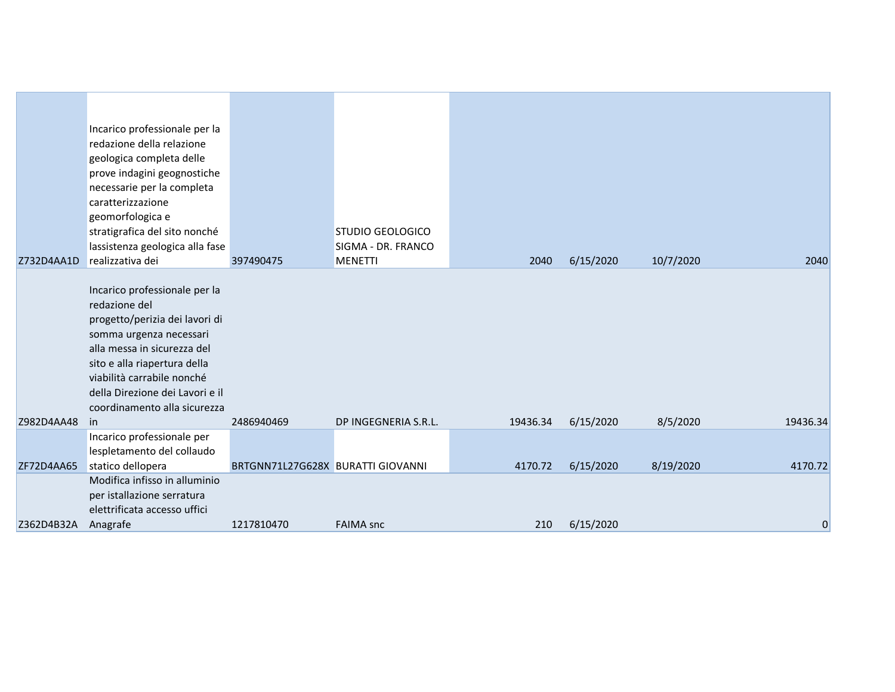| | | | | | | | |
|---|---|---|---|---|---|---|---|
| Z732D4AA1D | Incarico professionale per la redazione della relazione geologica completa delle prove indagini geognostiche necessarie per la completa caratterizzazione geomorfologica e stratigrafica del sito nonché lassistenza geologica alla fase realizzativa dei | 397490475 | STUDIO GEOLOGICO SIGMA - DR. FRANCO MENETTI | 2040 | 6/15/2020 | 10/7/2020 | 2040 |
| Z982D4AA48 | Incarico professionale per la redazione del progetto/perizia dei lavori di somma urgenza necessari alla messa in sicurezza del sito e alla riapertura della viabilità carrabile nonché della Direzione dei Lavori e il coordinamento alla sicurezza in | 2486940469 | DP INGEGNERIA S.R.L. | 19436.34 | 6/15/2020 | 8/5/2020 | 19436.34 |
| ZF72D4AA65 | Incarico professionale per lespletamento del collaudo statico dellopera | BRTGNN71L27G628X | BURATTI GIOVANNI | 4170.72 | 6/15/2020 | 8/19/2020 | 4170.72 |
| Z362D4B32A | Modifica infisso in alluminio per istallazione serratura elettrificata accesso uffici Anagrafe | 1217810470 | FAIMA snc | 210 | 6/15/2020 | | 0 |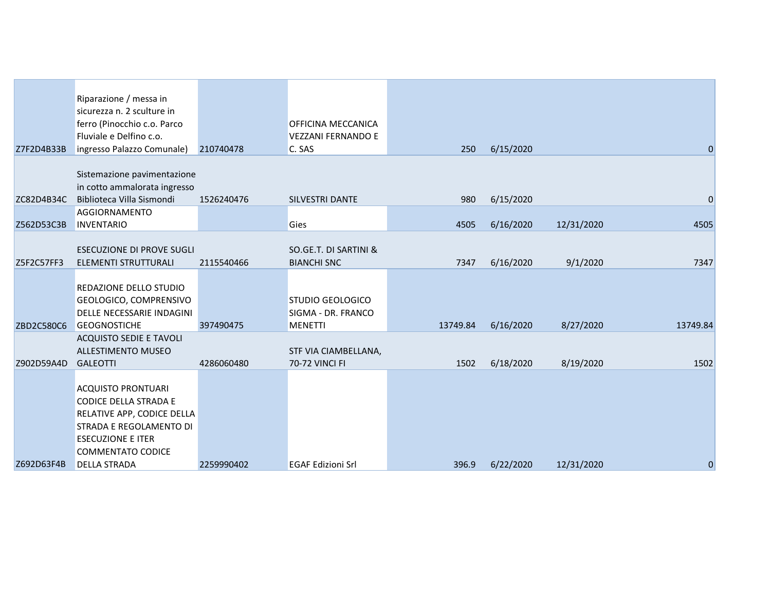| | | | | | | | |
|---|---|---|---|---|---|---|---|
| Z7F2D4B33B | Riparazione / messa in sicurezza n. 2 sculture in ferro (Pinocchio c.o. Parco Fluviale e Delfino c.o. ingresso Palazzo Comunale) | 210740478 | OFFICINA MECCANICA VEZZANI FERNANDO E C. SAS | 250 | 6/15/2020 | | 0 |
| ZC82D4B34C | Sistemazione pavimentazione in cotto ammalorata ingresso Biblioteca Villa Sismondi | 1526240476 | SILVESTRI DANTE | 980 | 6/15/2020 | | 0 |
| Z562D53C3B | AGGIORNAMENTO INVENTARIO | | Gies | 4505 | 6/16/2020 | 12/31/2020 | 4505 |
| Z5F2C57FF3 | ESECUZIONE DI PROVE SUGLI ELEMENTI STRUTTURALI | 2115540466 | SO.GE.T. DI SARTINI & BIANCHI SNC | 7347 | 6/16/2020 | 9/1/2020 | 7347 |
| ZBD2C580C6 | REDAZIONE DELLO STUDIO GEOLOGICO, COMPRENSIVO DELLE NECESSARIE INDAGINI GEOGNOSTICHE | 397490475 | STUDIO GEOLOGICO SIGMA - DR. FRANCO MENETTI | 13749.84 | 6/16/2020 | 8/27/2020 | 13749.84 |
| Z902D59A4D | ACQUISTO SEDIE E TAVOLI ALLESTIMENTO MUSEO GALEOTTI | 4286060480 | STF VIA CIAMBELLANA, 70-72 VINCI FI | 1502 | 6/18/2020 | 8/19/2020 | 1502 |
| Z692D63F4B | ACQUISTO PRONTUARI CODICE DELLA STRADA E RELATIVE APP, CODICE DELLA STRADA E REGOLAMENTO DI ESECUZIONE E ITER COMMENTATO CODICE DELLA STRADA | 2259990402 | EGAF Edizioni Srl | 396.9 | 6/22/2020 | 12/31/2020 | 0 |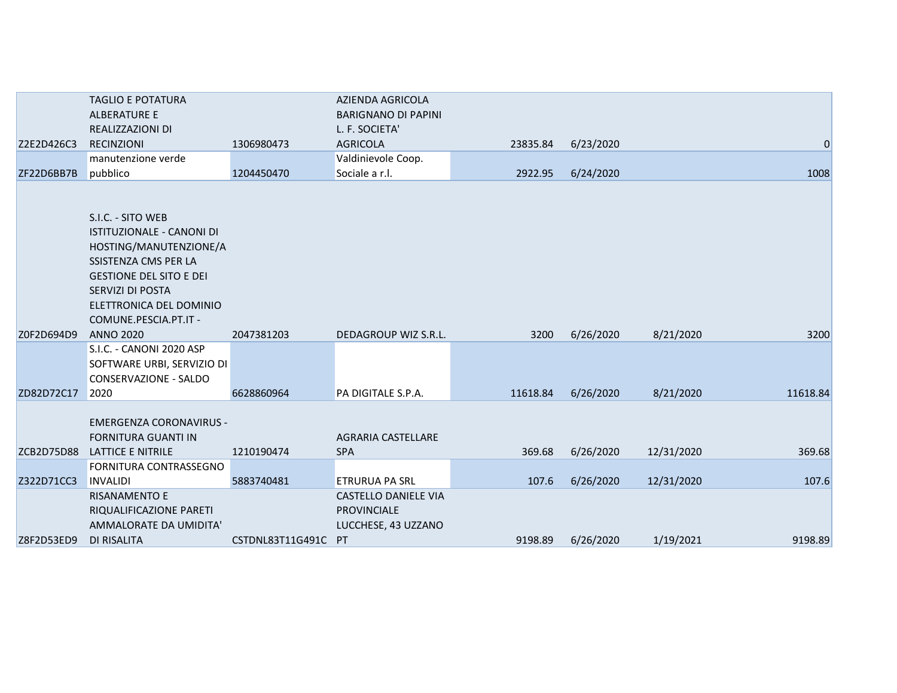| | | | | | | | |
|---|---|---|---|---|---|---|---|
| Z2E2D426C3 | TAGLIO E POTATURA ALBERATURE E REALIZZAZIONI DI RECINZIONI | 1306980473 | AZIENDA AGRICOLA BARIGNANO DI PAPINI L. F. SOCIETA' AGRICOLA | 23835.84 | 6/23/2020 | | 0 |
| ZF22D6BB7B | manutenzione verde pubblico | 1204450470 | Valdinievole Coop. Sociale a r.l. | 2922.95 | 6/24/2020 | | 1008 |
| Z0F2D694D9 | S.I.C. - SITO WEB ISTITUZIONALE - CANONI DI HOSTING/MANUTENZIONE/ASSISTENZA CMS PER LA GESTIONE DEL SITO E DEI SERVIZI DI POSTA ELETTRONICA DEL DOMINIO COMUNE.PESCIA.PT.IT - ANNO 2020 | 2047381203 | DEDAGROUP WIZ S.R.L. | 3200 | 6/26/2020 | 8/21/2020 | 3200 |
| ZD82D72C17 | S.I.C. - CANONI 2020 ASP SOFTWARE URBI, SERVIZIO DI CONSERVAZIONE - SALDO 2020 | 6628860964 | PA DIGITALE S.P.A. | 11618.84 | 6/26/2020 | 8/21/2020 | 11618.84 |
| ZCB2D75D88 | EMERGENZA CORONAVIRUS - FORNITURA GUANTI IN LATTICE E NITRILE | 1210190474 | AGRARIA CASTELLARE SPA | 369.68 | 6/26/2020 | 12/31/2020 | 369.68 |
| Z322D71CC3 | FORNITURA CONTRASSEGNO INVALIDI | 5883740481 | ETRURUA PA SRL | 107.6 | 6/26/2020 | 12/31/2020 | 107.6 |
| Z8F2D53ED9 | RISANAMENTO E RIQUALIFICAZIONE PARETI AMMALORATE DA UMIDITA' DI RISALITA | CSTDNL83T11G491C | CASTELLO DANIELE VIA PROVINCIALE LUCCHESE, 43 UZZANO PT | 9198.89 | 6/26/2020 | 1/19/2021 | 9198.89 |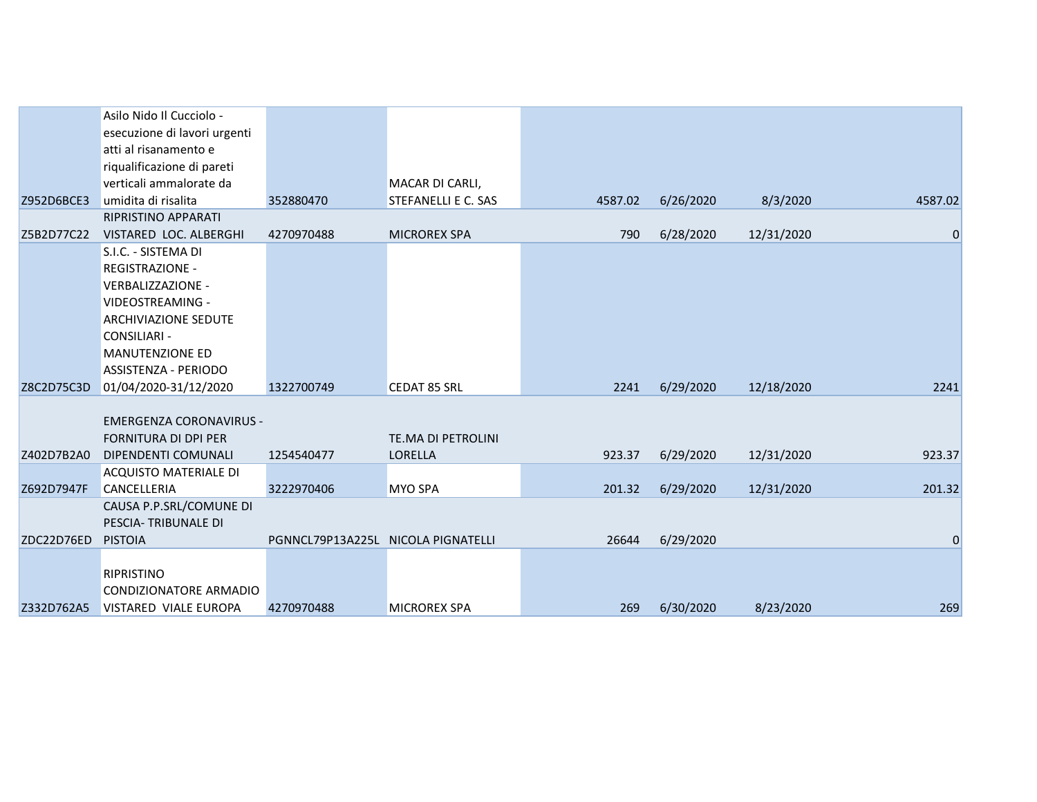| | | | | | | | |
|---|---|---|---|---|---|---|---|
| Z952D6BCE3 | Asilo Nido Il Cucciolo - esecuzione di lavori urgenti atti al risanamento e riqualificazione di pareti verticali ammalorate da umidita di risalita | 352880470 | MACAR DI CARLI, STEFANELLI E C. SAS | 4587.02 | 6/26/2020 | 8/3/2020 | 4587.02 |
| Z5B2D77C22 | RIPRISTINO APPARATI VISTARED LOC. ALBERGHI | 4270970488 | MICROREX SPA | 790 | 6/28/2020 | 12/31/2020 | 0 |
| Z8C2D75C3D | S.I.C. - SISTEMA DI REGISTRAZIONE - VERBALIZZAZIONE - VIDEOSTREAMING - ARCHIVIAZIONE SEDUTE CONSILIARI - MANUTENZIONE ED ASSISTENZA - PERIODO 01/04/2020-31/12/2020 | 1322700749 | CEDAT 85 SRL | 2241 | 6/29/2020 | 12/18/2020 | 2241 |
| Z402D7B2A0 | EMERGENZA CORONAVIRUS - FORNITURA DI DPI PER DIPENDENTI COMUNALI | 1254540477 | TE.MA DI PETROLINI LORELLA | 923.37 | 6/29/2020 | 12/31/2020 | 923.37 |
| Z692D7947F | ACQUISTO MATERIALE DI CANCELLERIA | 3222970406 | MYO SPA | 201.32 | 6/29/2020 | 12/31/2020 | 201.32 |
| ZDC22D76ED | CAUSA P.P.SRL/COMUNE DI PESCIA- TRIBUNALE DI PISTOIA | PGNNCL79P13A225L | NICOLA PIGNATELLI | 26644 | 6/29/2020 | | 0 |
| Z332D762A5 | RIPRISTINO CONDIZIONATORE ARMADIO VISTARED VIALE EUROPA | 4270970488 | MICROREX SPA | 269 | 6/30/2020 | 8/23/2020 | 269 |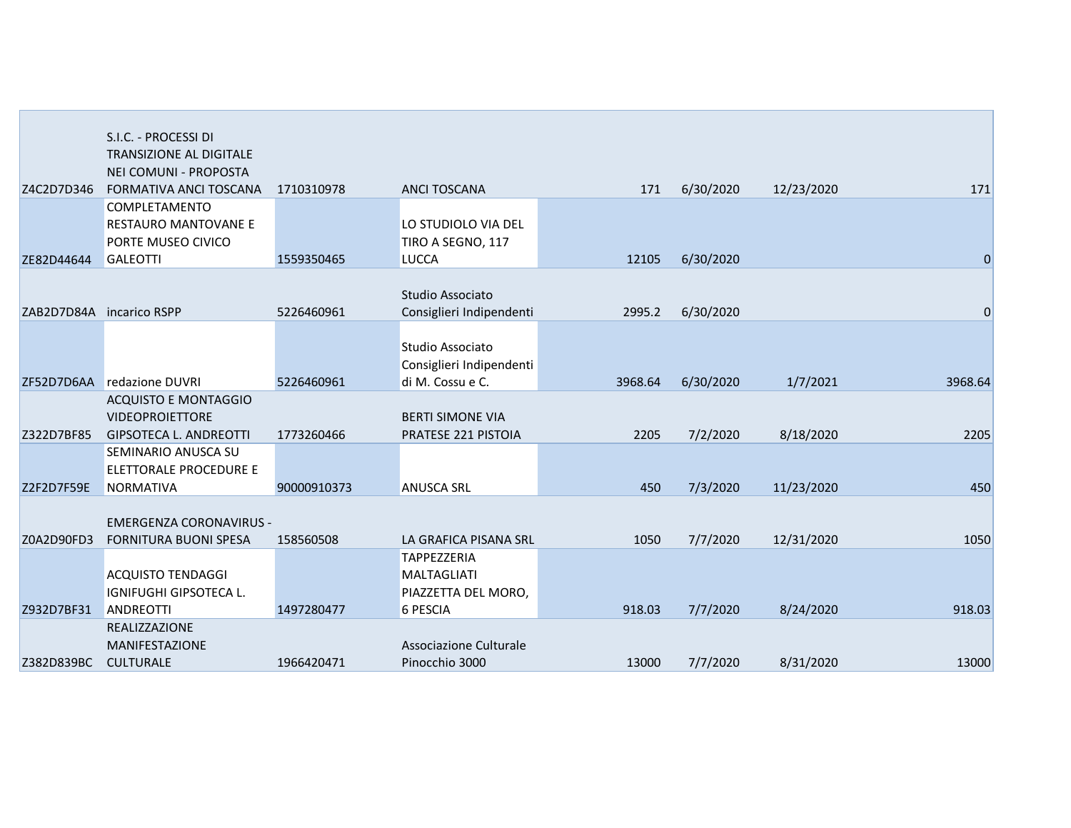| | | | | | | | |
|---|---|---|---|---|---|---|---|
| Z4C2D7D346 | S.I.C. - PROCESSI DI TRANSIZIONE AL DIGITALE NEI COMUNI - PROPOSTA FORMATIVA ANCI TOSCANA | 1710310978 | ANCI TOSCANA | 171 | 6/30/2020 | 12/23/2020 | 171 |
| ZE82D44644 | COMPLETAMENTO RESTAURO MANTOVANE E PORTE MUSEO CIVICO GALEOTTI | 1559350465 | LO STUDIOLO VIA DEL TIRO A SEGNO, 117 LUCCA | 12105 | 6/30/2020 | | 0 |
| ZAB2D7D84A | incarico RSPP | 5226460961 | Studio Associato Consiglieri Indipendenti | 2995.2 | 6/30/2020 | | 0 |
| ZF52D7D6AA | redazione DUVRI | 5226460961 | Studio Associato Consiglieri Indipendenti di M. Cossu e C. | 3968.64 | 6/30/2020 | 1/7/2021 | 3968.64 |
| Z322D7BF85 | ACQUISTO E MONTAGGIO VIDEOPROIETTORE GIPSOTECA L. ANDREOTTI | 1773260466 | BERTI SIMONE VIA PRATESE 221 PISTOIA | 2205 | 7/2/2020 | 8/18/2020 | 2205 |
| Z2F2D7F59E | SEMINARIO ANUSCA SU ELETTORALE PROCEDURE E NORMATIVA | 90000910373 | ANUSCA SRL | 450 | 7/3/2020 | 11/23/2020 | 450 |
| Z0A2D90FD3 | EMERGENZA CORONAVIRUS - FORNITURA BUONI SPESA | 158560508 | LA GRAFICA PISANA SRL | 1050 | 7/7/2020 | 12/31/2020 | 1050 |
| Z932D7BF31 | ACQUISTO TENDAGGI IGNIFUGHI GIPSOTECA L. ANDREOTTI | 1497280477 | TAPPEZZERIA MALTAGLIATI PIAZZETTA DEL MORO, 6 PESCIA | 918.03 | 7/7/2020 | 8/24/2020 | 918.03 |
| Z382D839BC | REALIZZAZIONE MANIFESTAZIONE CULTURALE | 1966420471 | Associazione Culturale Pinocchio 3000 | 13000 | 7/7/2020 | 8/31/2020 | 13000 |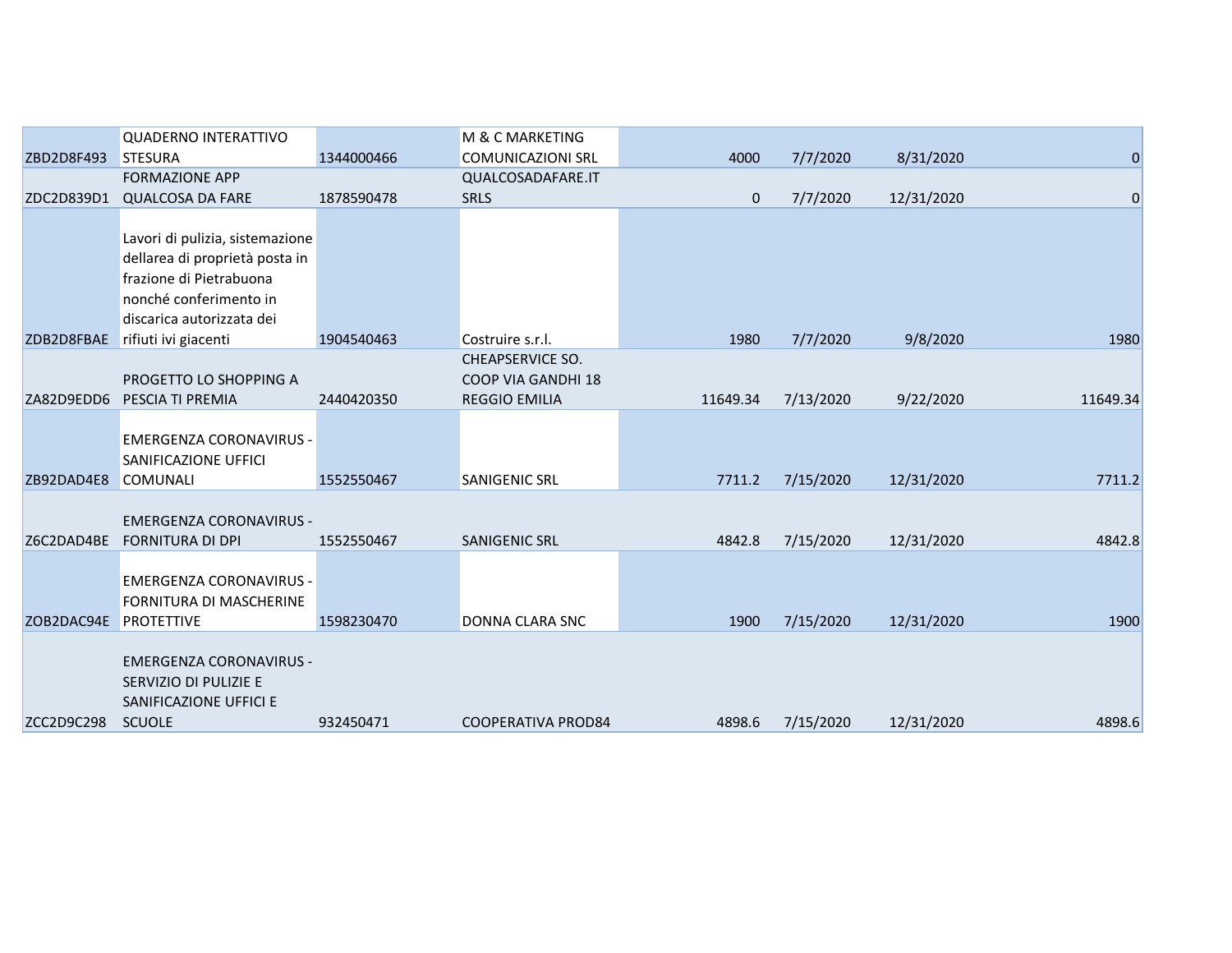| | | | | | | | |
|---|---|---|---|---|---|---|---|
| ZBD2D8F493 | QUADERNO INTERATTIVO STESURA | 1344000466 | M & C MARKETING COMUNICAZIONI SRL | 4000 | 7/7/2020 | 8/31/2020 | 0 |
| ZDC2D839D1 | FORMAZIONE APP QUALCOSA DA FARE | 1878590478 | QUALCOSADAFARE.IT SRLS | 0 | 7/7/2020 | 12/31/2020 | 0 |
| ZDB2D8FBAE | Lavori di pulizia, sistemazione dellarea di proprietà posta in frazione di Pietrabuona nonché conferimento in discarica autorizzata dei rifiuti ivi giacenti | 1904540463 | Costruire s.r.l. | 1980 | 7/7/2020 | 9/8/2020 | 1980 |
| ZA82D9EDD6 | PROGETTO LO SHOPPING A PESCIA TI PREMIA | 2440420350 | CHEAPSERVICE SO. COOP VIA GANDHI 18 REGGIO EMILIA | 11649.34 | 7/13/2020 | 9/22/2020 | 11649.34 |
| ZB92DAD4E8 | EMERGENZA CORONAVIRUS - SANIFICAZIONE UFFICI COMUNALI | 1552550467 | SANIGENIC SRL | 7711.2 | 7/15/2020 | 12/31/2020 | 7711.2 |
| Z6C2DAD4BE | EMERGENZA CORONAVIRUS - FORNITURA DI DPI | 1552550467 | SANIGENIC SRL | 4842.8 | 7/15/2020 | 12/31/2020 | 4842.8 |
| ZOB2DAC94E | EMERGENZA CORONAVIRUS - FORNITURA DI MASCHERINE PROTETTIVE | 1598230470 | DONNA CLARA SNC | 1900 | 7/15/2020 | 12/31/2020 | 1900 |
| ZCC2D9C298 | EMERGENZA CORONAVIRUS - SERVIZIO DI PULIZIE E SANIFICAZIONE UFFICI E SCUOLE | 932450471 | COOPERATIVA PROD84 | 4898.6 | 7/15/2020 | 12/31/2020 | 4898.6 |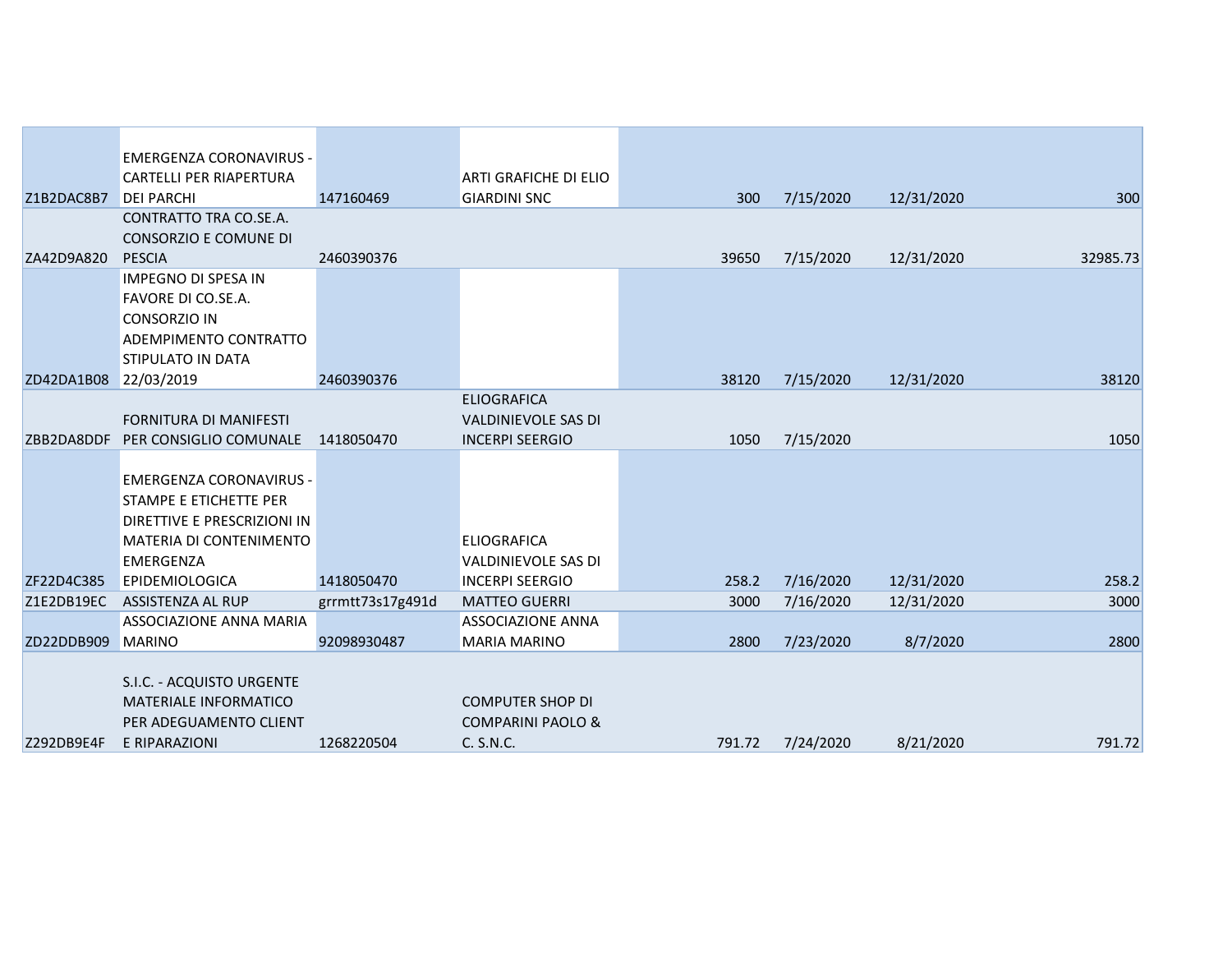| | | | | | | | |
|---|---|---|---|---|---|---|---|
| Z1B2DAC8B7 | EMERGENZA CORONAVIRUS - CARTELLI PER RIAPERTURA DEI PARCHI | 147160469 | ARTI GRAFICHE DI ELIO GIARDINI SNC | 300 | 7/15/2020 | 12/31/2020 | 300 |
| ZA42D9A820 | CONTRATTO TRA CO.SE.A. CONSORZIO E COMUNE DI PESCIA | 2460390376 | | 39650 | 7/15/2020 | 12/31/2020 | 32985.73 |
| ZD42DA1B08 | IMPEGNO DI SPESA IN FAVORE DI CO.SE.A. CONSORZIO IN ADEMPIMENTO CONTRATTO STIPULATO IN DATA 22/03/2019 | 2460390376 | | 38120 | 7/15/2020 | 12/31/2020 | 38120 |
| ZBB2DA8DDF | FORNITURA DI MANIFESTI PER CONSIGLIO COMUNALE | 1418050470 | ELIOGRAFICA VALDINIEVOLE SAS DI INCERPI SEERGIO | 1050 | 7/15/2020 | | 1050 |
| ZF22D4C385 | EMERGENZA CORONAVIRUS - STAMPE E ETICHETTE PER DIRETTIVE E PRESCRIZIONI IN MATERIA DI CONTENIMENTO EMERGENZA EPIDEMIOLOGICA | 1418050470 | ELIOGRAFICA VALDINIEVOLE SAS DI INCERPI SEERGIO | 258.2 | 7/16/2020 | 12/31/2020 | 258.2 |
| Z1E2DB19EC | ASSISTENZA AL RUP | grrmtt73s17g491d | MATTEO GUERRI | 3000 | 7/16/2020 | 12/31/2020 | 3000 |
| ZD22DDB909 | ASSOCIAZIONE ANNA MARIA MARINO | 92098930487 | ASSOCIAZIONE ANNA MARIA MARINO | 2800 | 7/23/2020 | 8/7/2020 | 2800 |
| Z292DB9E4F | S.I.C. - ACQUISTO URGENTE MATERIALE INFORMATICO PER ADEGUAMENTO CLIENT E RIPARAZIONI | 1268220504 | COMPUTER SHOP DI COMPARINI PAOLO & C. S.N.C. | 791.72 | 7/24/2020 | 8/21/2020 | 791.72 |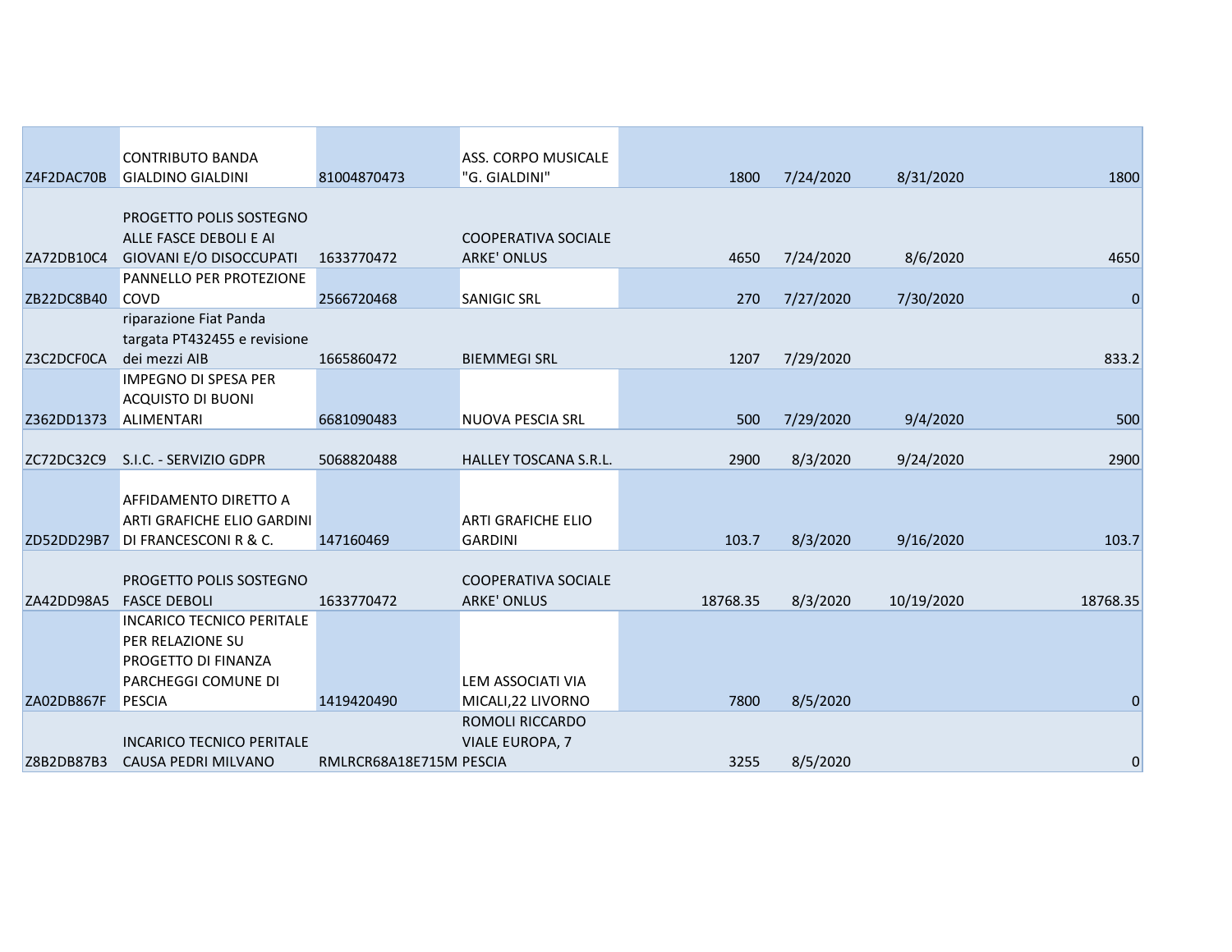| | | | | | | | |
|---|---|---|---|---|---|---|---|
| Z4F2DAC70B | CONTRIBUTO BANDA GIALDINO GIALDINI | 81004870473 | ASS. CORPO MUSICALE "G. GIALDINI" | 1800 | 7/24/2020 | 8/31/2020 | 1800 |
| ZA72DB10C4 | PROGETTO POLIS SOSTEGNO ALLE FASCE DEBOLI E AI GIOVANI E/O DISOCCUPATI | 1633770472 | COOPERATIVA SOCIALE ARKE' ONLUS | 4650 | 7/24/2020 | 8/6/2020 | 4650 |
| ZB22DC8B40 | PANNELLO PER PROTEZIONE COVD | 2566720468 | SANIGIC SRL | 270 | 7/27/2020 | 7/30/2020 | 0 |
| Z3C2DCF0CA | riparazione Fiat Panda targata PT432455 e revisione dei mezzi AIB | 1665860472 | BIEMMEGI SRL | 1207 | 7/29/2020 | | 833.2 |
| Z362DD1373 | IMPEGNO DI SPESA PER ACQUISTO DI BUONI ALIMENTARI | 6681090483 | NUOVA PESCIA SRL | 500 | 7/29/2020 | 9/4/2020 | 500 |
| ZC72DC32C9 | S.I.C. - SERVIZIO GDPR | 5068820488 | HALLEY TOSCANA S.R.L. | 2900 | 8/3/2020 | 9/24/2020 | 2900 |
| ZD52DD29B7 | AFFIDAMENTO DIRETTO A ARTI GRAFICHE ELIO GARDINI DI FRANCESCONI R & C. | 147160469 | ARTI GRAFICHE ELIO GARDINI | 103.7 | 8/3/2020 | 9/16/2020 | 103.7 |
| ZA42DD98A5 | PROGETTO POLIS SOSTEGNO FASCE DEBOLI | 1633770472 | COOPERATIVA SOCIALE ARKE' ONLUS | 18768.35 | 8/3/2020 | 10/19/2020 | 18768.35 |
| ZA02DB867F | INCARICO TECNICO PERITALE PER RELAZIONE SU PROGETTO DI FINANZA PARCHEGGI COMUNE DI PESCIA | 1419420490 | LEM ASSOCIATI VIA MICALI,22 LIVORNO | 7800 | 8/5/2020 | | 0 |
| Z8B2DB87B3 | INCARICO TECNICO PERITALE CAUSA PEDRI MILVANO | RMLRCR68A18E715M | ROMOLI RICCARDO VIALE EUROPA, 7 PESCIA | 3255 | 8/5/2020 | | 0 |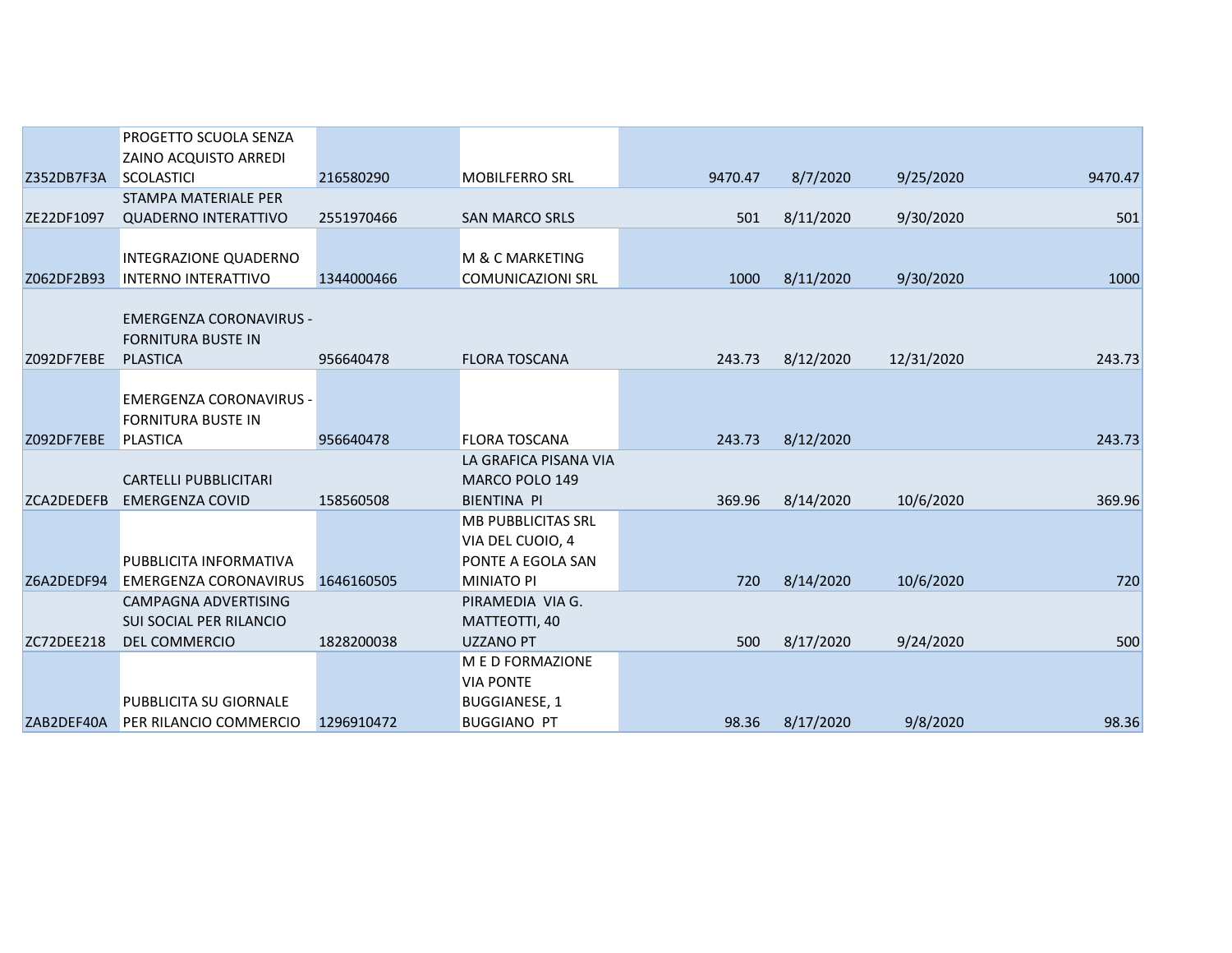| | | | | | | | |
|---|---|---|---|---|---|---|---|
| Z352DB7F3A | PROGETTO SCUOLA SENZA ZAINO ACQUISTO ARREDI SCOLASTICI | 216580290 | MOBILFERRO SRL | 9470.47 | 8/7/2020 | 9/25/2020 | 9470.47 |
| ZE22DF1097 | STAMPA MATERIALE PER QUADERNO INTERATTIVO | 2551970466 | SAN MARCO SRLS | 501 | 8/11/2020 | 9/30/2020 | 501 |
| Z062DF2B93 | INTEGRAZIONE QUADERNO INTERNO INTERATTIVO | 1344000466 | M & C MARKETING COMUNICAZIONI SRL | 1000 | 8/11/2020 | 9/30/2020 | 1000 |
| Z092DF7EBE | EMERGENZA CORONAVIRUS - FORNITURA BUSTE IN PLASTICA | 956640478 | FLORA TOSCANA | 243.73 | 8/12/2020 | 12/31/2020 | 243.73 |
| Z092DF7EBE | EMERGENZA CORONAVIRUS - FORNITURA BUSTE IN PLASTICA | 956640478 | FLORA TOSCANA | 243.73 | 8/12/2020 | | 243.73 |
| ZCA2DEDEFB | CARTELLI PUBBLICITARI EMERGENZA COVID | 158560508 | LA GRAFICA PISANA VIA MARCO POLO 149 BIENTINA PI | 369.96 | 8/14/2020 | 10/6/2020 | 369.96 |
| Z6A2DEDF94 | PUBBLICITA INFORMATIVA EMERGENZA CORONAVIRUS | 1646160505 | MB PUBBLICITAS SRL VIA DEL CUOIO, 4 PONTE A EGOLA SAN MINIATO PI | 720 | 8/14/2020 | 10/6/2020 | 720 |
| ZC72DEE218 | CAMPAGNA ADVERTISING SUI SOCIAL PER RILANCIO DEL COMMERCIO | 1828200038 | PIRAMEDIA VIA G. MATTEOTTI, 40 UZZANO PT | 500 | 8/17/2020 | 9/24/2020 | 500 |
| ZAB2DEF40A | PUBBLICITA SU GIORNALE PER RILANCIO COMMERCIO | 1296910472 | M E D FORMAZIONE VIA PONTE BUGGIANESE, 1 BUGGIANO PT | 98.36 | 8/17/2020 | 9/8/2020 | 98.36 |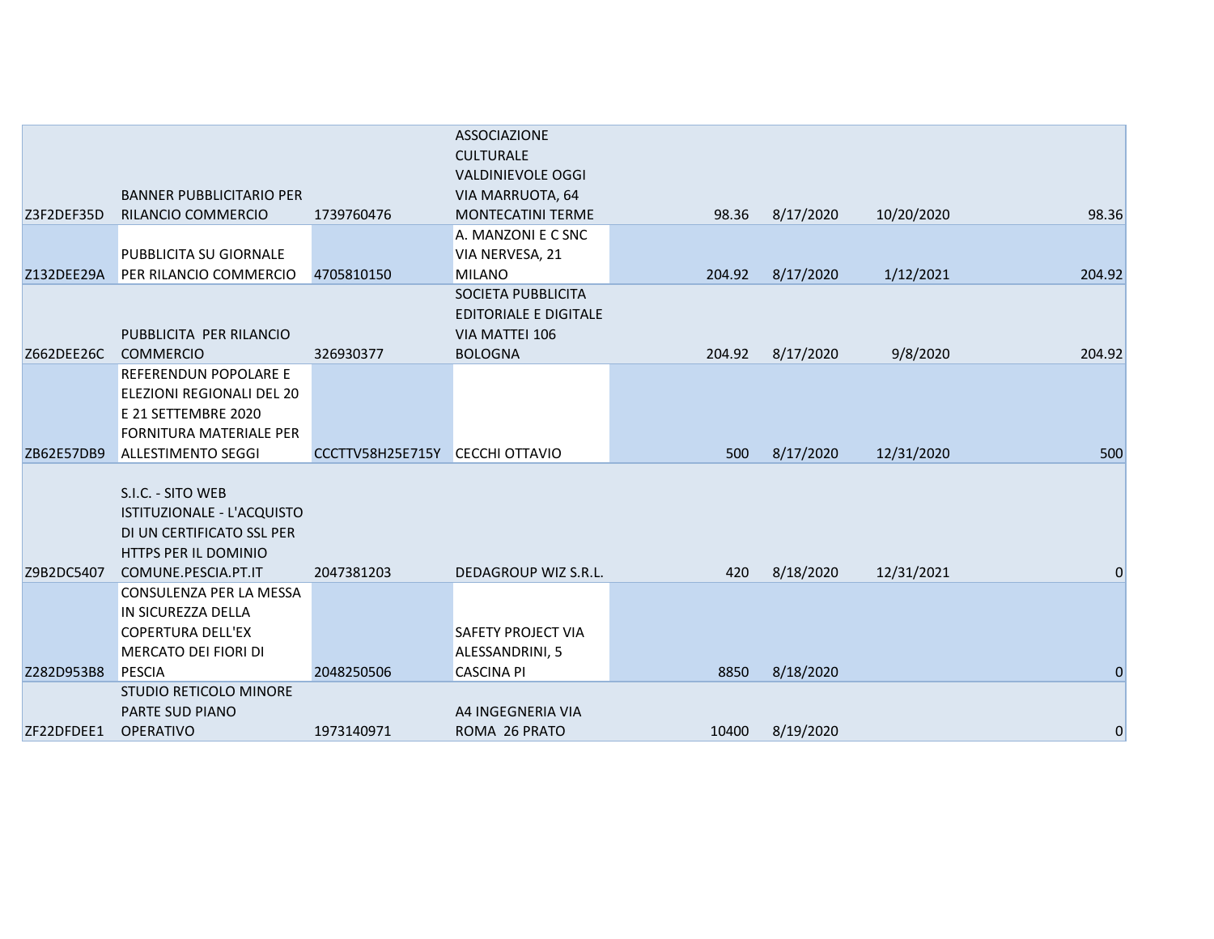| | | | | | | | |
|---|---|---|---|---|---|---|---|
| Z3F2DEF35D | BANNER PUBBLICITARIO PER RILANCIO COMMERCIO | 1739760476 | ASSOCIAZIONE CULTURALE VALDINIEVOLE OGGI VIA MARRUOTA, 64 MONTECATINI TERME | 98.36 | 8/17/2020 | 10/20/2020 | 98.36 |
| Z132DEE29A | PUBBLICITA SU GIORNALE PER RILANCIO COMMERCIO | 4705810150 | A. MANZONI E C SNC VIA NERVESA, 21 MILANO | 204.92 | 8/17/2020 | 1/12/2021 | 204.92 |
| Z662DEE26C | PUBBLICITA PER RILANCIO COMMERCIO | 326930377 | SOCIETA PUBBLICITA EDITORIALE E DIGITALE VIA MATTEI 106 BOLOGNA | 204.92 | 8/17/2020 | 9/8/2020 | 204.92 |
| ZB62E57DB9 | REFERENDUN POPOLARE E ELEZIONI REGIONALI DEL 20 E 21 SETTEMBRE 2020 FORNITURA MATERIALE PER ALLESTIMENTO SEGGI | CCCTTV58H25E715Y | CECCHI OTTAVIO | 500 | 8/17/2020 | 12/31/2020 | 500 |
| Z9B2DC5407 | S.I.C. - SITO WEB ISTITUZIONALE - L'ACQUISTO DI UN CERTIFICATO SSL PER HTTPS PER IL DOMINIO COMUNE.PESCIA.PT.IT | 2047381203 | DEDAGROUP WIZ S.R.L. | 420 | 8/18/2020 | 12/31/2021 | 0 |
| Z282D953B8 | CONSULENZA PER LA MESSA IN SICUREZZA DELLA COPERTURA DELL'EX MERCATO DEI FIORI DI PESCIA | 2048250506 | SAFETY PROJECT VIA ALESSANDRINI, 5 CASCINA PI | 8850 | 8/18/2020 | | 0 |
| ZF22DFDEE1 | STUDIO RETICOLO MINORE PARTE SUD PIANO OPERATIVO | 1973140971 | A4 INGEGNERIA VIA ROMA 26 PRATO | 10400 | 8/19/2020 | | 0 |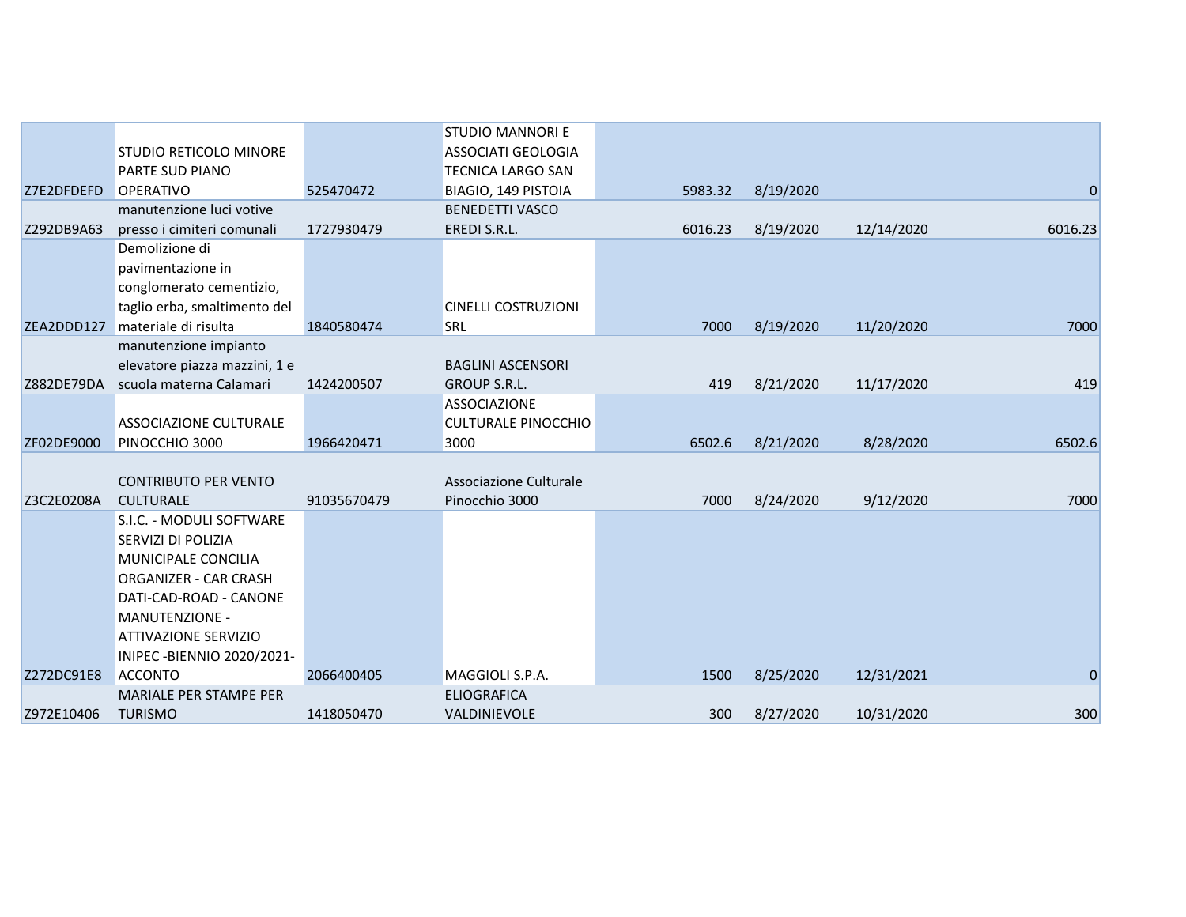| | | | | | | | |
|---|---|---|---|---|---|---|---|
| Z7E2DFDEFD | STUDIO RETICOLO MINORE PARTE SUD PIANO OPERATIVO | 525470472 | STUDIO MANNORI E ASSOCIATI GEOLOGIA TECNICA LARGO SAN BIAGIO, 149 PISTOIA | 5983.32 | 8/19/2020 | | 0 |
| Z292DB9A63 | manutenzione luci votive presso i cimiteri comunali | 1727930479 | BENEDETTI VASCO EREDI S.R.L. | 6016.23 | 8/19/2020 | 12/14/2020 | 6016.23 |
| ZEA2DDD127 | Demolizione di pavimentazione in conglomerato cementizio, taglio erba, smaltimento del materiale di risulta | 1840580474 | CINELLI COSTRUZIONI SRL | 7000 | 8/19/2020 | 11/20/2020 | 7000 |
| Z882DE79DA | manutenzione impianto elevatore piazza mazzini, 1 e scuola materna Calamari | 1424200507 | BAGLINI ASCENSORI GROUP S.R.L. | 419 | 8/21/2020 | 11/17/2020 | 419 |
| ZF02DE9000 | ASSOCIAZIONE CULTURALE PINOCCHIO 3000 | 1966420471 | ASSOCIAZIONE CULTURALE PINOCCHIO 3000 | 6502.6 | 8/21/2020 | 8/28/2020 | 6502.6 |
| Z3C2E0208A | CONTRIBUTO PER VENTO CULTURALE | 91035670479 | Associazione Culturale Pinocchio 3000 | 7000 | 8/24/2020 | 9/12/2020 | 7000 |
| Z272DC91E8 | S.I.C. - MODULI SOFTWARE SERVIZI DI POLIZIA MUNICIPALE CONCILIA ORGANIZER - CAR CRASH DATI-CAD-ROAD - CANONE MANUTENZIONE - ATTIVAZIONE SERVIZIO INIPEC -BIENNIO 2020/2021- ACCONTO | 2066400405 | MAGGIOLI S.P.A. | 1500 | 8/25/2020 | 12/31/2021 | 0 |
| Z972E10406 | MARIALE PER STAMPE PER TURISMO | 1418050470 | ELIOGRAFICA VALDINIEVOLE | 300 | 8/27/2020 | 10/31/2020 | 300 |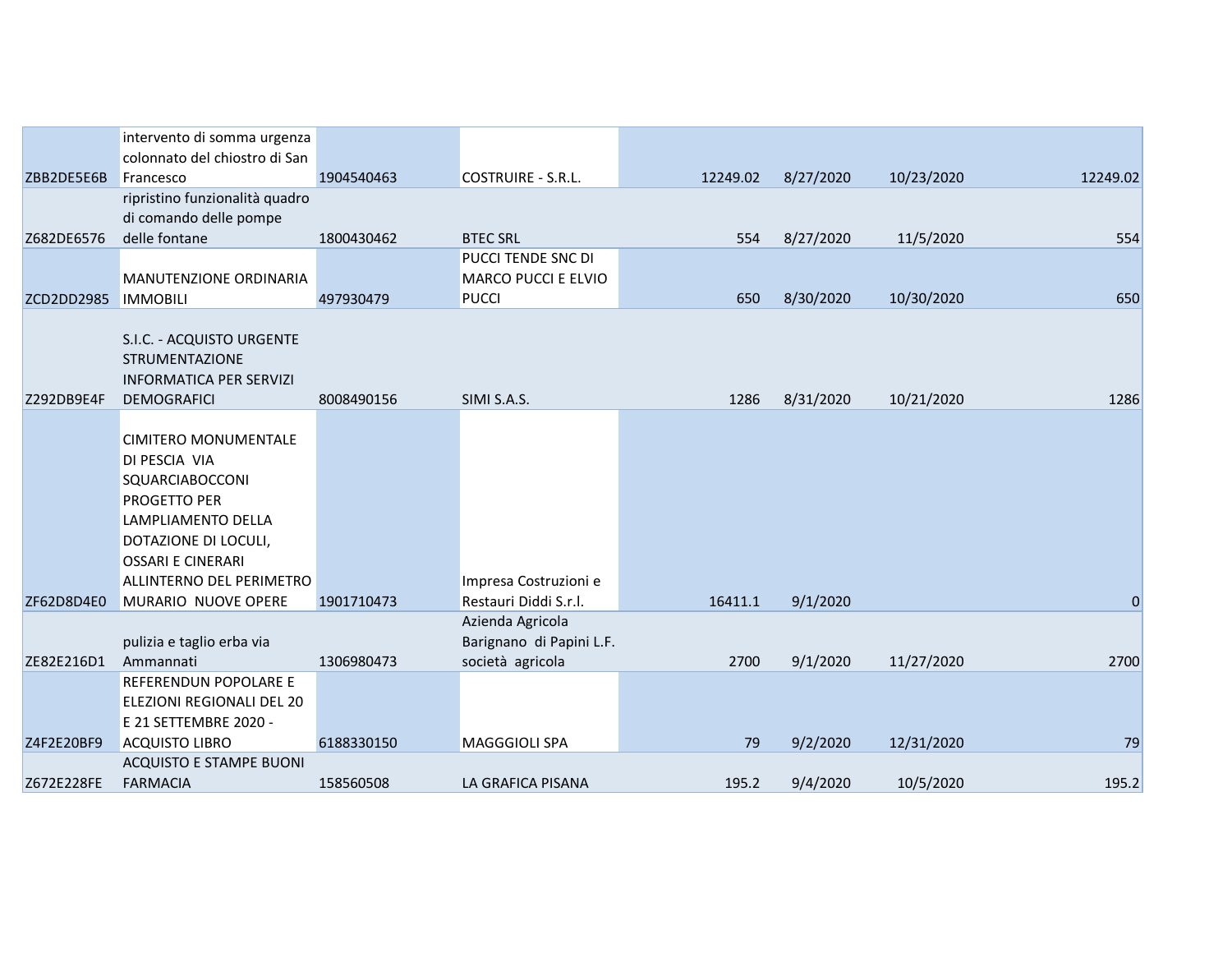| | | | | | | | |
|---|---|---|---|---|---|---|---|
| ZBB2DE5E6B | intervento di somma urgenza colonnato del chiostro di San Francesco | 1904540463 | COSTRUIRE - S.R.L. | 12249.02 | 8/27/2020 | 10/23/2020 | 12249.02 |
| Z682DE6576 | ripristino funzionalità quadro di comando delle pompe delle fontane | 1800430462 | BTEC SRL | 554 | 8/27/2020 | 11/5/2020 | 554 |
| ZCD2DD2985 | MANUTENZIONE ORDINARIA IMMOBILI | 497930479 | PUCCI TENDE SNC DI MARCO PUCCI E ELVIO PUCCI | 650 | 8/30/2020 | 10/30/2020 | 650 |
| Z292DB9E4F | S.I.C. - ACQUISTO URGENTE STRUMENTAZIONE INFORMATICA PER SERVIZI DEMOGRAFICI | 8008490156 | SIMI S.A.S. | 1286 | 8/31/2020 | 10/21/2020 | 1286 |
| ZF62D8D4E0 | CIMITERO MONUMENTALE DI PESCIA VIA SQUARCIABOCCONI PROGETTO PER LAMPLIAMENTO DELLA DOTAZIONE DI LOCULI, OSSARI E CINERARI ALLINTERNO DEL PERIMETRO MURARIO NUOVE OPERE | 1901710473 | Impresa Costruzioni e Restauri Diddi S.r.l. | 16411.1 | 9/1/2020 | | 0 |
| ZE82E216D1 | pulizia e taglio erba via Ammannati | 1306980473 | Azienda Agricola Barignano di Papini L.F. società agricola | 2700 | 9/1/2020 | 11/27/2020 | 2700 |
| Z4F2E20BF9 | REFERENDUN POPOLARE E ELEZIONI REGIONALI DEL 20 E 21 SETTEMBRE 2020 - ACQUISTO LIBRO | 6188330150 | MAGGGIOLI SPA | 79 | 9/2/2020 | 12/31/2020 | 79 |
| Z672E228FE | ACQUISTO E STAMPE BUONI FARMACIA | 158560508 | LA GRAFICA PISANA | 195.2 | 9/4/2020 | 10/5/2020 | 195.2 |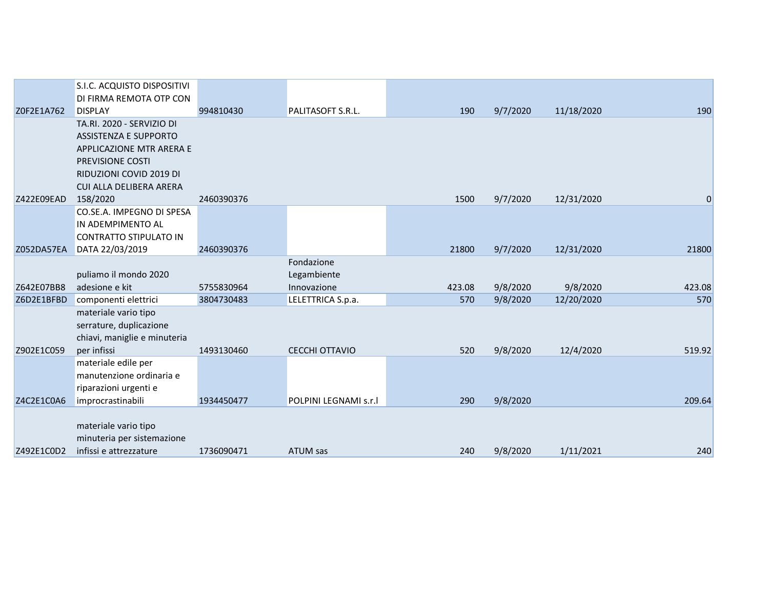| | | | | | | | |
|---|---|---|---|---|---|---|---|
| Z0F2E1A762 | S.I.C. ACQUISTO DISPOSITIVI DI FIRMA REMOTA OTP CON DISPLAY | 994810430 | PALITASOFT S.R.L. | 190 | 9/7/2020 | 11/18/2020 | 190 |
| Z422E09EAD | TA.RI. 2020 - SERVIZIO DI ASSISTENZA E SUPPORTO APPLICAZIONE MTR ARERA E PREVISIONE COSTI RIDUZIONI COVID 2019 DI CUI ALLA DELIBERA ARERA 158/2020 | 2460390376 | | 1500 | 9/7/2020 | 12/31/2020 | 0 |
| Z052DA57EA | CO.SE.A. IMPEGNO DI SPESA IN ADEMPIMENTO AL CONTRATTO STIPULATO IN DATA 22/03/2019 | 2460390376 | | 21800 | 9/7/2020 | 12/31/2020 | 21800 |
| Z642E07BB8 | puliamo il mondo 2020 adesione e kit | 5755830964 | Fondazione Legambiente Innovazione | 423.08 | 9/8/2020 | 9/8/2020 | 423.08 |
| Z6D2E1BFBD | componenti elettrici | 3804730483 | LELETTRICA S.p.a. | 570 | 9/8/2020 | 12/20/2020 | 570 |
| Z902E1C059 | materiale vario tipo serrature, duplicazione chiavi, maniglie e minuteria per infissi | 1493130460 | CECCHI OTTAVIO | 520 | 9/8/2020 | 12/4/2020 | 519.92 |
| Z4C2E1C0A6 | materiale edile per manutenzione ordinaria e riparazioni urgenti e improcrastinabili | 1934450477 | POLPINI LEGNAMI s.r.l | 290 | 9/8/2020 | | 209.64 |
| Z492E1C0D2 | materiale vario tipo minuteria per sistemazione infissi e attrezzature | 1736090471 | ATUM sas | 240 | 9/8/2020 | 1/11/2021 | 240 |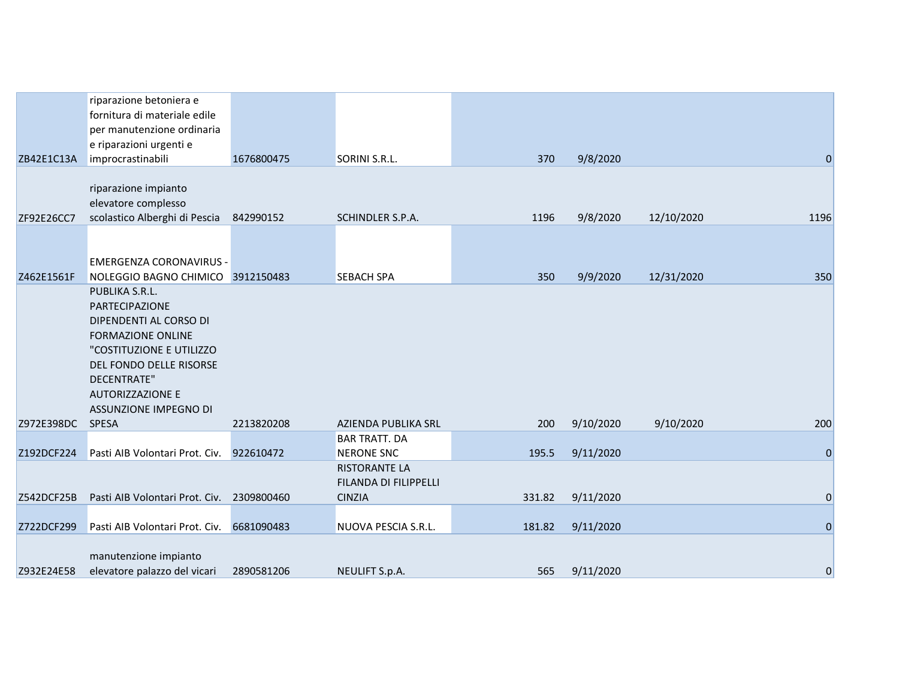| | | | | | | | |
|---|---|---|---|---|---|---|---|
| ZB42E1C13A | riparazione betoniera e fornitura di materiale edile per manutenzione ordinaria e riparazioni urgenti e improcrastinabili | 1676800475 | SORINI S.R.L. | 370 | 9/8/2020 | | 0 |
| ZF92E26CC7 | riparazione impianto elevatore complesso scolastico Alberghi di Pescia | 842990152 | SCHINDLER S.P.A. | 1196 | 9/8/2020 | 12/10/2020 | 1196 |
| Z462E1561F | EMERGENZA CORONAVIRUS - NOLEGGIO BAGNO CHIMICO | 3912150483 | SEBACH SPA | 350 | 9/9/2020 | 12/31/2020 | 350 |
| Z972E398DC | PUBLIKA S.R.L. PARTECIPAZIONE DIPENDENTI AL CORSO DI FORMAZIONE ONLINE "COSTITUZIONE E UTILIZZO DEL FONDO DELLE RISORSE DECENTRATE" AUTORIZZAZIONE E ASSUNZIONE IMPEGNO DI SPESA | 2213820208 | AZIENDA PUBLIKA SRL | 200 | 9/10/2020 | 9/10/2020 | 200 |
| Z192DCF224 | Pasti AIB Volontari Prot. Civ. | 922610472 | BAR TRATT. DA NERONE SNC | 195.5 | 9/11/2020 | | 0 |
| Z542DCF25B | Pasti AIB Volontari Prot. Civ. | 2309800460 | RISTORANTE LA FILANDA DI FILIPPELLI CINZIA | 331.82 | 9/11/2020 | | 0 |
| Z722DCF299 | Pasti AIB Volontari Prot. Civ. | 6681090483 | NUOVA PESCIA S.R.L. | 181.82 | 9/11/2020 | | 0 |
| Z932E24E58 | manutenzione impianto elevatore palazzo del vicari | 2890581206 | NEULIFT S.p.A. | 565 | 9/11/2020 | | 0 |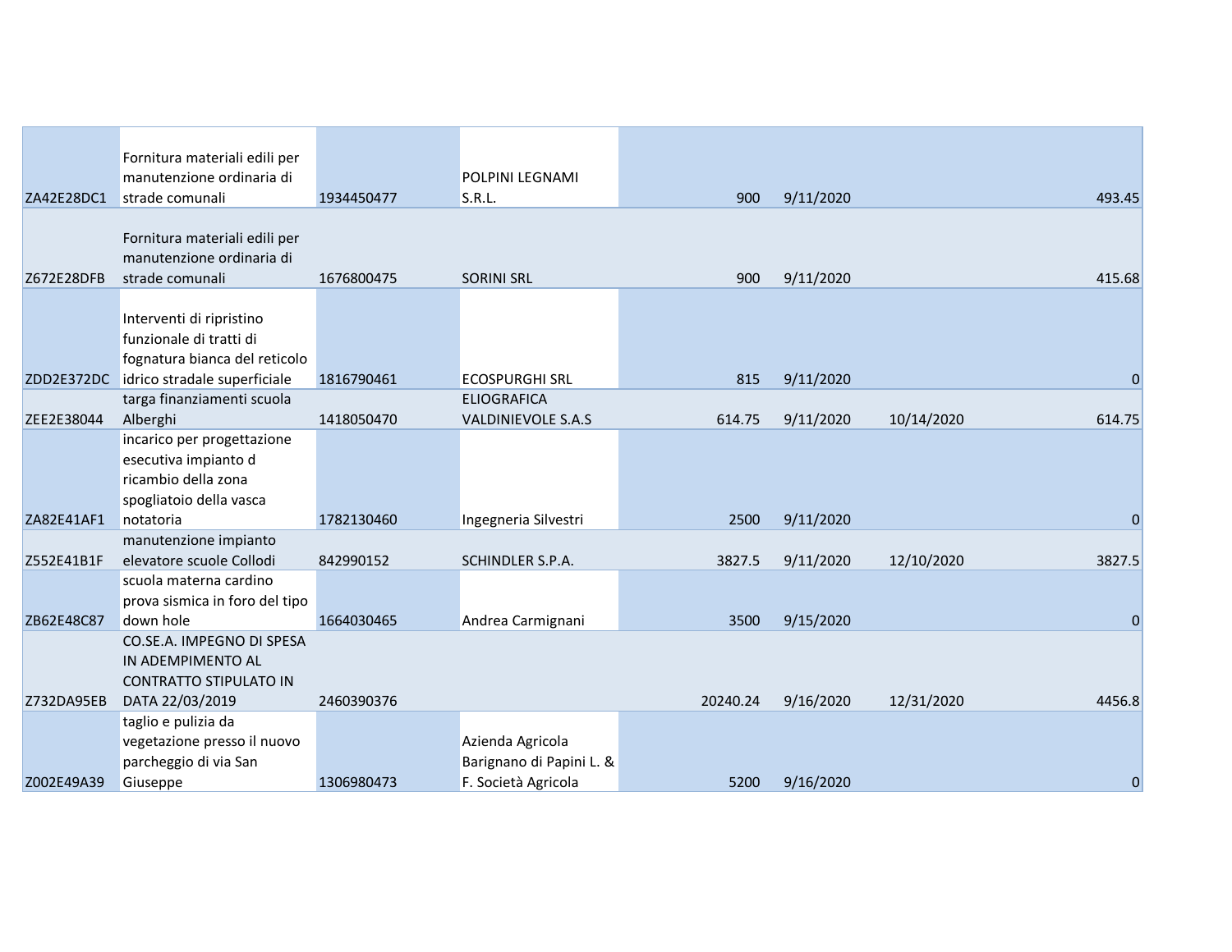|  |  |  |  |  |  |  |  |
|---|---|---|---|---|---|---|---|
| ZA42E28DC1 | Fornitura materiali edili per manutenzione ordinaria di strade comunali | 1934450477 | POLPINI LEGNAMI S.R.L. | 900 | 9/11/2020 |  | 493.45 |
| Z672E28DFB | Fornitura materiali edili per manutenzione ordinaria di strade comunali | 1676800475 | SORINI SRL | 900 | 9/11/2020 |  | 415.68 |
| ZDD2E372DC | Interventi di ripristino funzionale di tratti di fognatura bianca del reticolo idrico stradale superficiale | 1816790461 | ECOSPURGHI SRL | 815 | 9/11/2020 |  | 0 |
| ZEE2E38044 | targa finanziamenti scuola Alberghi | 1418050470 | ELIOGRAFICA VALDINIEVOLE S.A.S | 614.75 | 9/11/2020 | 10/14/2020 | 614.75 |
| ZA82E41AF1 | incarico per progettazione esecutiva impianto d ricambio della zona spogliatoio della vasca notatoria | 1782130460 | Ingegneria Silvestri | 2500 | 9/11/2020 |  | 0 |
| Z552E41B1F | manutenzione impianto elevatore scuole Collodi | 842990152 | SCHINDLER S.P.A. | 3827.5 | 9/11/2020 | 12/10/2020 | 3827.5 |
| ZB62E48C87 | scuola materna cardino prova sismica in foro del tipo down hole | 1664030465 | Andrea Carmignani | 3500 | 9/15/2020 |  | 0 |
| Z732DA95EB | CO.SE.A. IMPEGNO DI SPESA IN ADEMPIMENTO AL CONTRATTO STIPULATO IN DATA 22/03/2019 | 2460390376 |  | 20240.24 | 9/16/2020 | 12/31/2020 | 4456.8 |
| Z002E49A39 | taglio e pulizia da vegetazione presso il nuovo parcheggio di via San Giuseppe | 1306980473 | Azienda Agricola Barignano di Papini L. & F. Società Agricola | 5200 | 9/16/2020 |  | 0 |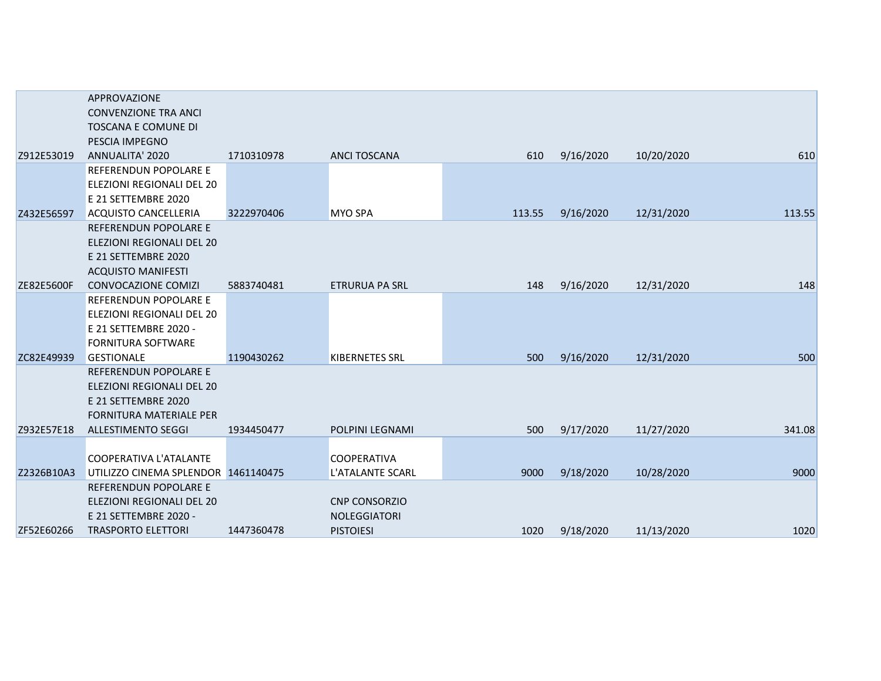| | | | | | | | |
|---|---|---|---|---|---|---|---|
| Z912E53019 | APPROVAZIONE CONVENZIONE TRA ANCI TOSCANA E COMUNE DI PESCIA IMPEGNO ANNUALITA' 2020 | 1710310978 | ANCI TOSCANA | 610 | 9/16/2020 | 10/20/2020 | 610 |
| Z432E56597 | REFERENDUN POPOLARE E ELEZIONI REGIONALI DEL 20 E 21 SETTEMBRE 2020 ACQUISTO CANCELLERIA | 3222970406 | MYO SPA | 113.55 | 9/16/2020 | 12/31/2020 | 113.55 |
| ZE82E5600F | REFERENDUN POPOLARE E ELEZIONI REGIONALI DEL 20 E 21 SETTEMBRE 2020 ACQUISTO MANIFESTI CONVOCAZIONE COMIZI | 5883740481 | ETRURUA PA SRL | 148 | 9/16/2020 | 12/31/2020 | 148 |
| ZC82E49939 | REFERENDUN POPOLARE E ELEZIONI REGIONALI DEL 20 E 21 SETTEMBRE 2020 - FORNITURA SOFTWARE GESTIONALE | 1190430262 | KIBERNETES SRL | 500 | 9/16/2020 | 12/31/2020 | 500 |
| Z932E57E18 | REFERENDUN POPOLARE E ELEZIONI REGIONALI DEL 20 E 21 SETTEMBRE 2020 FORNITURA MATERIALE PER ALLESTIMENTO SEGGI | 1934450477 | POLPINI LEGNAMI | 500 | 9/17/2020 | 11/27/2020 | 341.08 |
| Z2326B10A3 | COOPERATIVA L'ATALANTE UTILIZZO CINEMA SPLENDOR | 1461140475 | COOPERATIVA L'ATALANTE SCARL | 9000 | 9/18/2020 | 10/28/2020 | 9000 |
| ZF52E60266 | REFERENDUN POPOLARE E ELEZIONI REGIONALI DEL 20 E 21 SETTEMBRE 2020 - TRASPORTO ELETTORI | 1447360478 | CNP CONSORZIO NOLEGGIATORI PISTOIESI | 1020 | 9/18/2020 | 11/13/2020 | 1020 |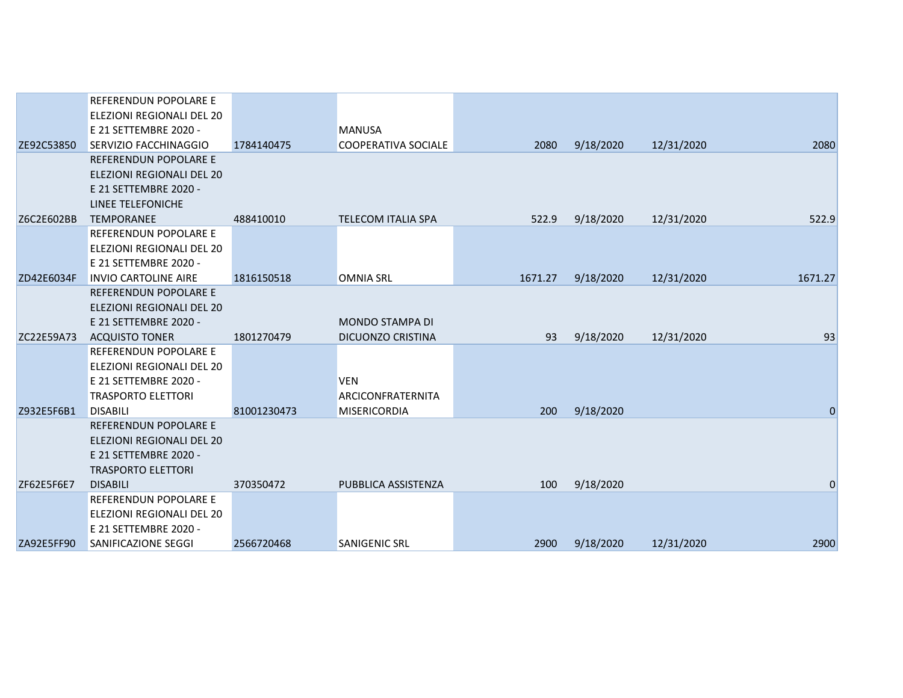| | | | | | | | |
|---|---|---|---|---|---|---|---|
| ZE92C53850 | REFERENDUN POPOLARE E ELEZIONI REGIONALI DEL 20 E 21 SETTEMBRE 2020 - SERVIZIO FACCHINAGGIO | 1784140475 | MANUSA COOPERATIVA SOCIALE | 2080 | 9/18/2020 | 12/31/2020 | 2080 |
| Z6C2E602BB | REFERENDUN POPOLARE E ELEZIONI REGIONALI DEL 20 E 21 SETTEMBRE 2020 - LINEE TELEFONICHE TEMPORANEE | 488410010 | TELECOM ITALIA SPA | 522.9 | 9/18/2020 | 12/31/2020 | 522.9 |
| ZD42E6034F | REFERENDUN POPOLARE E ELEZIONI REGIONALI DEL 20 E 21 SETTEMBRE 2020 - INVIO CARTOLINE AIRE | 1816150518 | OMNIA SRL | 1671.27 | 9/18/2020 | 12/31/2020 | 1671.27 |
| ZC22E59A73 | REFERENDUN POPOLARE E ELEZIONI REGIONALI DEL 20 E 21 SETTEMBRE 2020 - ACQUISTO TONER | 1801270479 | MONDO STAMPA DI DICUONZO CRISTINA | 93 | 9/18/2020 | 12/31/2020 | 93 |
| Z932E5F6B1 | REFERENDUN POPOLARE E ELEZIONI REGIONALI DEL 20 E 21 SETTEMBRE 2020 - TRASPORTO ELETTORI DISABILI | 81001230473 | VEN ARCICONFRATERNITA MISERICORDIA | 200 | 9/18/2020 | | 0 |
| ZF62E5F6E7 | REFERENDUN POPOLARE E ELEZIONI REGIONALI DEL 20 E 21 SETTEMBRE 2020 - TRASPORTO ELETTORI DISABILI | 370350472 | PUBBLICA ASSISTENZA | 100 | 9/18/2020 | | 0 |
| ZA92E5FF90 | REFERENDUN POPOLARE E ELEZIONI REGIONALI DEL 20 E 21 SETTEMBRE 2020 - SANIFICAZIONE SEGGI | 2566720468 | SANIGENIC SRL | 2900 | 9/18/2020 | 12/31/2020 | 2900 |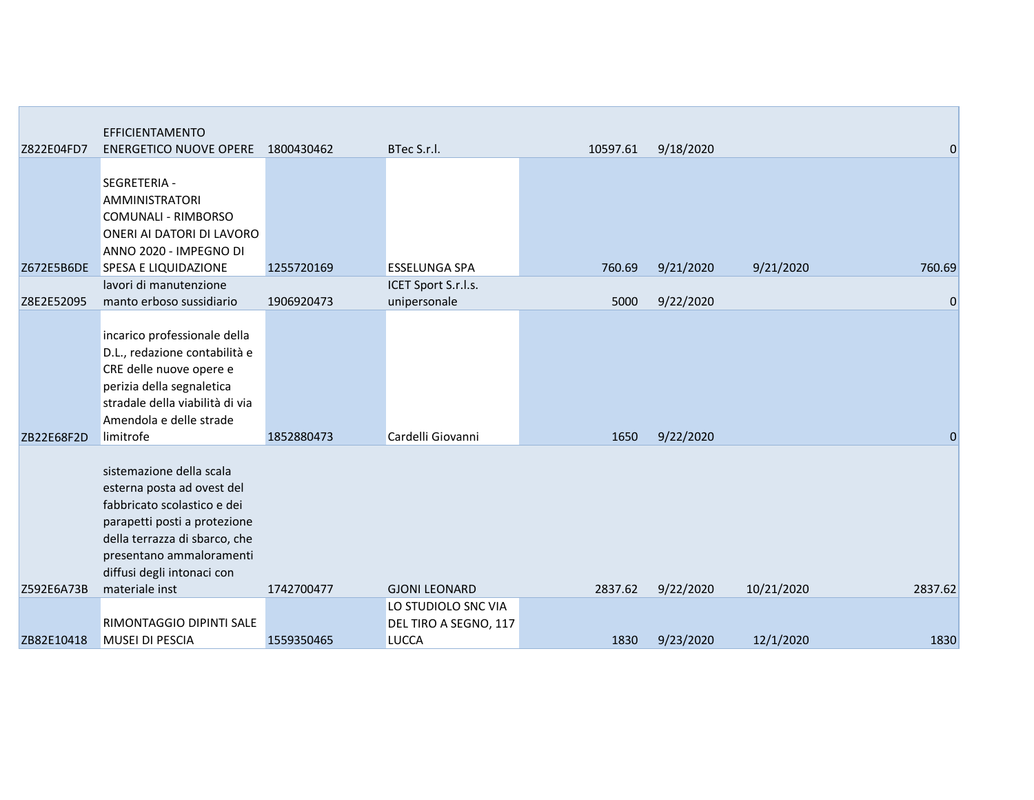| | | | | | | | |
|---|---|---|---|---|---|---|---|
| Z822E04FD7 | EFFICIENTAMENTO ENERGETICO NUOVE OPERE | 1800430462 | BTec S.r.l. | 10597.61 | 9/18/2020 | | 0 |
| Z672E5B6DE | SEGRETERIA - AMMINISTRATORI COMUNALI - RIMBORSO ONERI AI DATORI DI LAVORO ANNO 2020 - IMPEGNO DI SPESA E LIQUIDAZIONE | 1255720169 | ESSELUNGA SPA | 760.69 | 9/21/2020 | 9/21/2020 | 760.69 |
| Z8E2E52095 | lavori di manutenzione manto erboso sussidiario | 1906920473 | ICET Sport S.r.l.s. unipersonale | 5000 | 9/22/2020 | | 0 |
| ZB22E68F2D | incarico professionale della D.L., redazione contabilità e CRE delle nuove opere e perizia della segnaletica stradale della viabilità di via Amendola e delle strade limitrofe | 1852880473 | Cardelli Giovanni | 1650 | 9/22/2020 | | 0 |
| Z592E6A73B | sistemazione della scala esterna posta ad ovest del fabbricato scolastico e dei parapetti posti a protezione della terrazza di sbarco, che presentano ammaloramenti diffusi degli intonaci con materiale inst | 1742700477 | GJONI LEONARD | 2837.62 | 9/22/2020 | 10/21/2020 | 2837.62 |
| ZB82E10418 | RIMONTAGGIO DIPINTI SALE MUSEI DI PESCIA | 1559350465 | LO STUDIOLO SNC VIA DEL TIRO A SEGNO, 117 LUCCA | 1830 | 9/23/2020 | 12/1/2020 | 1830 |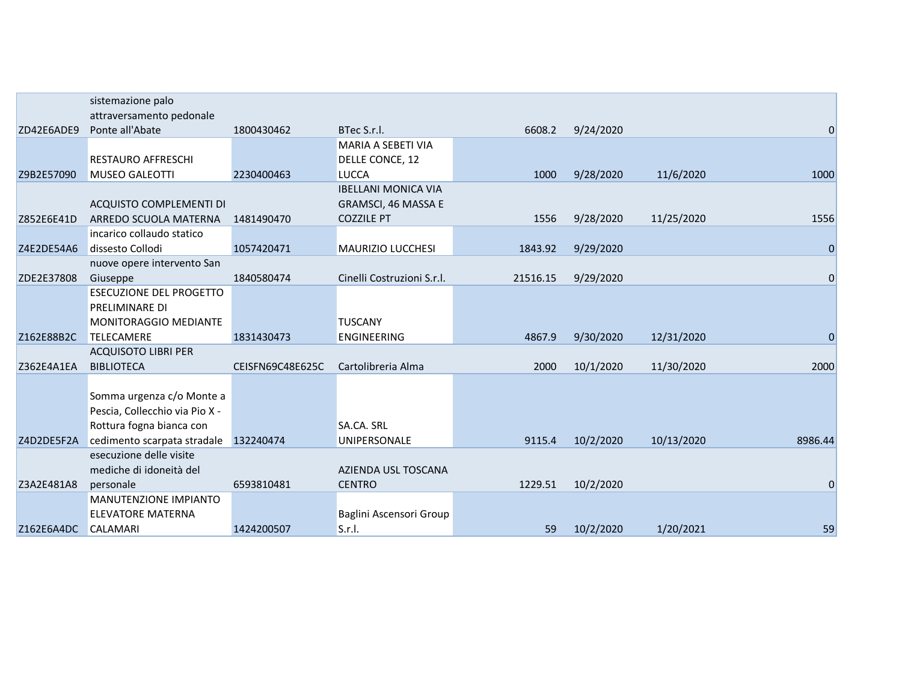| | | | | | | | |
|---|---|---|---|---|---|---|---|
| ZD42E6ADE9 | sistemazione palo attraversamento pedonale Ponte all'Abate | 1800430462 | BTec S.r.l. | 6608.2 | 9/24/2020 | | 0 |
| Z9B2E57090 | RESTAURO AFFRESCHI MUSEO GALEOTTI | 2230400463 | MARIA A SEBETI VIA DELLE CONCE, 12 LUCCA | 1000 | 9/28/2020 | 11/6/2020 | 1000 |
| Z852E6E41D | ACQUISTO COMPLEMENTI DI ARREDO SCUOLA MATERNA | 1481490470 | IBELLANI MONICA VIA GRAMSCI, 46 MASSA E COZZILE PT | 1556 | 9/28/2020 | 11/25/2020 | 1556 |
| Z4E2DE54A6 | incarico collaudo statico dissesto Collodi | 1057420471 | MAURIZIO LUCCHESI | 1843.92 | 9/29/2020 | | 0 |
| ZDE2E37808 | nuove opere intervento San Giuseppe | 1840580474 | Cinelli Costruzioni S.r.l. | 21516.15 | 9/29/2020 | | 0 |
| Z162E88B2C | ESECUZIONE DEL PROGETTO PRELIMINARE DI MONITORAGGIO MEDIANTE TELECAMERE | 1831430473 | TUSCANY ENGINEERING | 4867.9 | 9/30/2020 | 12/31/2020 | 0 |
| Z362E4A1EA | ACQUISOTO LIBRI PER BIBLIOTECA | CEISFN69C48E625C | Cartolibreria Alma | 2000 | 10/1/2020 | 11/30/2020 | 2000 |
| Z4D2DE5F2A | Somma urgenza c/o Monte a Pescia, Collecchio via Pio X - Rottura fogna bianca con cedimento scarpata stradale | 132240474 | SA.CA. SRL UNIPERSONALE | 9115.4 | 10/2/2020 | 10/13/2020 | 8986.44 |
| Z3A2E481A8 | esecuzione delle visite mediche di idoneità del personale | 6593810481 | AZIENDA USL TOSCANA CENTRO | 1229.51 | 10/2/2020 | | 0 |
| Z162E6A4DC | MANUTENZIONE IMPIANTO ELEVATORE MATERNA CALAMARI | 1424200507 | Baglini Ascensori Group S.r.l. | 59 | 10/2/2020 | 1/20/2021 | 59 |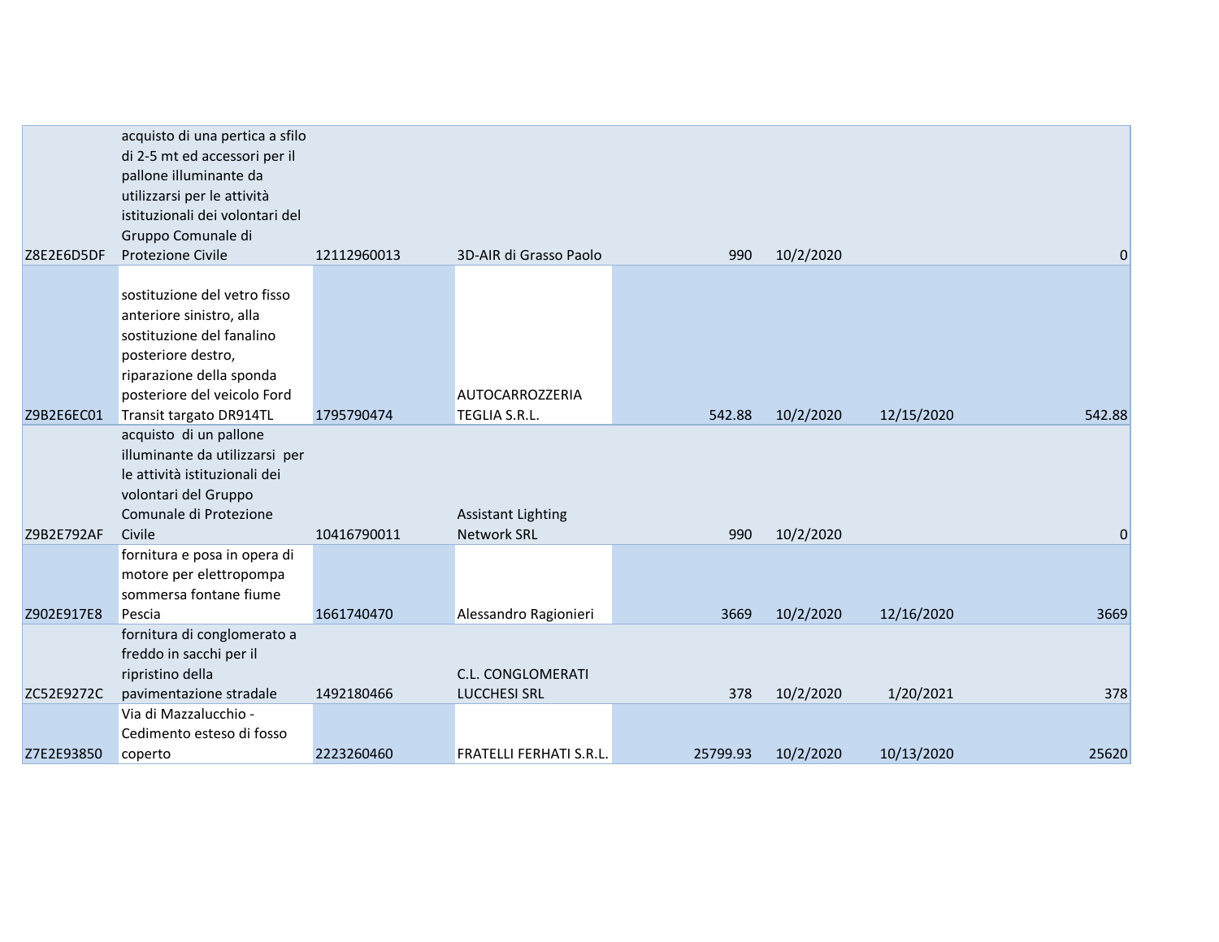| | | | | | | | |
|---|---|---|---|---|---|---|---|
| Z8E2E6D5DF | acquisto di una pertica a sfilo di 2-5 mt ed accessori per il pallone illuminante da utilizzarsi per le attività istituzionali dei volontari del Gruppo Comunale di Protezione Civile | 12112960013 | 3D-AIR di Grasso Paolo | 990 | 10/2/2020 | | 0 |
| Z9B2E6EC01 | sostituzione del vetro fisso anteriore sinistro, alla sostituzione del fanalino posteriore destro, riparazione della sponda posteriore del veicolo Ford Transit targato DR914TL | 1795790474 | AUTOCARROZZERIA TEGLIA S.R.L. | 542.88 | 10/2/2020 | 12/15/2020 | 542.88 |
| Z9B2E792AF | acquisto di un pallone illuminante da utilizzarsi per le attività istituzionali dei volontari del Gruppo Comunale di Protezione Civile | 10416790011 | Assistant Lighting Network SRL | 990 | 10/2/2020 | | 0 |
| Z902E917E8 | fornitura e posa in opera di motore per elettropompa sommersa fontane fiume Pescia | 1661740470 | Alessandro Ragionieri | 3669 | 10/2/2020 | 12/16/2020 | 3669 |
| ZC52E9272C | fornitura di conglomerato a freddo in sacchi per il ripristino della pavimentazione stradale | 1492180466 | C.L. CONGLOMERATI LUCCHESI SRL | 378 | 10/2/2020 | 1/20/2021 | 378 |
| Z7E2E93850 | Via di Mazzalucchio - Cedimento esteso di fosso coperto | 2223260460 | FRATELLI FERHATI S.R.L. | 25799.93 | 10/2/2020 | 10/13/2020 | 25620 |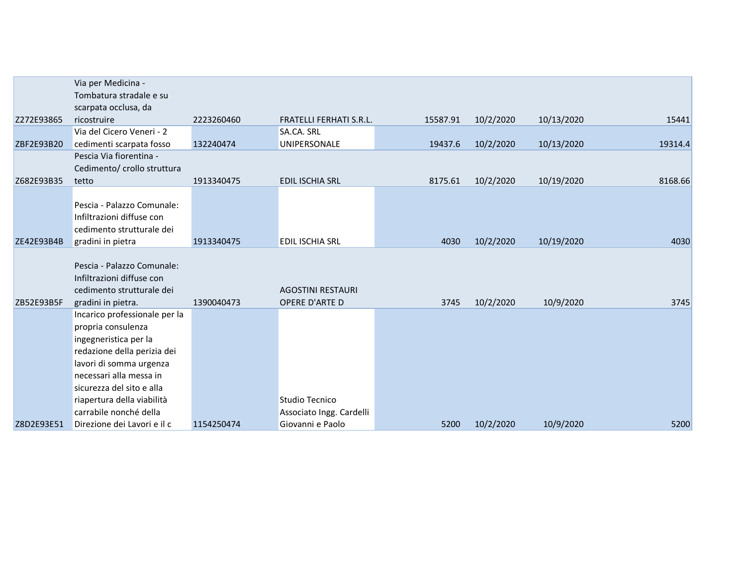| | | | | | | | |
|---|---|---|---|---|---|---|---|
| Z272E93865 | Via per Medicina - Tombatura stradale e su scarpata occlusa, da ricostruire | 2223260460 | FRATELLI FERHATI S.R.L. | 15587.91 | 10/2/2020 | 10/13/2020 | 15441 |
| ZBF2E93B20 | Via del Cicero Veneri - 2 cedimenti scarpata fosso | 132240474 | SA.CA. SRL UNIPERSONALE | 19437.6 | 10/2/2020 | 10/13/2020 | 19314.4 |
| Z682E93B35 | Pescia Via fiorentina - Cedimento/ crollo struttura tetto | 1913340475 | EDIL ISCHIA SRL | 8175.61 | 10/2/2020 | 10/19/2020 | 8168.66 |
| ZE42E93B4B | Pescia - Palazzo Comunale: Infiltrazioni diffuse con cedimento strutturale dei gradini in pietra | 1913340475 | EDIL ISCHIA SRL | 4030 | 10/2/2020 | 10/19/2020 | 4030 |
| ZB52E93B5F | Pescia - Palazzo Comunale: Infiltrazioni diffuse con cedimento strutturale dei gradini in pietra. | 1390040473 | AGOSTINI RESTAURI OPERE D'ARTE D | 3745 | 10/2/2020 | 10/9/2020 | 3745 |
| Z8D2E93E51 | Incarico professionale per la propria consulenza ingegneristica per la redazione della perizia dei lavori di somma urgenza necessari alla messa in sicurezza del sito e alla riapertura della viabilità carrabile nonché della Direzione dei Lavori e il c | 1154250474 | Studio Tecnico Associato Ingg. Cardelli Giovanni e Paolo | 5200 | 10/2/2020 | 10/9/2020 | 5200 |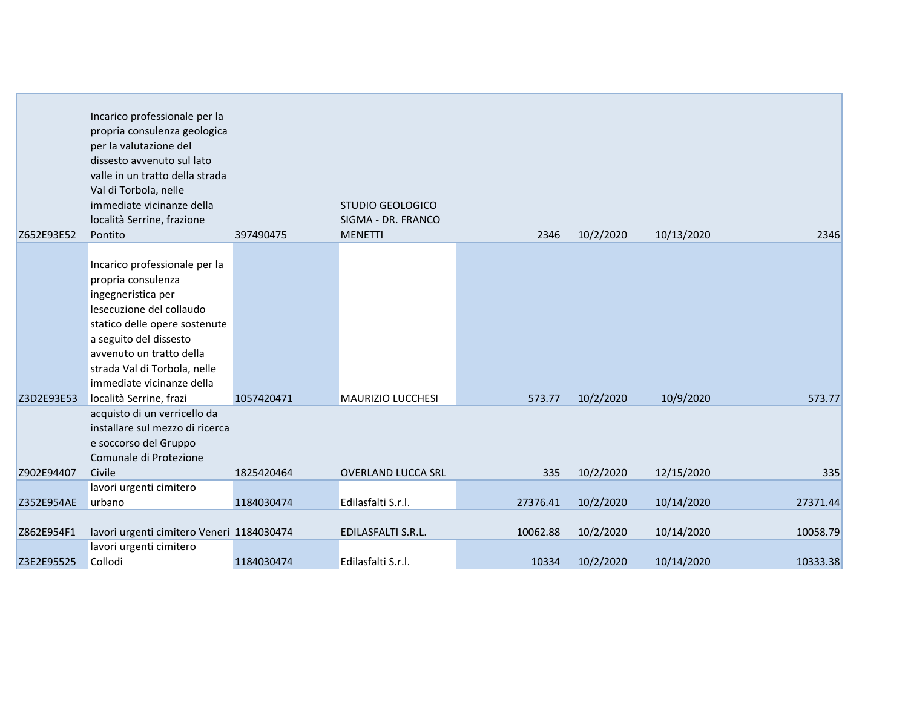| | | | | | | | |
|---|---|---|---|---|---|---|---|
| Z652E93E52 | Incarico professionale per la propria consulenza geologica per la valutazione del dissesto avvenuto sul lato valle in un tratto della strada Val di Torbola, nelle immediate vicinanze della località Serrine, frazione Pontito | 397490475 | STUDIO GEOLOGICO SIGMA - DR. FRANCO MENETTI | 2346 | 10/2/2020 | 10/13/2020 | 2346 |
| Z3D2E93E53 | Incarico professionale per la propria consulenza ingegneristica per lesecuzione del collaudo statico delle opere sostenute a seguito del dissesto avvenuto un tratto della strada Val di Torbola, nelle immediate vicinanze della località Serrine, frazi | 1057420471 | MAURIZIO LUCCHESI | 573.77 | 10/2/2020 | 10/9/2020 | 573.77 |
| Z902E94407 | acquisto di un verricello da installare sul mezzo di ricerca e soccorso del Gruppo Comunale di Protezione Civile | 1825420464 | OVERLAND LUCCA SRL | 335 | 10/2/2020 | 12/15/2020 | 335 |
| Z352E954AE | lavori urgenti cimitero urbano | 1184030474 | Edilasfalti S.r.l. | 27376.41 | 10/2/2020 | 10/14/2020 | 27371.44 |
| Z862E954F1 | lavori urgenti cimitero Veneri | 1184030474 | EDILASFALTI S.R.L. | 10062.88 | 10/2/2020 | 10/14/2020 | 10058.79 |
| Z3E2E95525 | lavori urgenti cimitero Collodi | 1184030474 | Edilasfalti S.r.l. | 10334 | 10/2/2020 | 10/14/2020 | 10333.38 |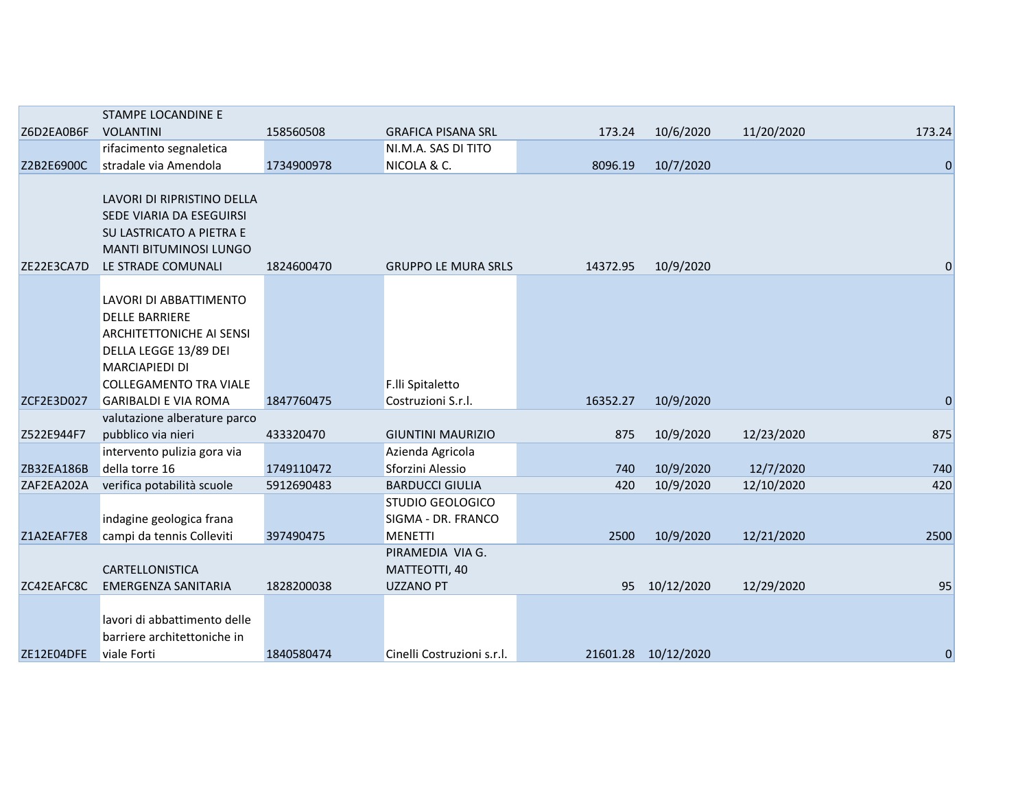| | | | | | | | |
|---|---|---|---|---|---|---|---|
| Z6D2EA0B6F | STAMPE LOCANDINE E VOLANTINI | 158560508 | GRAFICA PISANA SRL | 173.24 | 10/6/2020 | 11/20/2020 | 173.24 |
| Z2B2E6900C | rifacimento segnaletica stradale via Amendola | 1734900978 | NI.M.A. SAS DI TITO NICOLA & C. | 8096.19 | 10/7/2020 | | 0 |
| ZE22E3CA7D | LAVORI DI RIPRISTINO DELLA SEDE VIARIA DA ESEGUIRSI SU LASTRICATO A PIETRA E MANTI BITUMINOSI LUNGO LE STRADE COMUNALI | 1824600470 | GRUPPO LE MURA SRLS | 14372.95 | 10/9/2020 | | 0 |
| ZCF2E3D027 | LAVORI DI ABBATTIMENTO DELLE BARRIERE ARCHITETTONICHE AI SENSI DELLA LEGGE 13/89 DEI MARCIAPIEDI DI COLLEGAMENTO TRA VIALE GARIBALDI E VIA ROMA | 1847760475 | F.lli Spitaletto Costruzioni S.r.l. | 16352.27 | 10/9/2020 | | 0 |
| Z522E944F7 | valutazione alberature parco pubblico via nieri | 433320470 | GIUNTINI MAURIZIO | 875 | 10/9/2020 | 12/23/2020 | 875 |
| ZB32EA186B | intervento pulizia gora via della torre 16 | 1749110472 | Azienda Agricola Sforzini Alessio | 740 | 10/9/2020 | 12/7/2020 | 740 |
| ZAF2EA202A | verifica potabilità scuole | 5912690483 | BARDUCCI GIULIA | 420 | 10/9/2020 | 12/10/2020 | 420 |
| Z1A2EAF7E8 | indagine geologica frana campi da tennis Colleviti | 397490475 | STUDIO GEOLOGICO SIGMA - DR. FRANCO MENETTI | 2500 | 10/9/2020 | 12/21/2020 | 2500 |
| ZC42EAFC8C | CARTELLONISTICA EMERGENZA SANITARIA | 1828200038 | PIRAMEDIA VIA G. MATTEOTTI, 40 UZZANO PT | 95 | 10/12/2020 | 12/29/2020 | 95 |
| ZE12E04DFE | lavori di abbattimento delle barriere architettoniche in viale Forti | 1840580474 | Cinelli Costruzioni s.r.l. | 21601.28 | 10/12/2020 | | 0 |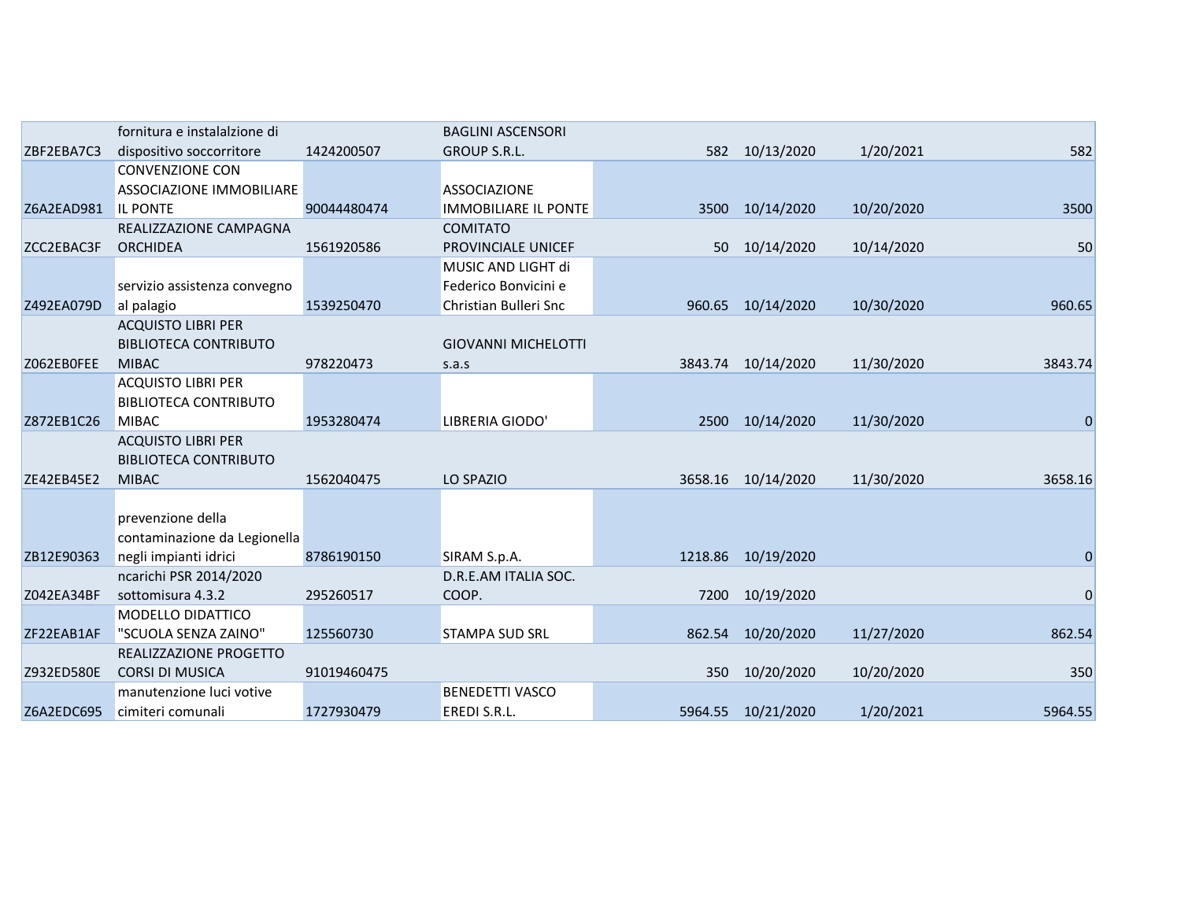| | | | | | | | |
|---|---|---|---|---|---|---|---|
| ZBF2EBA7C3 | fornitura e instalalzione di dispositivo soccorritore | 1424200507 | BAGLINI ASCENSORI GROUP S.R.L. | 582 | 10/13/2020 | 1/20/2021 | 582 |
| Z6A2EAD981 | CONVENZIONE CON ASSOCIAZIONE IMMOBILIARE IL PONTE | 90044480474 | ASSOCIAZIONE IMMOBILIARE IL PONTE | 3500 | 10/14/2020 | 10/20/2020 | 3500 |
| ZCC2EBAC3F | REALIZZAZIONE CAMPAGNA ORCHIDEA | 1561920586 | COMITATO PROVINCIALE UNICEF | 50 | 10/14/2020 | 10/14/2020 | 50 |
| Z492EA079D | servizio assistenza convegno al palagio | 1539250470 | MUSIC AND LIGHT di Federico Bonvicini e Christian Bulleri Snc | 960.65 | 10/14/2020 | 10/30/2020 | 960.65 |
| Z062EB0FEE | ACQUISTO LIBRI PER BIBLIOTECA CONTRIBUTO MIBAC | 978220473 | GIOVANNI MICHELOTTI s.a.s | 3843.74 | 10/14/2020 | 11/30/2020 | 3843.74 |
| Z872EB1C26 | ACQUISTO LIBRI PER BIBLIOTECA CONTRIBUTO MIBAC | 1953280474 | LIBRERIA GIODO' | 2500 | 10/14/2020 | 11/30/2020 | 0 |
| ZE42EB45E2 | ACQUISTO LIBRI PER BIBLIOTECA CONTRIBUTO MIBAC | 1562040475 | LO SPAZIO | 3658.16 | 10/14/2020 | 11/30/2020 | 3658.16 |
| ZB12E90363 | prevenzione della contaminazione da Legionella negli impianti idrici | 8786190150 | SIRAM S.p.A. | 1218.86 | 10/19/2020 | | 0 |
| Z042EA34BF | ncarichi PSR 2014/2020 sottomisura 4.3.2 | 295260517 | D.R.E.AM ITALIA SOC. COOP. | 7200 | 10/19/2020 | | 0 |
| ZF22EAB1AF | MODELLO DIDATTICO "SCUOLA SENZA ZAINO" | 125560730 | STAMPA SUD SRL | 862.54 | 10/20/2020 | 11/27/2020 | 862.54 |
| Z932ED580E | REALIZZAZIONE PROGETTO CORSI DI MUSICA | 91019460475 | | 350 | 10/20/2020 | 10/20/2020 | 350 |
| Z6A2EDC695 | manutenzione luci votive cimiteri comunali | 1727930479 | BENEDETTI VASCO EREDI S.R.L. | 5964.55 | 10/21/2020 | 1/20/2021 | 5964.55 |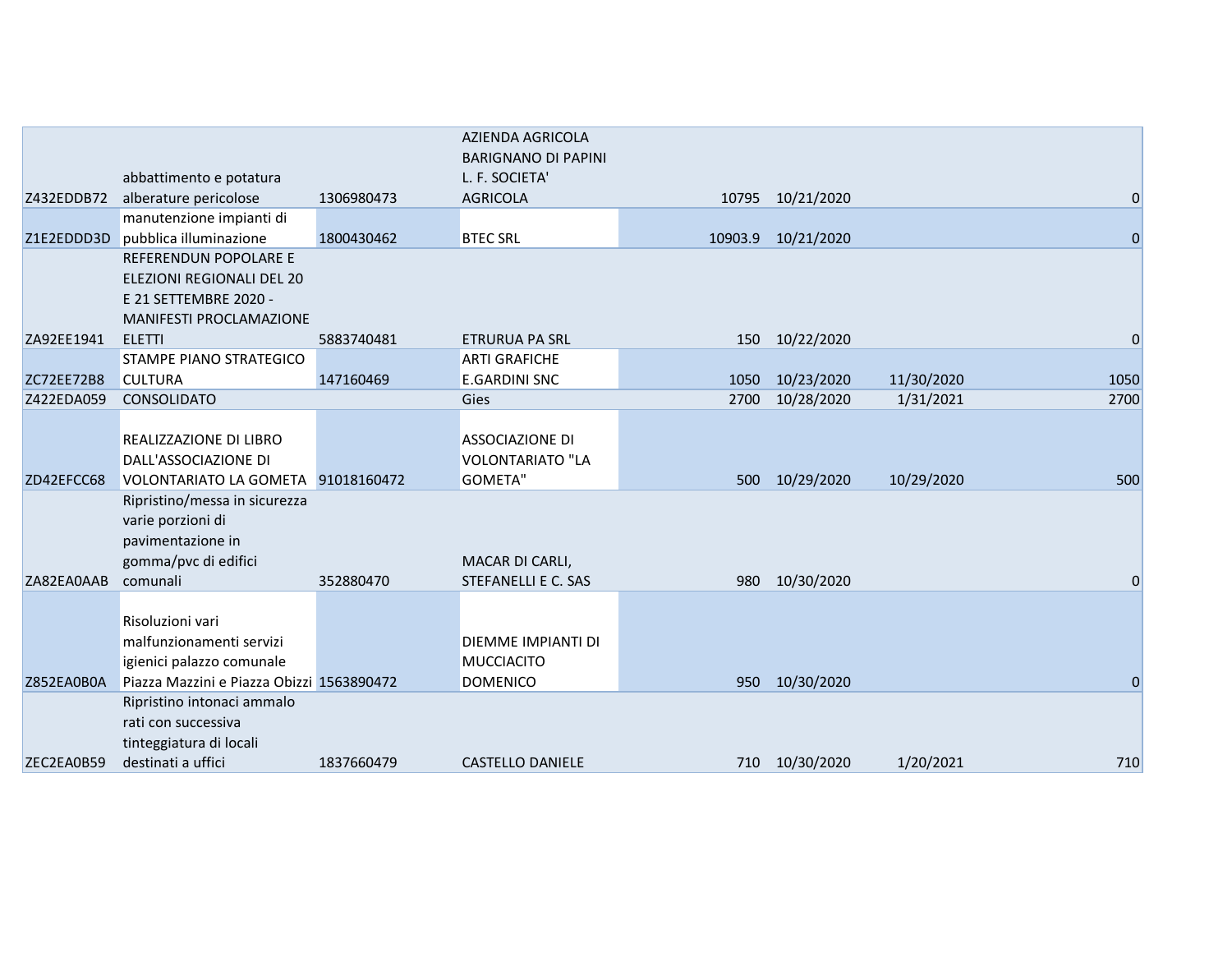| | | | | | | | |
|---|---|---|---|---|---|---|---|
| Z432EDDB72 | abbattimento e potatura alberature pericolose | 1306980473 | AZIENDA AGRICOLA BARIGNANO DI PAPINI L. F. SOCIETA' AGRICOLA | 10795 | 10/21/2020 | | 0 |
| Z1E2EDDD3D | manutenzione impianti di pubblica illuminazione | 1800430462 | BTEC SRL | 10903.9 | 10/21/2020 | | 0 |
| ZA92EE1941 | REFERENDUN POPOLARE E ELEZIONI REGIONALI DEL 20 E 21 SETTEMBRE 2020 - MANIFESTI PROCLAMAZIONE ELETTI | 5883740481 | ETRURUA PA SRL | 150 | 10/22/2020 | | 0 |
| ZC72EE72B8 | STAMPE PIANO STRATEGICO CULTURA | 147160469 | ARTI GRAFICHE E.GARDINI SNC | 1050 | 10/23/2020 | 11/30/2020 | 1050 |
| Z422EDA059 | CONSOLIDATO | | Gies | 2700 | 10/28/2020 | 1/31/2021 | 2700 |
| ZD42EFCC68 | REALIZZAZIONE DI LIBRO DALL'ASSOCIAZIONE DI VOLONTARIATO LA GOMETA | 91018160472 | ASSOCIAZIONE DI VOLONTARIATO "LA GOMETA" | 500 | 10/29/2020 | 10/29/2020 | 500 |
| ZA82EA0AAB | Ripristino/messa in sicurezza varie porzioni di pavimentazione in gomma/pvc di edifici comunali | 352880470 | MACAR DI CARLI, STEFANELLI E C. SAS | 980 | 10/30/2020 | | 0 |
| Z852EA0B0A | Risoluzioni vari malfunzionamenti servizi igienici palazzo comunale Piazza Mazzini e Piazza Obizzi | 1563890472 | DIEMME IMPIANTI DI MUCCIACITO DOMENICO | 950 | 10/30/2020 | | 0 |
| ZEC2EA0B59 | Ripristino intonaci ammalo rati con successiva tinteggiatura di locali destinati a uffici | 1837660479 | CASTELLO DANIELE | 710 | 10/30/2020 | 1/20/2021 | 710 |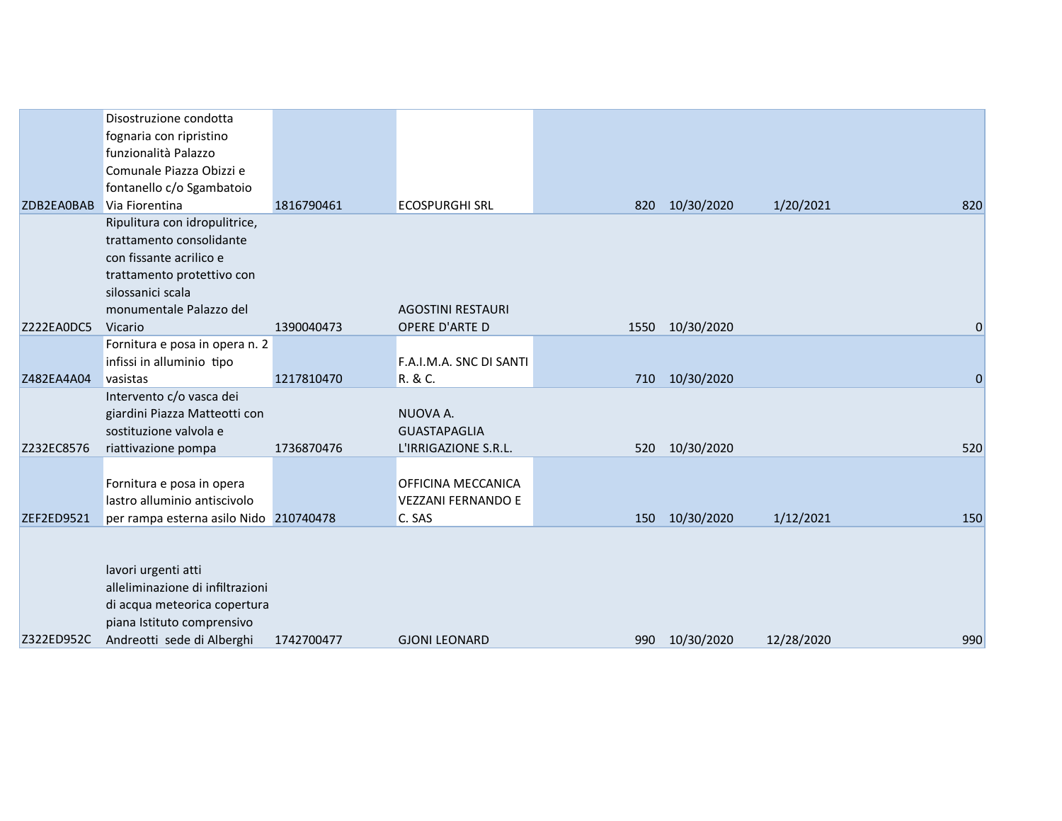| | | | | | | | | |
|---|---|---|---|---|---|---|---|---|
| ZDB2EA0BAB | Disostruzione condotta fognaria con ripristino funzionalità Palazzo Comunale Piazza Obizzi e fontanello c/o Sgambatoio Via Fiorentina | 1816790461 | ECOSPURGHI SRL | | 820 | 10/30/2020 | 1/20/2021 | 820 |
| Z222EA0DC5 | Ripulitura con idropulitrice, trattamento consolidante con fissante acrilico e trattamento protettivo con silossanici scala monumentale Palazzo del Vicario | 1390040473 | AGOSTINI RESTAURI OPERE D'ARTE D | | 1550 | 10/30/2020 | | 0 |
| Z482EA4A04 | Fornitura e posa in opera n. 2 infissi in alluminio tipo vasistas | 1217810470 | F.A.I.M.A. SNC DI SANTI R. & C. | | 710 | 10/30/2020 | | 0 |
| Z232EC8576 | Intervento c/o vasca dei giardini Piazza Matteotti con sostituzione valvola e riattivazione pompa | 1736870476 | NUOVA A. GUASTAPAGLIA L'IRRIGAZIONE S.R.L. | | 520 | 10/30/2020 | | 520 |
| ZEF2ED9521 | Fornitura e posa in opera lastro alluminio antiscivolo per rampa esterna asilo Nido | 210740478 | OFFICINA MECCANICA VEZZANI FERNANDO E C. SAS | | 150 | 10/30/2020 | 1/12/2021 | 150 |
| Z322ED952C | lavori urgenti atti alleliminazione di infiltrazioni di acqua meteorica copertura piana Istituto comprensivo Andreotti sede di Alberghi | 1742700477 | GJONI LEONARD | | 990 | 10/30/2020 | 12/28/2020 | 990 |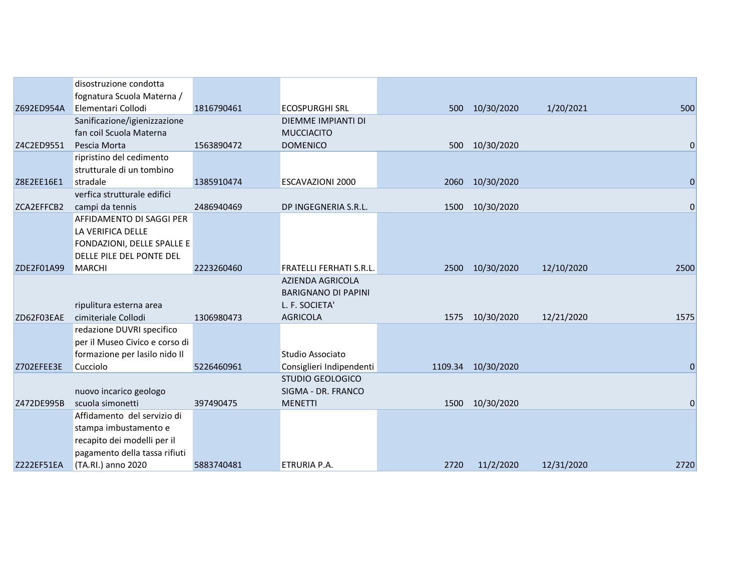| | | | | | | | |
|---|---|---|---|---|---|---|---|
| Z692ED954A | disostruzione condotta fognatura Scuola Materna / Elementari Collodi | 1816790461 | ECOSPURGHI SRL | 500 | 10/30/2020 | 1/20/2021 | 500 |
| Z4C2ED9551 | Sanificazione/igienizzazione fan coil Scuola Materna Pescia Morta | 1563890472 | DIEMME IMPIANTI DI MUCCIACITO DOMENICO | 500 | 10/30/2020 | | 0 |
| Z8E2EE16E1 | ripristino del cedimento strutturale di un tombino stradale | 1385910474 | ESCAVAZIONI 2000 | 2060 | 10/30/2020 | | 0 |
| ZCA2EFFCB2 | verfica strutturale edifici campi da tennis | 2486940469 | DP INGEGNERIA S.R.L. | 1500 | 10/30/2020 | | 0 |
| ZDE2F01A99 | AFFIDAMENTO DI SAGGI PER LA VERIFICA DELLE FONDAZIONI, DELLE SPALLE E DELLE PILE DEL PONTE DEL MARCHI | 2223260460 | FRATELLI FERHATI S.R.L. | 2500 | 10/30/2020 | 12/10/2020 | 2500 |
| ZD62F03EAE | ripulitura esterna area cimiteriale Collodi | 1306980473 | AZIENDA AGRICOLA BARIGNANO DI PAPINI L. F. SOCIETA' AGRICOLA | 1575 | 10/30/2020 | 12/21/2020 | 1575 |
| Z702EFEE3E | redazione DUVRI specifico per il Museo Civico e corso di formazione per lasilo nido Il Cucciolo | 5226460961 | Studio Associato Consiglieri Indipendenti | 1109.34 | 10/30/2020 | | 0 |
| Z472DE995B | nuovo incarico geologo scuola simonetti | 397490475 | STUDIO GEOLOGICO SIGMA - DR. FRANCO MENETTI | 1500 | 10/30/2020 | | 0 |
| Z222EF51EA | Affidamento del servizio di stampa imbustamento e recapito dei modelli per il pagamento della tassa rifiuti (TA.RI.) anno 2020 | 5883740481 | ETRURIA P.A. | 2720 | 11/2/2020 | 12/31/2020 | 2720 |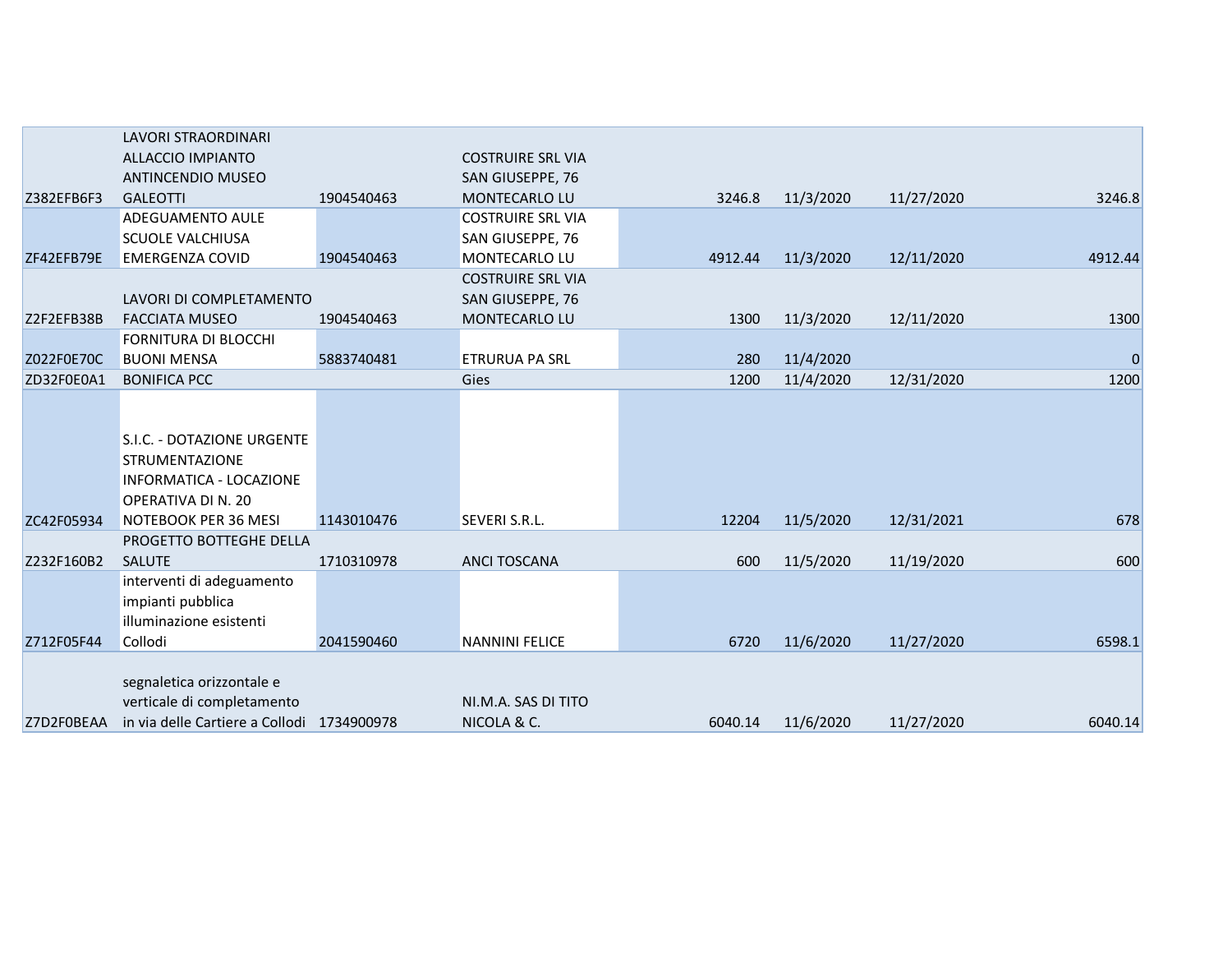| | | | | | | | |
|---|---|---|---|---|---|---|---|
| Z382EFB6F3 | LAVORI STRAORDINARI ALLACCIO IMPIANTO ANTINCENDIO MUSEO GALEOTTI | 1904540463 | COSTRUIRE SRL VIA SAN GIUSEPPE, 76 MONTECARLO LU | 3246.8 | 11/3/2020 | 11/27/2020 | 3246.8 |
| ZF42EFB79E | ADEGUAMENTO AULE SCUOLE VALCHIUSA EMERGENZA COVID | 1904540463 | COSTRUIRE SRL VIA SAN GIUSEPPE, 76 MONTECARLO LU | 4912.44 | 11/3/2020 | 12/11/2020 | 4912.44 |
| Z2F2EFB38B | LAVORI DI COMPLETAMENTO FACCIATA MUSEO | 1904540463 | COSTRUIRE SRL VIA SAN GIUSEPPE, 76 MONTECARLO LU | 1300 | 11/3/2020 | 12/11/2020 | 1300 |
| Z022F0E70C | FORNITURA DI BLOCCHI BUONI MENSA | 5883740481 | ETRURUA PA SRL | 280 | 11/4/2020 | | 0 |
| ZD32F0E0A1 | BONIFICA PCC | | Gies | 1200 | 11/4/2020 | 12/31/2020 | 1200 |
| ZC42F05934 | S.I.C. - DOTAZIONE URGENTE STRUMENTAZIONE INFORMATICA - LOCAZIONE OPERATIVA DI N. 20 NOTEBOOK PER 36 MESI | 1143010476 | SEVERI S.R.L. | 12204 | 11/5/2020 | 12/31/2021 | 678 |
| Z232F160B2 | PROGETTO BOTTEGHE DELLA SALUTE | 1710310978 | ANCI TOSCANA | 600 | 11/5/2020 | 11/19/2020 | 600 |
| Z712F05F44 | interventi di adeguamento impianti pubblica illuminazione esistenti Collodi | 2041590460 | NANNINI FELICE | 6720 | 11/6/2020 | 11/27/2020 | 6598.1 |
| Z7D2F0BEAA | segnaletica orizzontale e verticale di completamento in via delle Cartiere a Collodi | 1734900978 | NI.M.A. SAS DI TITO NICOLA & C. | 6040.14 | 11/6/2020 | 11/27/2020 | 6040.14 |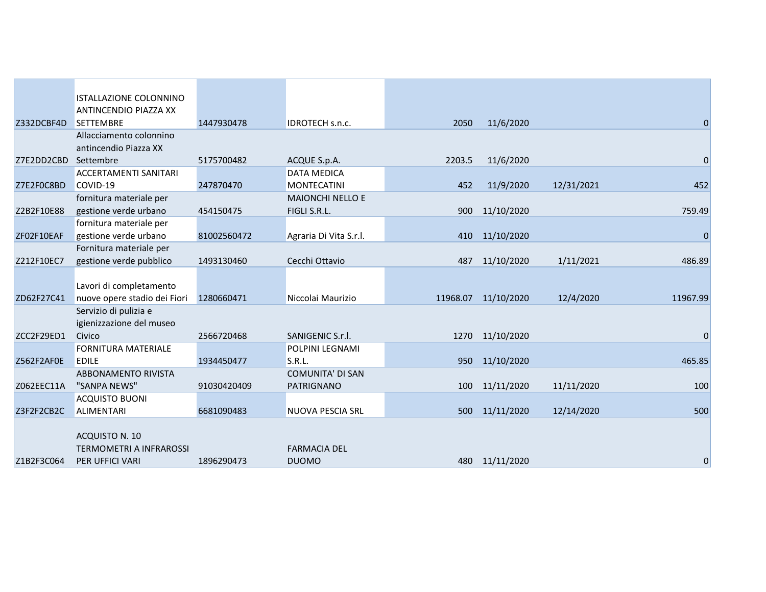| | | | | | | | |
|---|---|---|---|---|---|---|---|
| Z332DCBF4D | ISTALLAZIONE COLONNINO ANTINCENDIO PIAZZA XX SETTEMBRE | 1447930478 | IDROTECH s.n.c. | 2050 | 11/6/2020 | | 0 |
| Z7E2DD2CBD | Allacciamento colonnino antincendio Piazza XX Settembre | 5175700482 | ACQUE S.p.A. | 2203.5 | 11/6/2020 | | 0 |
| Z7E2F0C8BD | ACCERTAMENTI SANITARI COVID-19 | 247870470 | DATA MEDICA MONTECATINI | 452 | 11/9/2020 | 12/31/2021 | 452 |
| Z2B2F10E88 | fornitura materiale per gestione verde urbano | 454150475 | MAIONCHI NELLO E FIGLI S.R.L. | 900 | 11/10/2020 | | 759.49 |
| ZF02F10EAF | fornitura materiale per gestione verde urbano | 81002560472 | Agraria Di Vita S.r.l. | 410 | 11/10/2020 | | 0 |
| Z212F10EC7 | Fornitura materiale per gestione verde pubblico | 1493130460 | Cecchi Ottavio | 487 | 11/10/2020 | 1/11/2021 | 486.89 |
| ZD62F27C41 | Lavori di completamento nuove opere stadio dei Fiori | 1280660471 | Niccolai Maurizio | 11968.07 | 11/10/2020 | 12/4/2020 | 11967.99 |
| ZCC2F29ED1 | Servizio di pulizia e igienizzazione del museo Civico | 2566720468 | SANIGENIC S.r.l. | 1270 | 11/10/2020 | | 0 |
| Z562F2AF0E | FORNITURA MATERIALE EDILE | 1934450477 | POLPINI LEGNAMI S.R.L. | 950 | 11/10/2020 | | 465.85 |
| Z062EEC11A | ABBONAMENTO RIVISTA "SANPA NEWS" | 91030420409 | COMUNITA' DI SAN PATRIGNANO | 100 | 11/11/2020 | 11/11/2020 | 100 |
| Z3F2F2CB2C | ACQUISTO BUONI ALIMENTARI | 6681090483 | NUOVA PESCIA SRL | 500 | 11/11/2020 | 12/14/2020 | 500 |
| Z1B2F3C064 | ACQUISTO N. 10 TERMOMETRI A INFRAROSSI PER UFFICI VARI | 1896290473 | FARMACIA DEL DUOMO | 480 | 11/11/2020 | | 0 |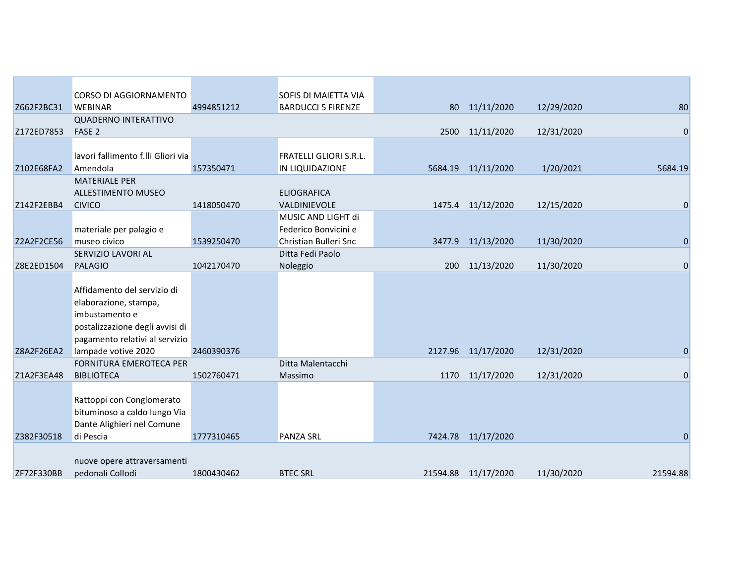| | | | | | | | |
|---|---|---|---|---|---|---|---|
| Z662F2BC31 | CORSO DI AGGIORNAMENTO WEBINAR | 4994851212 | SOFIS DI MAIETTA VIA BARDUCCI 5 FIRENZE | 80 | 11/11/2020 | 12/29/2020 | 80 |
| Z172ED7853 | QUADERNO INTERATTIVO FASE 2 | | | 2500 | 11/11/2020 | 12/31/2020 | 0 |
| Z102E68FA2 | lavori fallimento f.lli Gliori via Amendola | 157350471 | FRATELLI GLIORI S.R.L. IN LIQUIDAZIONE | 5684.19 | 11/11/2020 | 1/20/2021 | 5684.19 |
| Z142F2EBB4 | MATERIALE PER ALLESTIMENTO MUSEO CIVICO | 1418050470 | ELIOGRAFICA VALDINIEVOLE | 1475.4 | 11/12/2020 | 12/15/2020 | 0 |
| Z2A2F2CE56 | materiale per palagio e museo civico | 1539250470 | MUSIC AND LIGHT di Federico Bonvicini e Christian Bulleri Snc | 3477.9 | 11/13/2020 | 11/30/2020 | 0 |
| Z8E2ED1504 | SERVIZIO LAVORI AL PALAGIO | 1042170470 | Ditta Fedi Paolo Noleggio | 200 | 11/13/2020 | 11/30/2020 | 0 |
| Z8A2F26EA2 | Affidamento del servizio di elaborazione, stampa, imbustamento e postalizzazione degli avvisi di pagamento relativi al servizio lampade votive 2020 | 2460390376 | | 2127.96 | 11/17/2020 | 12/31/2020 | 0 |
| Z1A2F3EA48 | FORNITURA EMEROTECA PER BIBLIOTECA | 1502760471 | Ditta Malentacchi Massimo | 1170 | 11/17/2020 | 12/31/2020 | 0 |
| Z382F30518 | Rattoppi con Conglomerato bituminoso a caldo lungo Via Dante Alighieri nel Comune di Pescia | 1777310465 | PANZA SRL | 7424.78 | 11/17/2020 | | 0 |
| ZF72F330BB | nuove opere attraversamenti pedonali Collodi | 1800430462 | BTEC SRL | 21594.88 | 11/17/2020 | 11/30/2020 | 21594.88 |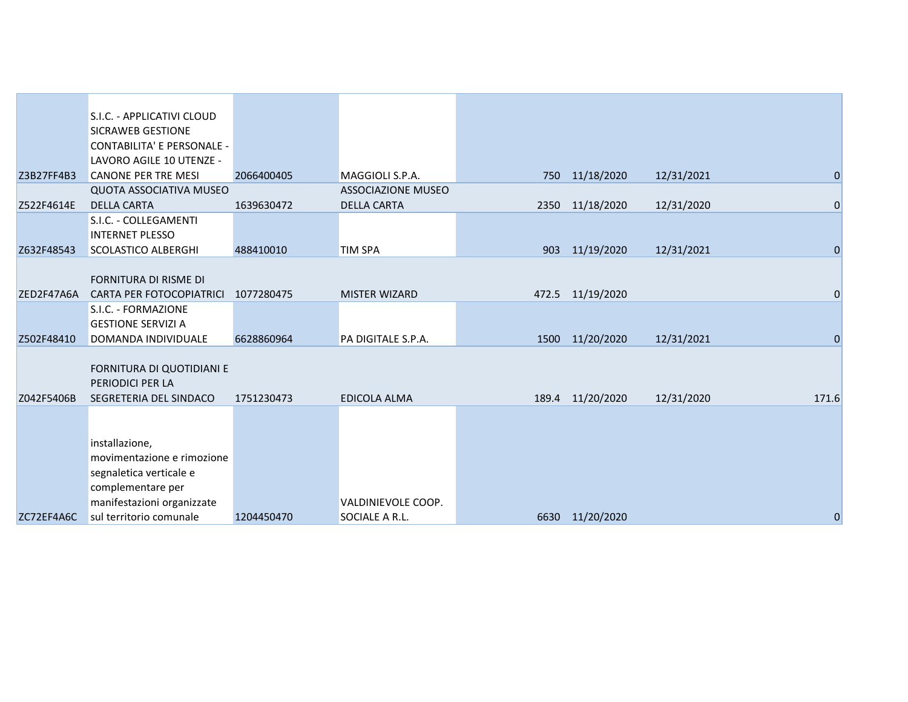| | | | | | | | |
|---|---|---|---|---|---|---|---|
| Z3B27FF4B3 | S.I.C. - APPLICATIVI CLOUD SICRAWEB GESTIONE CONTABILITA' E PERSONALE - LAVORO AGILE 10 UTENZE - CANONE PER TRE MESI | 2066400405 | MAGGIOLI S.P.A. | 750 | 11/18/2020 | 12/31/2021 | 0 |
| Z522F4614E | QUOTA ASSOCIATIVA MUSEO DELLA CARTA | 1639630472 | ASSOCIAZIONE MUSEO DELLA CARTA | 2350 | 11/18/2020 | 12/31/2020 | 0 |
| Z632F48543 | S.I.C. - COLLEGAMENTI INTERNET PLESSO SCOLASTICO ALBERGHI | 488410010 | TIM SPA | 903 | 11/19/2020 | 12/31/2021 | 0 |
| ZED2F47A6A | FORNITURA DI RISME DI CARTA PER FOTOCOPIATRICI | 1077280475 | MISTER WIZARD | 472.5 | 11/19/2020 | | 0 |
| Z502F48410 | S.I.C. - FORMAZIONE GESTIONE SERVIZI A DOMANDA INDIVIDUALE | 6628860964 | PA DIGITALE S.P.A. | 1500 | 11/20/2020 | 12/31/2021 | 0 |
| Z042F5406B | FORNITURA DI QUOTIDIANI E PERIODICI PER LA SEGRETERIA DEL SINDACO | 1751230473 | EDICOLA ALMA | 189.4 | 11/20/2020 | 12/31/2020 | 171.6 |
| ZC72EF4A6C | installazione, movimentazione e rimozione segnaletica verticale e complementare per manifestazioni organizzate sul territorio comunale | 1204450470 | VALDINIEVOLE COOP. SOCIALE A R.L. | 6630 | 11/20/2020 | | 0 |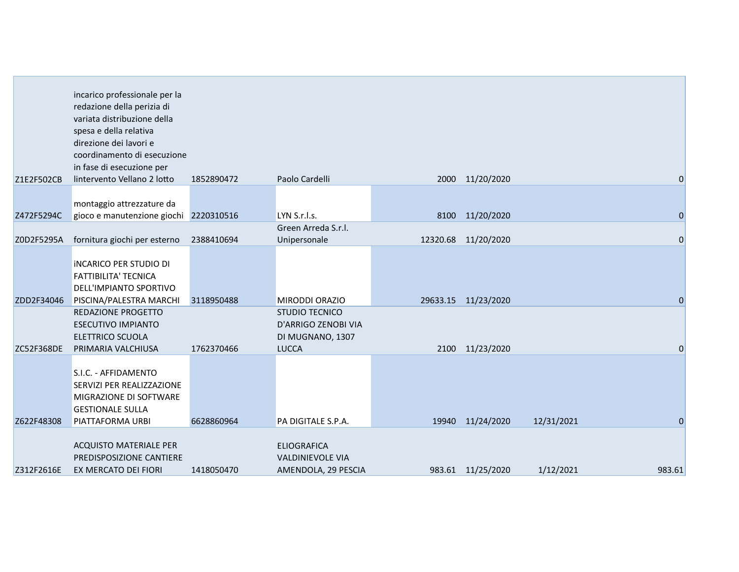| | | | | | | | |
|---|---|---|---|---|---|---|---|
| Z1E2F502CB | incarico professionale per la redazione della perizia di variata distribuzione della spesa e della relativa direzione dei lavori e coordinamento di esecuzione in fase di esecuzione per lintervento Vellano 2 lotto | 1852890472 | Paolo Cardelli | 2000 | 11/20/2020 | | 0 |
| Z472F5294C | montaggio attrezzature da gioco e manutenzione giochi | 2220310516 | LYN S.r.l.s. | 8100 | 11/20/2020 | | 0 |
| Z0D2F5295A | fornitura giochi per esterno | 2388410694 | Green Arreda S.r.l. Unipersonale | 12320.68 | 11/20/2020 | | 0 |
| ZDD2F34046 | iNCARICO PER STUDIO DI FATTIBILITA' TECNICA DELL'IMPIANTO SPORTIVO PISCINA/PALESTRA MARCHI | 3118950488 | MIRODDI ORAZIO | 29633.15 | 11/23/2020 | | 0 |
| ZC52F368DE | REDAZIONE PROGETTO ESECUTIVO IMPIANTO ELETTRICO SCUOLA PRIMARIA VALCHIUSA | 1762370466 | STUDIO TECNICO D'ARRIGO ZENOBI VIA DI MUGNANO, 1307 LUCCA | 2100 | 11/23/2020 | | 0 |
| Z622F48308 | S.I.C. - AFFIDAMENTO SERVIZI PER REALIZZAZIONE MIGRAZIONE DI SOFTWARE GESTIONALE SULLA PIATTAFORMA URBI | 6628860964 | PA DIGITALE S.P.A. | 19940 | 11/24/2020 | 12/31/2021 | 0 |
| Z312F2616E | ACQUISTO MATERIALE PER PREDISPOSIZIONE CANTIERE EX MERCATO DEI FIORI | 1418050470 | ELIOGRAFICA VALDINIEVOLE VIA AMENDOLA, 29 PESCIA | 983.61 | 11/25/2020 | 1/12/2021 | 983.61 |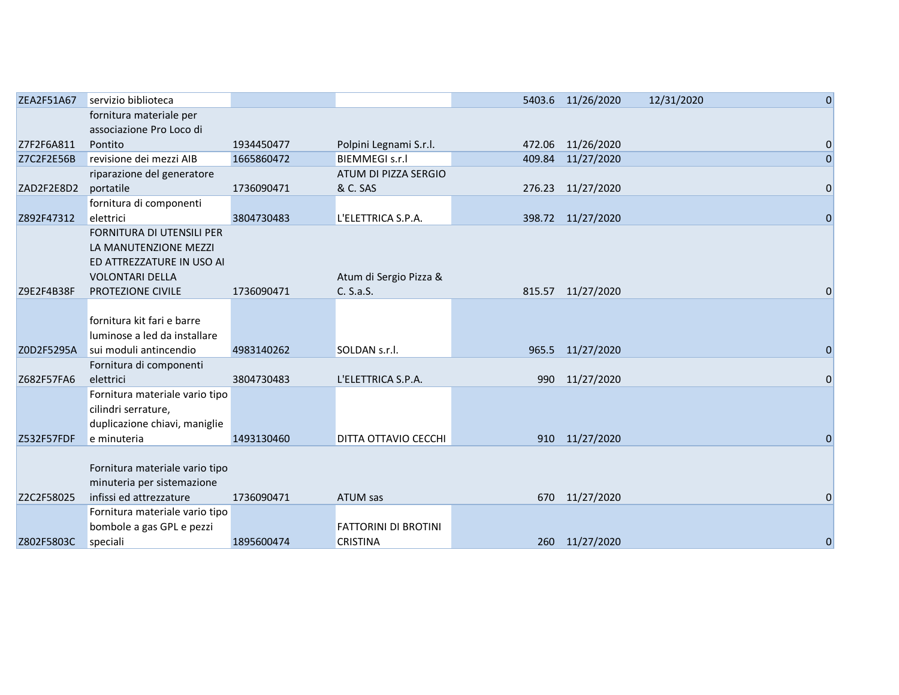| | | | | | | | |
|---|---|---|---|---|---|---|---|
| ZEA2F51A67 | servizio biblioteca | | | 5403.6 | 11/26/2020 | 12/31/2020 | 0 |
| Z7F2F6A811 | fornitura materiale per associazione Pro Loco di Pontito | 1934450477 | Polpini Legnami S.r.l. | 472.06 | 11/26/2020 | | 0 |
| Z7C2F2E56B | revisione dei mezzi AIB | 1665860472 | BIEMMEGI s.r.l | 409.84 | 11/27/2020 | | 0 |
| ZAD2F2E8D2 | riparazione del generatore portatile | 1736090471 | ATUM DI PIZZA SERGIO & C. SAS | 276.23 | 11/27/2020 | | 0 |
| Z892F47312 | fornitura di componenti elettrici | 3804730483 | L'ELETTRICA S.P.A. | 398.72 | 11/27/2020 | | 0 |
| Z9E2F4B38F | FORNITURA DI UTENSILI PER LA MANUTENZIONE MEZZI ED ATTREZZATURE IN USO AI VOLONTARI DELLA PROTEZIONE CIVILE | 1736090471 | Atum di Sergio Pizza & C. S.a.S. | 815.57 | 11/27/2020 | | 0 |
| Z0D2F5295A | fornitura kit fari e barre luminose a led da installare sui moduli antincendio | 4983140262 | SOLDAN s.r.l. | 965.5 | 11/27/2020 | | 0 |
| Z682F57FA6 | Fornitura di componenti elettrici | 3804730483 | L'ELETTRICA S.P.A. | 990 | 11/27/2020 | | 0 |
| Z532F57FDF | Fornitura materiale vario tipo cilindri serrature, duplicazione chiavi, maniglie e minuteria | 1493130460 | DITTA OTTAVIO CECCHI | 910 | 11/27/2020 | | 0 |
| Z2C2F58025 | Fornitura materiale vario tipo minuteria per sistemazione infissi ed attrezzature | 1736090471 | ATUM sas | 670 | 11/27/2020 | | 0 |
| Z802F5803C | Fornitura materiale vario tipo bombole a gas GPL e pezzi speciali | 1895600474 | FATTORINI DI BROTINI CRISTINA | 260 | 11/27/2020 | | 0 |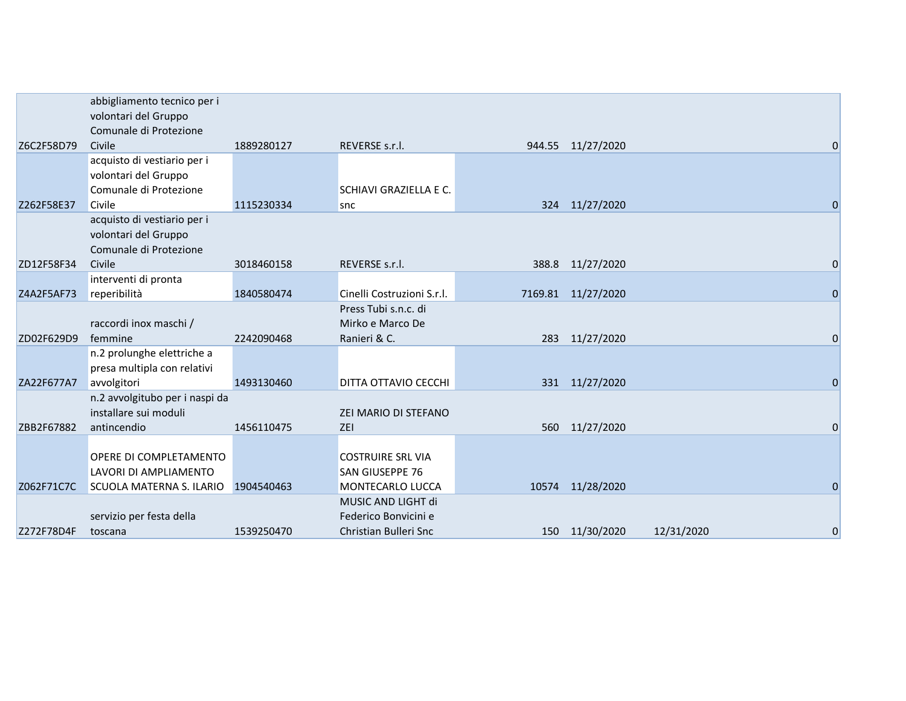| | | | | | | | |
|---|---|---|---|---|---|---|---|
| Z6C2F58D79 | abbigliamento tecnico per i volontari del Gruppo Comunale di Protezione Civile | 1889280127 | REVERSE s.r.l. | 944.55 | 11/27/2020 | | 0 |
| Z262F58E37 | acquisto di vestiario per i volontari del Gruppo Comunale di Protezione Civile | 1115230334 | SCHIAVI GRAZIELLA E C. snc | 324 | 11/27/2020 | | 0 |
| ZD12F58F34 | acquisto di vestiario per i volontari del Gruppo Comunale di Protezione Civile | 3018460158 | REVERSE s.r.l. | 388.8 | 11/27/2020 | | 0 |
| Z4A2F5AF73 | interventi di pronta reperibilità | 1840580474 | Cinelli Costruzioni S.r.l. | 7169.81 | 11/27/2020 | | 0 |
| ZD02F629D9 | raccordi inox maschi / femmine | 2242090468 | Press Tubi s.n.c. di Mirko e Marco De Ranieri & C. | 283 | 11/27/2020 | | 0 |
| ZA22F677A7 | n.2 prolunghe elettriche a presa multipla con relativi avvolgitori | 1493130460 | DITTA OTTAVIO CECCHI | 331 | 11/27/2020 | | 0 |
| ZBB2F67882 | n.2 avvolgitubo per i naspi da installare sui moduli antincendio | 1456110475 | ZEI MARIO DI STEFANO ZEI | 560 | 11/27/2020 | | 0 |
| Z062F71C7C | OPERE DI COMPLETAMENTO LAVORI DI AMPLIAMENTO SCUOLA MATERNA S. ILARIO | 1904540463 | COSTRUIRE SRL VIA SAN GIUSEPPE 76 MONTECARLO LUCCA | 10574 | 11/28/2020 | | 0 |
| Z272F78D4F | servizio per festa della toscana | 1539250470 | MUSIC AND LIGHT di Federico Bonvicini e Christian Bulleri Snc | 150 | 11/30/2020 | 12/31/2020 | 0 |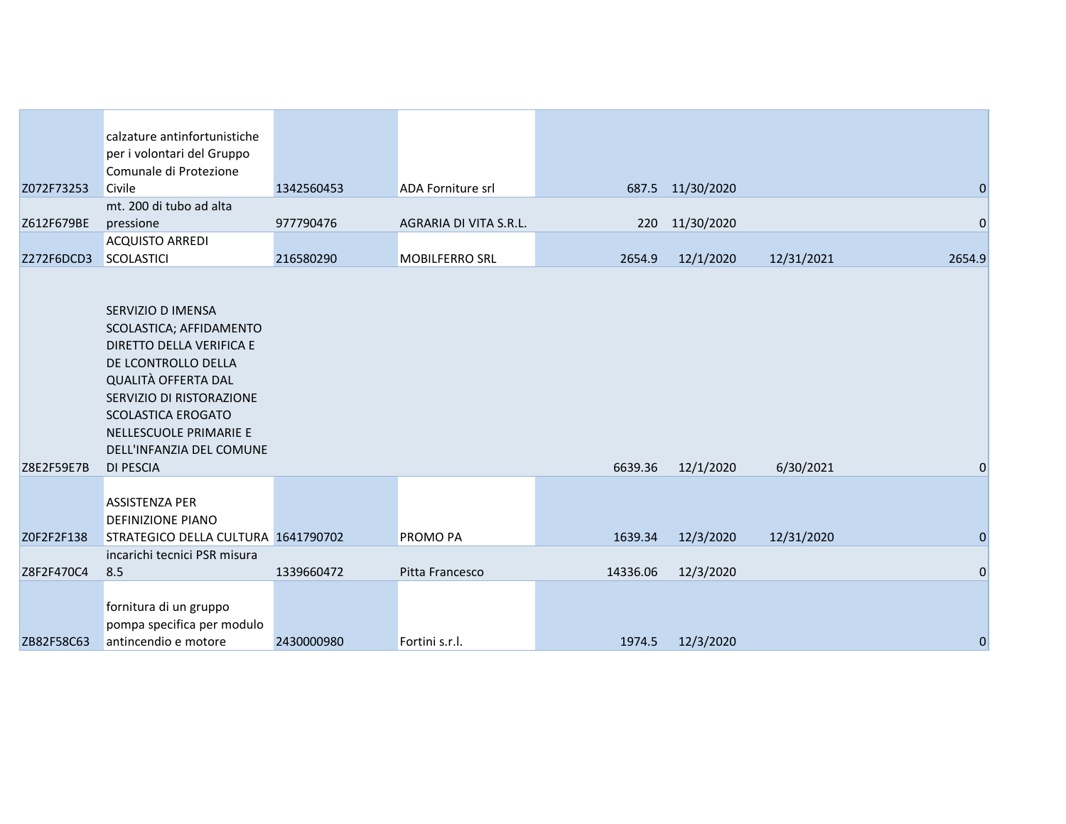| | | | | | | | |
|---|---|---|---|---|---|---|---|
| Z072F73253 | calzature antinfortunistiche per i volontari del Gruppo Comunale di Protezione Civile | 1342560453 | ADA Forniture srl | 687.5 | 11/30/2020 | | 0 |
| Z612F679BE | mt. 200 di tubo ad alta pressione | 977790476 | AGRARIA DI VITA S.R.L. | 220 | 11/30/2020 | | 0 |
| Z272F6DCD3 | ACQUISTO ARREDI SCOLASTICI | 216580290 | MOBILFERRO SRL | 2654.9 | 12/1/2020 | 12/31/2021 | 2654.9 |
| Z8E2F59E7B | SERVIZIO D IMENSA SCOLASTICA; AFFIDAMENTO DIRETTO DELLA VERIFICA E DE LCONTROLLO DELLA QUALITÀ OFFERTA DAL SERVIZIO DI RISTORAZIONE SCOLASTICA EROGATO NELLESCUOLE PRIMARIE E DELL'INFANZIA DEL COMUNE DI PESCIA | | | 6639.36 | 12/1/2020 | 6/30/2021 | 0 |
| Z0F2F2F138 | ASSISTENZA PER DEFINIZIONE PIANO STRATEGICO DELLA CULTURA | 1641790702 | PROMO PA | 1639.34 | 12/3/2020 | 12/31/2020 | 0 |
| Z8F2F470C4 | incarichi tecnici PSR misura 8.5 | 1339660472 | Pitta Francesco | 14336.06 | 12/3/2020 | | 0 |
| ZB82F58C63 | fornitura di un gruppo pompa specifica per modulo antincendio e motore | 2430000980 | Fortini s.r.l. | 1974.5 | 12/3/2020 | | 0 |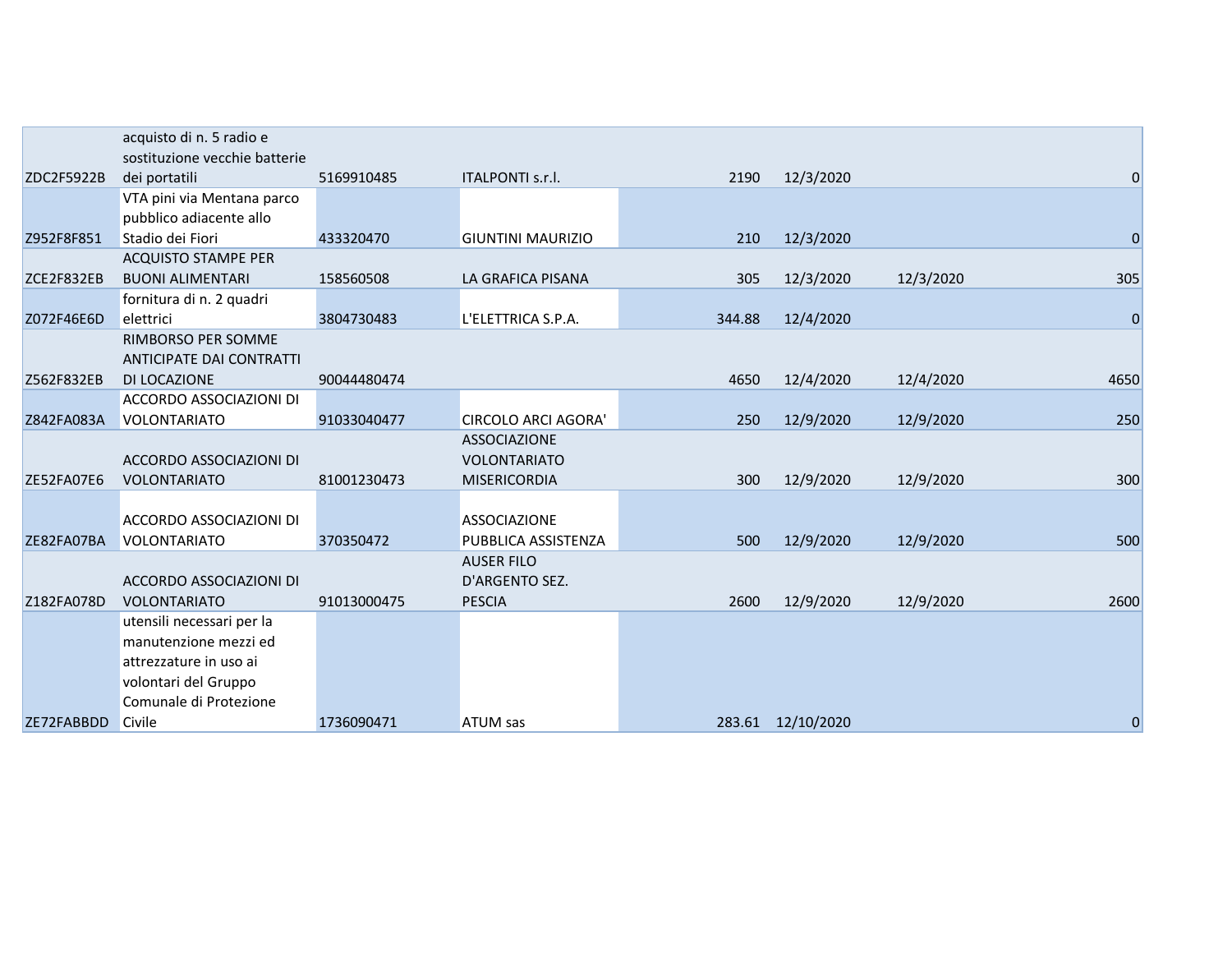| | | | | | | | |
|---|---|---|---|---|---|---|---|
| ZDC2F5922B | acquisto di n. 5 radio e sostituzione vecchie batterie dei portatili | 5169910485 | ITALPONTI s.r.l. | 2190 | 12/3/2020 | | 0 |
| Z952F8F851 | VTA pini via Mentana parco pubblico adiacente allo Stadio dei Fiori | 433320470 | GIUNTINI MAURIZIO | 210 | 12/3/2020 | | 0 |
| ZCE2F832EB | ACQUISTO STAMPE PER BUONI ALIMENTARI | 158560508 | LA GRAFICA PISANA | 305 | 12/3/2020 | 12/3/2020 | 305 |
| Z072F46E6D | fornitura di n. 2 quadri elettrici | 3804730483 | L'ELETTRICA S.P.A. | 344.88 | 12/4/2020 | | 0 |
| Z562F832EB | RIMBORSO PER SOMME ANTICIPATE DAI CONTRATTI DI LOCAZIONE | 90044480474 | | 4650 | 12/4/2020 | 12/4/2020 | 4650 |
| Z842FA083A | ACCORDO ASSOCIAZIONI DI VOLONTARIATO | 91033040477 | CIRCOLO ARCI AGORA' | 250 | 12/9/2020 | 12/9/2020 | 250 |
| ZE52FA07E6 | ACCORDO ASSOCIAZIONI DI VOLONTARIATO | 81001230473 | ASSOCIAZIONE VOLONTARIATO MISERICORDIA | 300 | 12/9/2020 | 12/9/2020 | 300 |
| ZE82FA07BA | ACCORDO ASSOCIAZIONI DI VOLONTARIATO | 370350472 | ASSOCIAZIONE PUBBLICA ASSISTENZA | 500 | 12/9/2020 | 12/9/2020 | 500 |
| Z182FA078D | ACCORDO ASSOCIAZIONI DI VOLONTARIATO | 91013000475 | AUSER FILO D'ARGENTO SEZ. PESCIA | 2600 | 12/9/2020 | 12/9/2020 | 2600 |
| ZE72FABBDD | utensili necessari per la manutenzione mezzi ed attrezzature in uso ai volontari del Gruppo Comunale di Protezione Civile | 1736090471 | ATUM sas | 283.61 | 12/10/2020 | | 0 |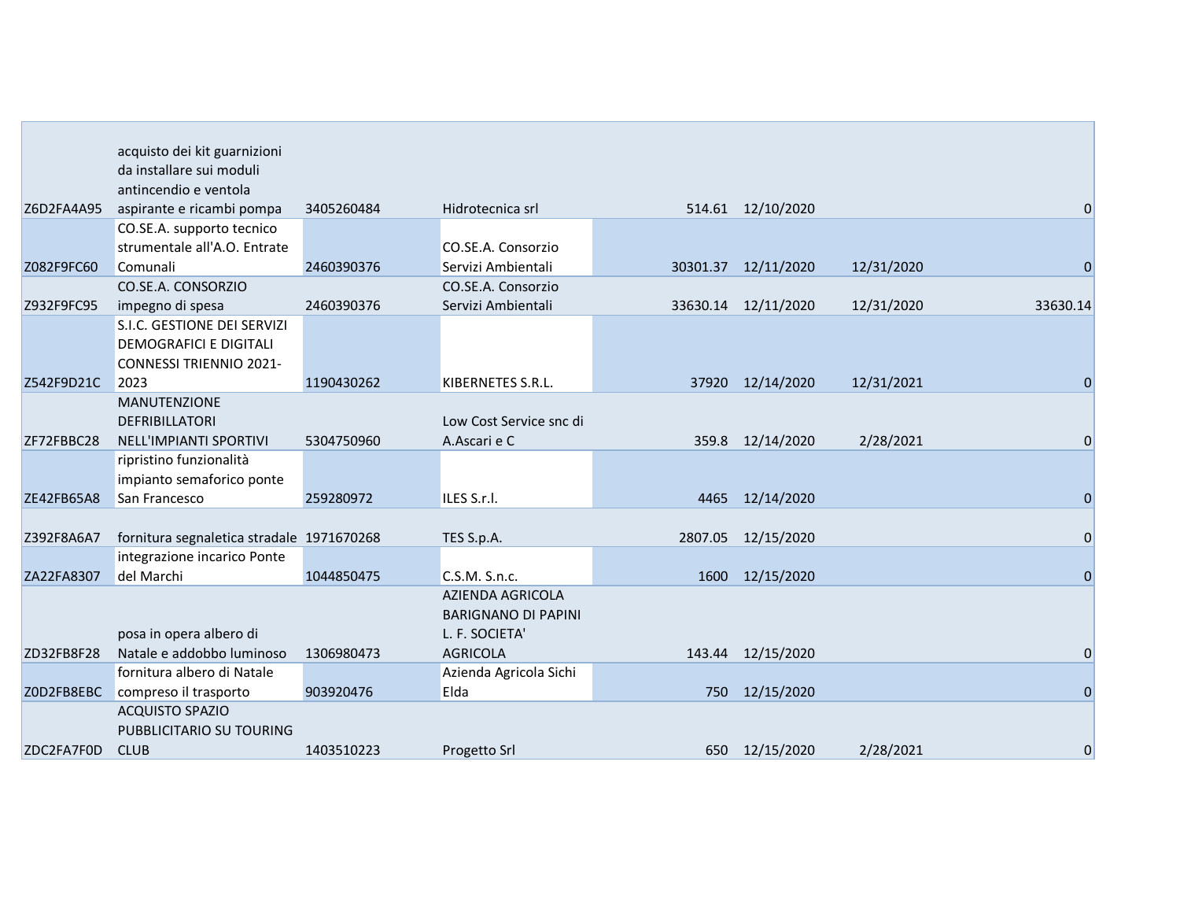| | | | | | | | |
|---|---|---|---|---|---|---|---|
| Z6D2FA4A95 | acquisto dei kit guarnizioni da installare sui moduli antincendio e ventola aspirante e ricambi pompa | 3405260484 | Hidrotecnica srl | 514.61 | 12/10/2020 | | 0 |
| Z082F9FC60 | CO.SE.A. supporto tecnico strumentale all'A.O. Entrate Comunali | 2460390376 | CO.SE.A. Consorzio Servizi Ambientali | 30301.37 | 12/11/2020 | 12/31/2020 | 0 |
| Z932F9FC95 | CO.SE.A. CONSORZIO impegno di spesa | 2460390376 | CO.SE.A. Consorzio Servizi Ambientali | 33630.14 | 12/11/2020 | 12/31/2020 | 33630.14 |
| Z542F9D21C | S.I.C. GESTIONE DEI SERVIZI DEMOGRAFICI E DIGITALI CONNESSI TRIENNIO 2021-2023 | 1190430262 | KIBERNETES S.R.L. | 37920 | 12/14/2020 | 12/31/2021 | 0 |
| ZF72FBBC28 | MANUTENZIONE DEFRIBILLATORI NELL'IMPIANTI SPORTIVI | 5304750960 | Low Cost Service snc di A.Ascari e C | 359.8 | 12/14/2020 | 2/28/2021 | 0 |
| ZE42FB65A8 | ripristino funzionalità impianto semaforico ponte San Francesco | 259280972 | ILES S.r.l. | 4465 | 12/14/2020 | | 0 |
| Z392F8A6A7 | fornitura segnaletica stradale | 1971670268 | TES S.p.A. | 2807.05 | 12/15/2020 | | 0 |
| ZA22FA8307 | integrazione incarico Ponte del Marchi | 1044850475 | C.S.M. S.n.c. | 1600 | 12/15/2020 | | 0 |
| ZD32FB8F28 | posa in opera albero di Natale e addobbo luminoso | 1306980473 | AZIENDA AGRICOLA BARIGNANO DI PAPINI L. F. SOCIETA' AGRICOLA | 143.44 | 12/15/2020 | | 0 |
| Z0D2FB8EBC | fornitura albero di Natale compreso il trasporto | 903920476 | Azienda Agricola Sichi Elda | 750 | 12/15/2020 | | 0 |
| ZDC2FA7F0D | ACQUISTO SPAZIO PUBBLICITARIO SU TOURING CLUB | 1403510223 | Progetto Srl | 650 | 12/15/2020 | 2/28/2021 | 0 |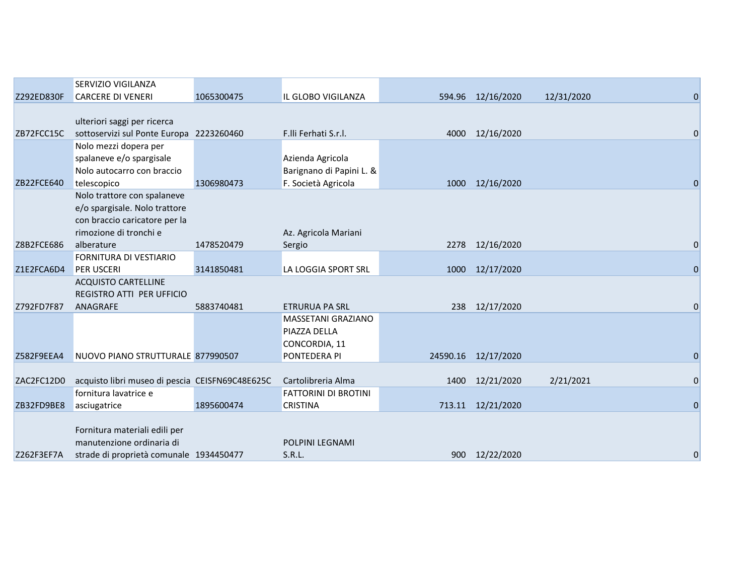| | | | | | | | |
|---|---|---|---|---|---|---|---|
| Z292ED830F | SERVIZIO VIGILANZA CARCERE DI VENERI | 1065300475 | IL GLOBO VIGILANZA | 594.96 | 12/16/2020 | 12/31/2020 | 0 |
| ZB72FCC15C | ulteriori saggi per ricerca sottoservizi sul Ponte Europa | 2223260460 | F.lli Ferhati S.r.l. | 4000 | 12/16/2020 | | 0 |
| ZB22FCE640 | Nolo mezzi dopera per spalaneve e/o spargisale Nolo autocarro con braccio telescopico | 1306980473 | Azienda Agricola Barignano di Papini L. & F. Società Agricola | 1000 | 12/16/2020 | | 0 |
| Z8B2FCE686 | Nolo trattore con spalaneve e/o spargisale. Nolo trattore con braccio caricatore per la rimozione di tronchi e alberature | 1478520479 | Az. Agricola Mariani Sergio | 2278 | 12/16/2020 | | 0 |
| Z1E2FCA6D4 | FORNITURA DI VESTIARIO PER USCERI | 3141850481 | LA LOGGIA SPORT SRL | 1000 | 12/17/2020 | | 0 |
| Z792FD7F87 | ACQUISTO CARTELLINE REGISTRO ATTI PER UFFICIO ANAGRAFE | 5883740481 | ETRURUA PA SRL | 238 | 12/17/2020 | | 0 |
| Z582F9EEA4 | NUOVO PIANO STRUTTURALE | 877990507 | MASSETANI GRAZIANO PIAZZA DELLA CONCORDIA, 11 PONTEDERA PI | 24590.16 | 12/17/2020 | | 0 |
| ZAC2FC12D0 | acquisto libri museo di pescia | CEISFN69C48E625C | Cartolibreria Alma | 1400 | 12/21/2020 | 2/21/2021 | 0 |
| ZB32FD9BE8 | fornitura lavatrice e asciugatrice | 1895600474 | FATTORINI DI BROTINI CRISTINA | 713.11 | 12/21/2020 | | 0 |
| Z262F3EF7A | Fornitura materiali edili per manutenzione ordinaria di strade di proprietà comunale | 1934450477 | POLPINI LEGNAMI S.R.L. | 900 | 12/22/2020 | | 0 |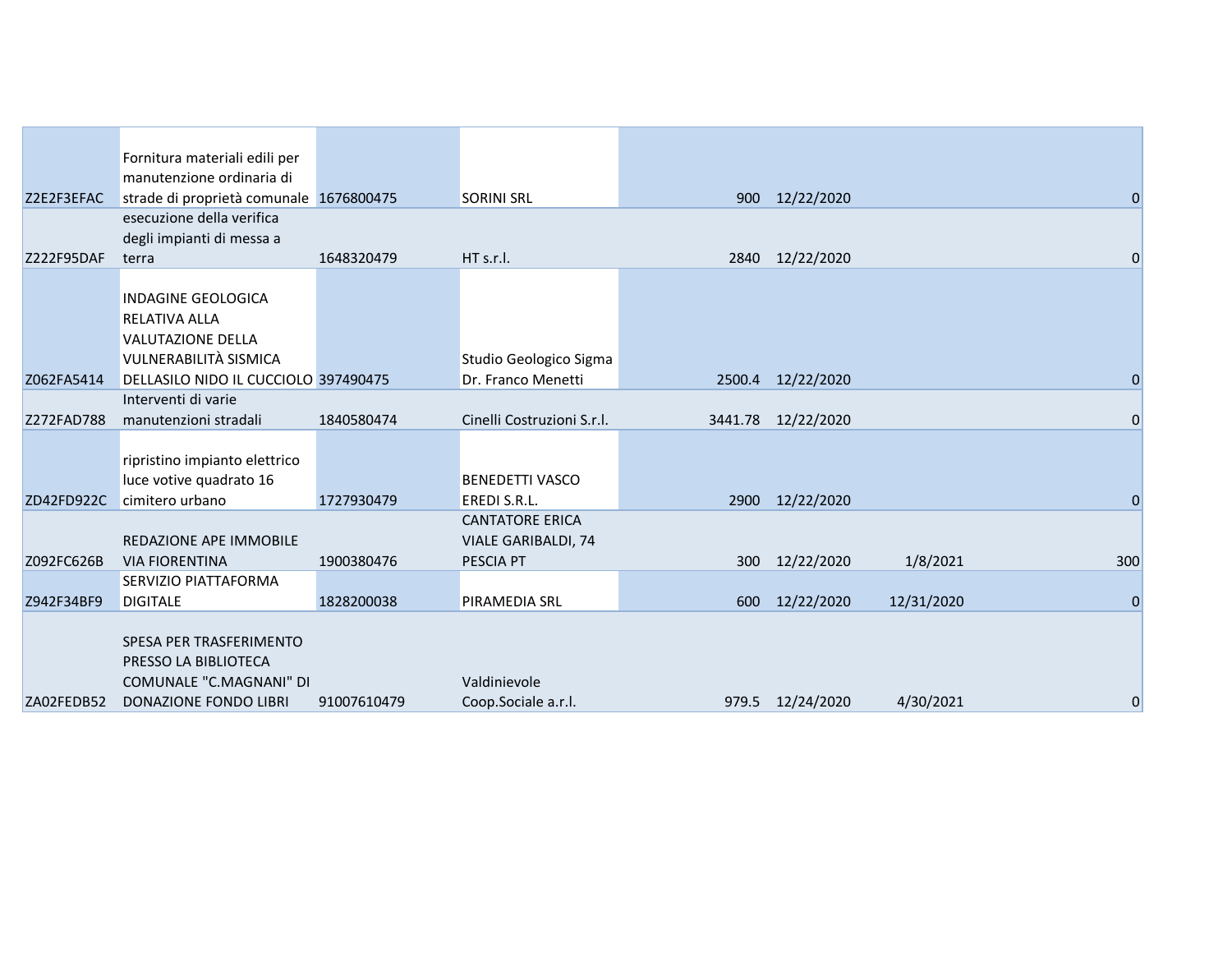| | | | | | | | |
|---|---|---|---|---|---|---|---|
| Z2E2F3EFAC | Fornitura materiali edili per manutenzione ordinaria di strade di proprietà comunale | 1676800475 | SORINI SRL | 900 | 12/22/2020 | | 0 |
| Z222F95DAF | esecuzione della verifica degli impianti di messa a terra | 1648320479 | HT s.r.l. | 2840 | 12/22/2020 | | 0 |
| Z062FA5414 | INDAGINE GEOLOGICA RELATIVA ALLA VALUTAZIONE DELLA VULNERABILITÀ SISMICA DELLASILO NIDO IL CUCCIOLO | 397490475 | Studio Geologico Sigma Dr. Franco Menetti | 2500.4 | 12/22/2020 | | 0 |
| Z272FAD788 | Interventi di varie manutenzioni stradali | 1840580474 | Cinelli Costruzioni S.r.l. | 3441.78 | 12/22/2020 | | 0 |
| ZD42FD922C | ripristino impianto elettrico luce votive quadrato 16 cimitero urbano | 1727930479 | BENEDETTI VASCO EREDI S.R.L. | 2900 | 12/22/2020 | | 0 |
| Z092FC626B | REDAZIONE APE IMMOBILE VIA FIORENTINA | 1900380476 | CANTATORE ERICA VIALE GARIBALDI, 74 PESCIA PT | 300 | 12/22/2020 | 1/8/2021 | 300 |
| Z942F34BF9 | SERVIZIO PIATTAFORMA DIGITALE | 1828200038 | PIRAMEDIA SRL | 600 | 12/22/2020 | 12/31/2020 | 0 |
| ZA02FEDB52 | SPESA PER TRASFERIMENTO PRESSO LA BIBLIOTECA COMUNALE "C.MAGNANI" DI DONAZIONE FONDO LIBRI | 91007610479 | Valdinievole Coop.Sociale a.r.l. | 979.5 | 12/24/2020 | 4/30/2021 | 0 |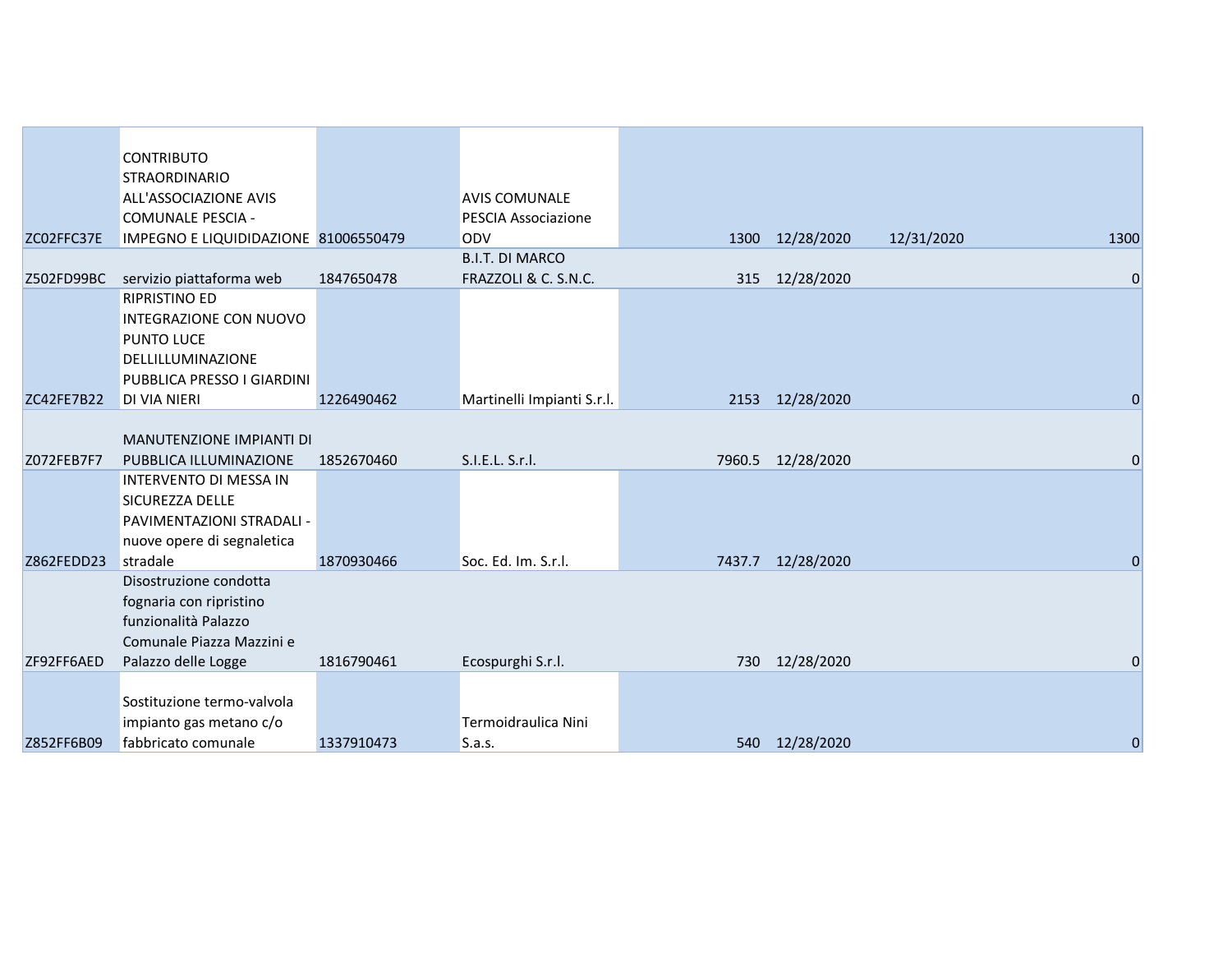| | | | | | | | |
|---|---|---|---|---|---|---|---|
| ZC02FFC37E | CONTRIBUTO STRAORDINARIO ALL'ASSOCIAZIONE AVIS COMUNALE PESCIA - IMPEGNO E LIQUIDIDAZIONE | 81006550479 | AVIS COMUNALE PESCIA Associazione ODV | 1300 | 12/28/2020 | 12/31/2020 | 1300 |
| Z502FD99BC | servizio piattaforma web | 1847650478 | B.I.T. DI MARCO FRAZZOLI & C. S.N.C. | 315 | 12/28/2020 | | 0 |
| ZC42FE7B22 | RIPRISTINO ED INTEGRAZIONE CON NUOVO PUNTO LUCE DELLILLUMINAZIONE PUBBLICA PRESSO I GIARDINI DI VIA NIERI | 1226490462 | Martinelli Impianti S.r.l. | 2153 | 12/28/2020 | | 0 |
| Z072FEB7F7 | MANUTENZIONE IMPIANTI DI PUBBLICA ILLUMINAZIONE | 1852670460 | S.I.E.L. S.r.l. | 7960.5 | 12/28/2020 | | 0 |
| Z862FEDD23 | INTERVENTO DI MESSA IN SICUREZZA DELLE PAVIMENTAZIONI STRADALI - nuove opere di segnaletica stradale | 1870930466 | Soc. Ed. Im. S.r.l. | 7437.7 | 12/28/2020 | | 0 |
| ZF92FF6AED | Disostruzione condotta fognaria con ripristino funzionalità Palazzo Comunale Piazza Mazzini e Palazzo delle Logge | 1816790461 | Ecospurghi S.r.l. | 730 | 12/28/2020 | | 0 |
| Z852FF6B09 | Sostituzione termo-valvola impianto gas metano c/o fabbricato comunale | 1337910473 | Termoidraulica Nini S.a.s. | 540 | 12/28/2020 | | 0 |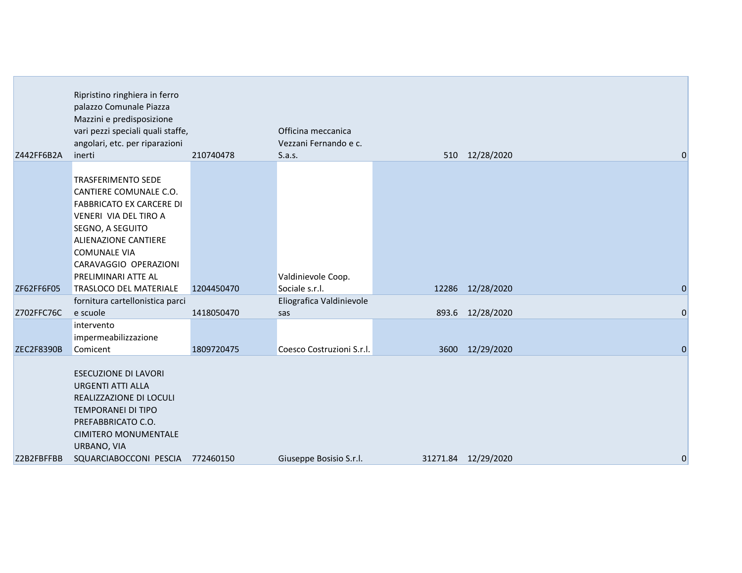| | | | | | | | |
|---|---|---|---|---|---|---|---|
| Z442FF6B2A | Ripristino ringhiera in ferro palazzo Comunale Piazza Mazzini e predisposizione vari pezzi speciali quali staffe, angolari, etc. per riparazioni inerti | 210740478 | Officina meccanica Vezzani Fernando e c. S.a.s. | 510 | 12/28/2020 | | 0 |
| ZF62FF6F05 | TRASFERIMENTO SEDE CANTIERE COMUNALE C.O. FABBRICATO EX CARCERE DI VENERI VIA DEL TIRO A SEGNO, A SEGUITO ALIENAZIONE CANTIERE COMUNALE VIA CARAVAGGIO OPERAZIONI PRELIMINARI ATTE AL TRASLOCO DEL MATERIALE | 1204450470 | Valdinievole Coop. Sociale s.r.l. | 12286 | 12/28/2020 | | 0 |
| Z702FFC76C | fornitura cartellonistica parci e scuole | 1418050470 | Eliografica Valdinievole sas | 893.6 | 12/28/2020 | | 0 |
| ZEC2F8390B | intervento impermeabilizzazione Comicent | 1809720475 | Coesco Costruzioni S.r.l. | 3600 | 12/29/2020 | | 0 |
| Z2B2FBFFBB | ESECUZIONE DI LAVORI URGENTI ATTI ALLA REALIZZAZIONE DI LOCULI TEMPORANEI DI TIPO PREFABBRICATO C.O. CIMITERO MONUMENTALE URBANO, VIA SQUARCIABOCCONI PESCIA | 772460150 | Giuseppe Bosisio S.r.l. | 31271.84 | 12/29/2020 | | 0 |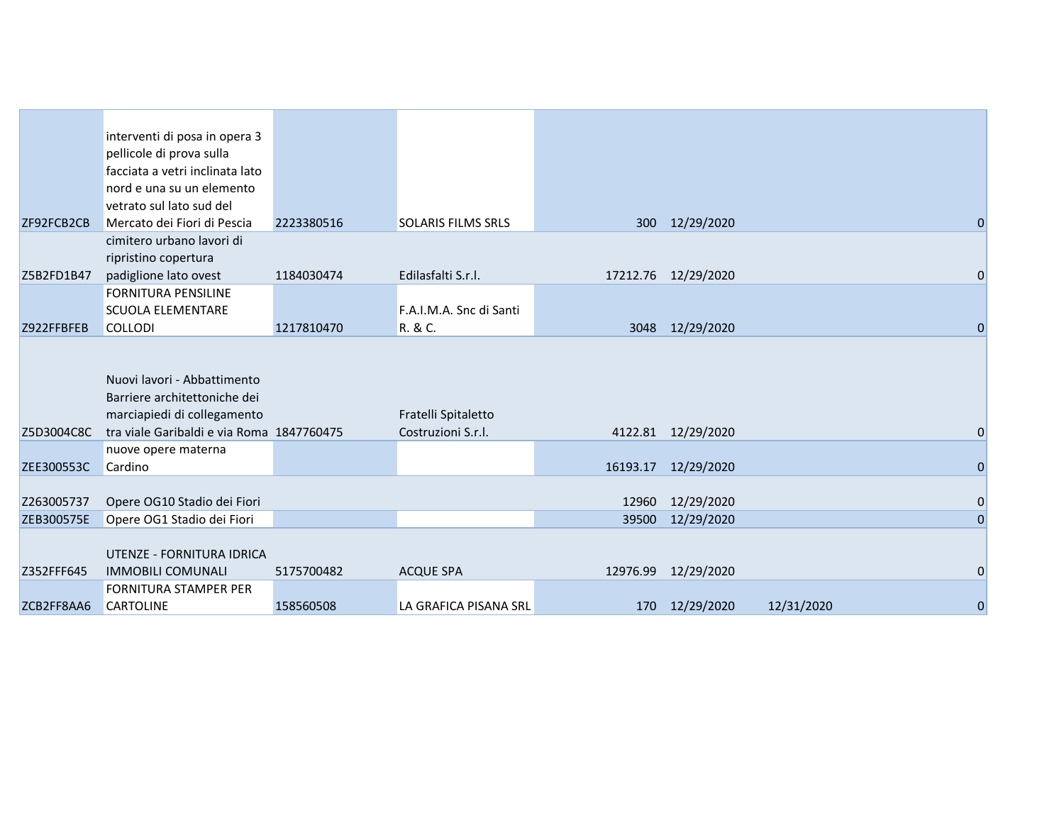| | | | | | | | |
|---|---|---|---|---|---|---|---|
| ZF92FCB2CB | interventi di posa in opera 3 pellicole di prova sulla facciata a vetri inclinata lato nord e una su un elemento vetrato sul lato sud del Mercato dei Fiori di Pescia | 2223380516 | SOLARIS FILMS SRLS | 300 | 12/29/2020 | | 0 |
| Z5B2FD1B47 | cimitero urbano lavori di ripristino copertura padiglione lato ovest | 1184030474 | Edilasfalti S.r.l. | 17212.76 | 12/29/2020 | | 0 |
| Z922FFBFEB | FORNITURA PENSILINE SCUOLA ELEMENTARE COLLODI | 1217810470 | F.A.I.M.A. Snc di Santi R. & C. | 3048 | 12/29/2020 | | 0 |
| Z5D3004C8C | Nuovi lavori - Abbattimento Barriere architettoniche dei marciapiedi di collegamento tra viale Garibaldi e via Roma | 1847760475 | Fratelli Spitaletto Costruzioni S.r.l. | 4122.81 | 12/29/2020 | | 0 |
| ZEE300553C | nuove opere materna Cardino | | | 16193.17 | 12/29/2020 | | 0 |
| Z263005737 | Opere OG10 Stadio dei Fiori | | | 12960 | 12/29/2020 | | 0 |
| ZEB300575E | Opere OG1 Stadio dei Fiori | | | 39500 | 12/29/2020 | | 0 |
| Z352FFF645 | UTENZE - FORNITURA IDRICA IMMOBILI COMUNALI | 5175700482 | ACQUE SPA | 12976.99 | 12/29/2020 | | 0 |
| ZCB2FF8AA6 | FORNITURA STAMPER PER CARTOLINE | 158560508 | LA GRAFICA PISANA SRL | 170 | 12/29/2020 | 12/31/2020 | 0 |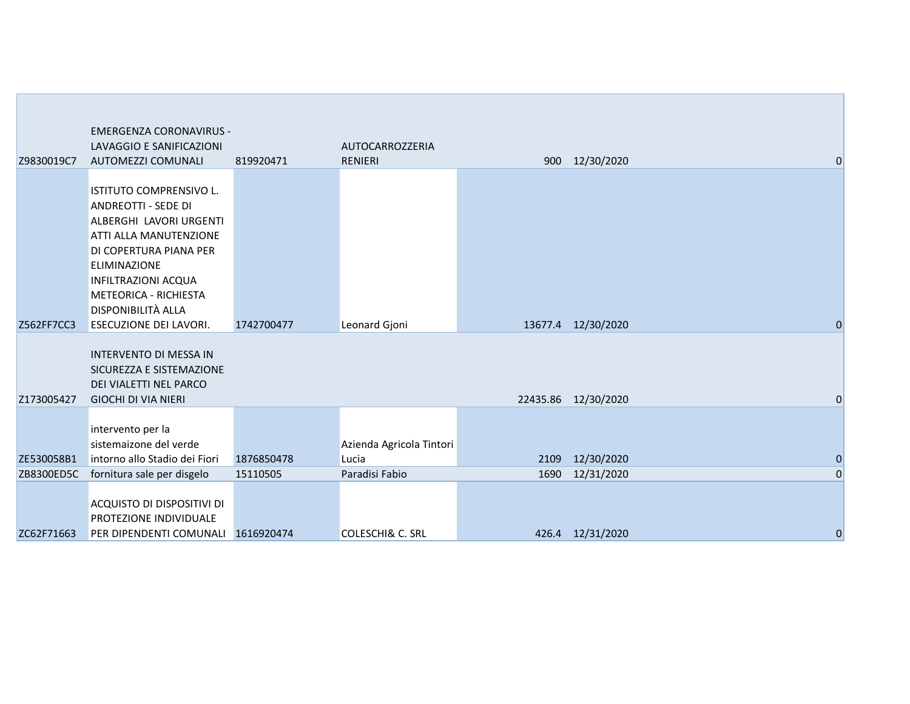| | | | | | | | |
|---|---|---|---|---|---|---|---|
| Z9830019C7 | EMERGENZA CORONAVIRUS - LAVAGGIO E SANIFICAZIONI AUTOMEZZI COMUNALI | 819920471 | AUTOCARROZZERIA RENIERI | 900 | 12/30/2020 | | 0 |
| Z562FF7CC3 | ISTITUTO COMPRENSIVO L. ANDREOTTI - SEDE DI ALBERGHI LAVORI URGENTI ATTI ALLA MANUTENZIONE DI COPERTURA PIANA PER ELIMINAZIONE INFILTRAZIONI ACQUA METEORICA - RICHIESTA DISPONIBILITÀ ALLA ESECUZIONE DEI LAVORI. | 1742700477 | Leonard Gjoni | 13677.4 | 12/30/2020 | | 0 |
| Z173005427 | INTERVENTO DI MESSA IN SICUREZZA E SISTEMAZIONE DEI VIALETTI NEL PARCO GIOCHI DI VIA NIERI | | | 22435.86 | 12/30/2020 | | 0 |
| ZE530058B1 | intervento per la sistemaizone del verde intorno allo Stadio dei Fiori | 1876850478 | Azienda Agricola Tintori Lucia | 2109 | 12/30/2020 | | 0 |
| ZB8300ED5C | fornitura sale per disgelo | 15110505 | Paradisi Fabio | 1690 | 12/31/2020 | | 0 |
| ZC62F71663 | ACQUISTO DI DISPOSITIVI DI PROTEZIONE INDIVIDUALE PER DIPENDENTI COMUNALI | 1616920474 | COLESCHI& C. SRL | 426.4 | 12/31/2020 | | 0 |